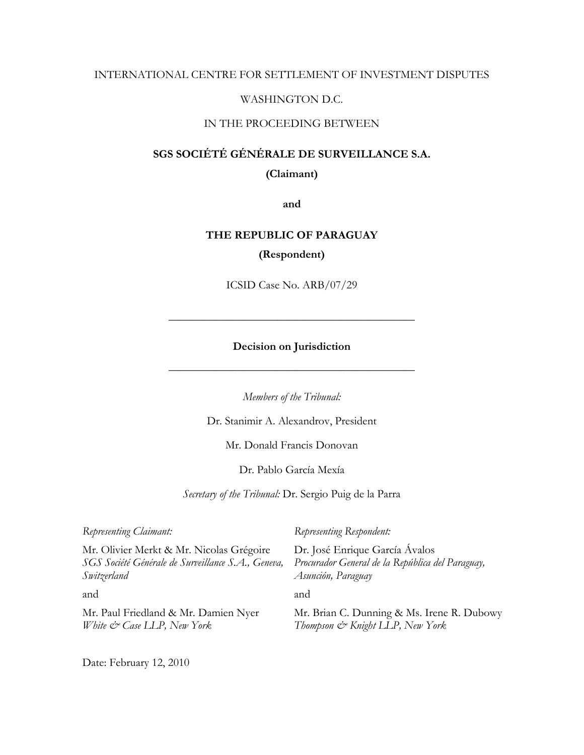INTERNATIONAL CENTRE FOR SETTLEMENT OF INVESTMENT DISPUTES

WASHINGTON D.C.

IN THE PROCEEDING BETWEEN

**SGS SOCIÉTÉ GÉNÉRALE DE SURVEILLANCE S.A.**

**(Claimant)**

**and**

**THE REPUBLIC OF PARAGUAY**

**(Respondent)**

ICSID Case No. ARB/07/29

---

**Decision on Jurisdiction**

---

*Members of the Tribunal:*

Dr. Stanimir A. Alexandrov, President

Mr. Donald Francis Donovan

Dr. Pablo García Mexía

*Secretary of the Tribunal:* Dr. Sergio Puig de la Parra

*Representing Claimant:*

Mr. Olivier Merkt & Mr. Nicolas Grégoire
*SGS Société Générale de Surveillance S.A., Geneva, Switzerland*

and

Mr. Paul Friedland & Mr. Damien Nyer
*White & Case LLP, New York*

*Representing Respondent:*

Dr. José Enrique García Ávalos
*Procurador General de la República del Paraguay, Asunción, Paraguay*

and

Mr. Brian C. Dunning & Ms. Irene R. Dubowy
*Thompson & Knight LLP, New York*

Date: February 12, 2010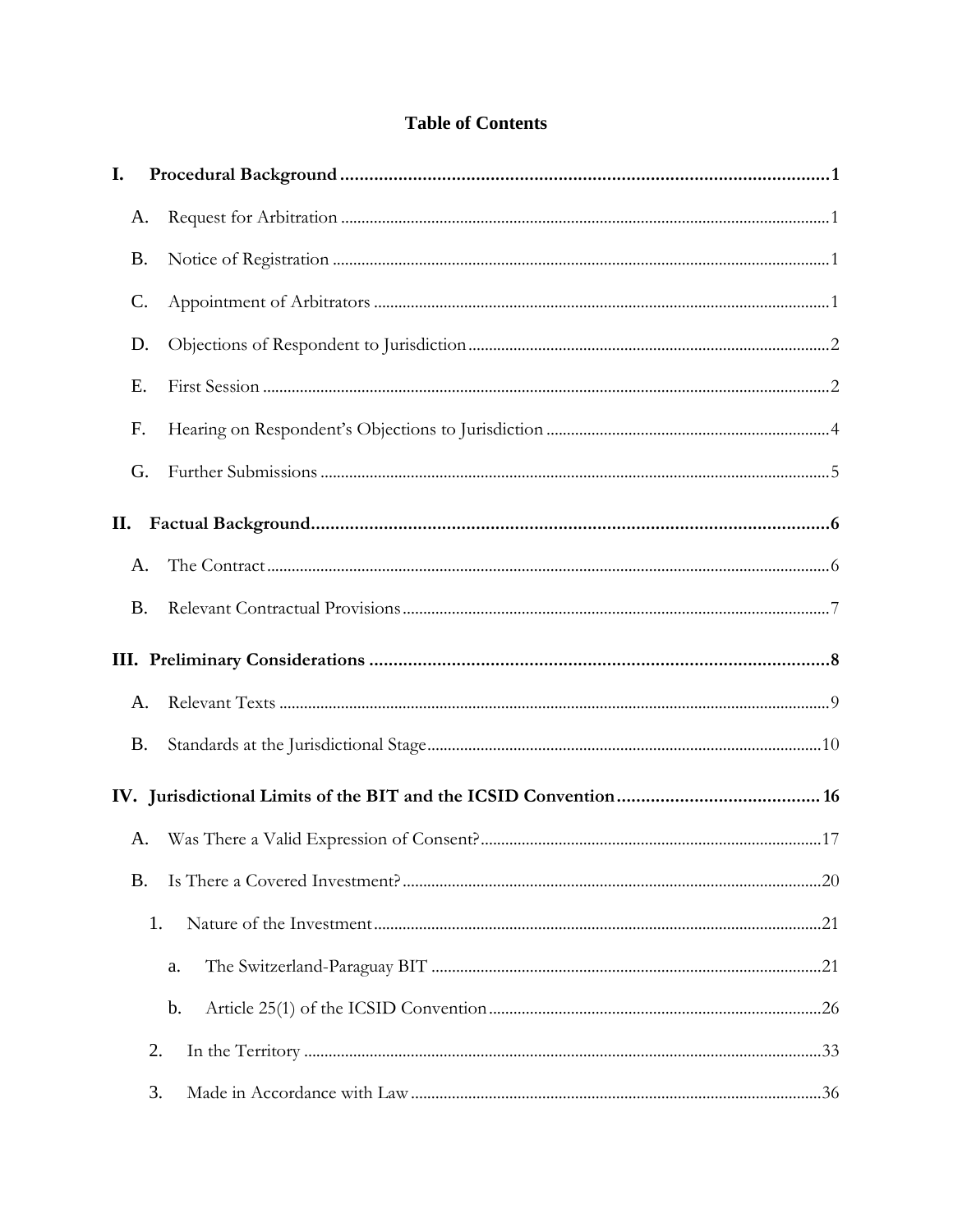# Table of Contents

**I. Procedural Background ...... 1**

- A. Request for Arbitration ...... 1
- B. Notice of Registration ...... 1
- C. Appointment of Arbitrators ...... 1
- D. Objections of Respondent to Jurisdiction ...... 2
- E. First Session ...... 2
- F. Hearing on Respondent's Objections to Jurisdiction ...... 4
- G. Further Submissions ...... 5

**II. Factual Background ...... 6**

- A. The Contract ...... 6
- B. Relevant Contractual Provisions ...... 7

**III. Preliminary Considerations ...... 8**

- A. Relevant Texts ...... 9
- B. Standards at the Jurisdictional Stage ...... 10

**IV. Jurisdictional Limits of the BIT and the ICSID Convention ...... 16**

- A. Was There a Valid Expression of Consent? ...... 17
- B. Is There a Covered Investment? ...... 20
  1. Nature of the Investment ...... 21
     - a. The Switzerland-Paraguay BIT ...... 21
     - b. Article 25(1) of the ICSID Convention ...... 26
  2. In the Territory ...... 33
  3. Made in Accordance with Law ...... 36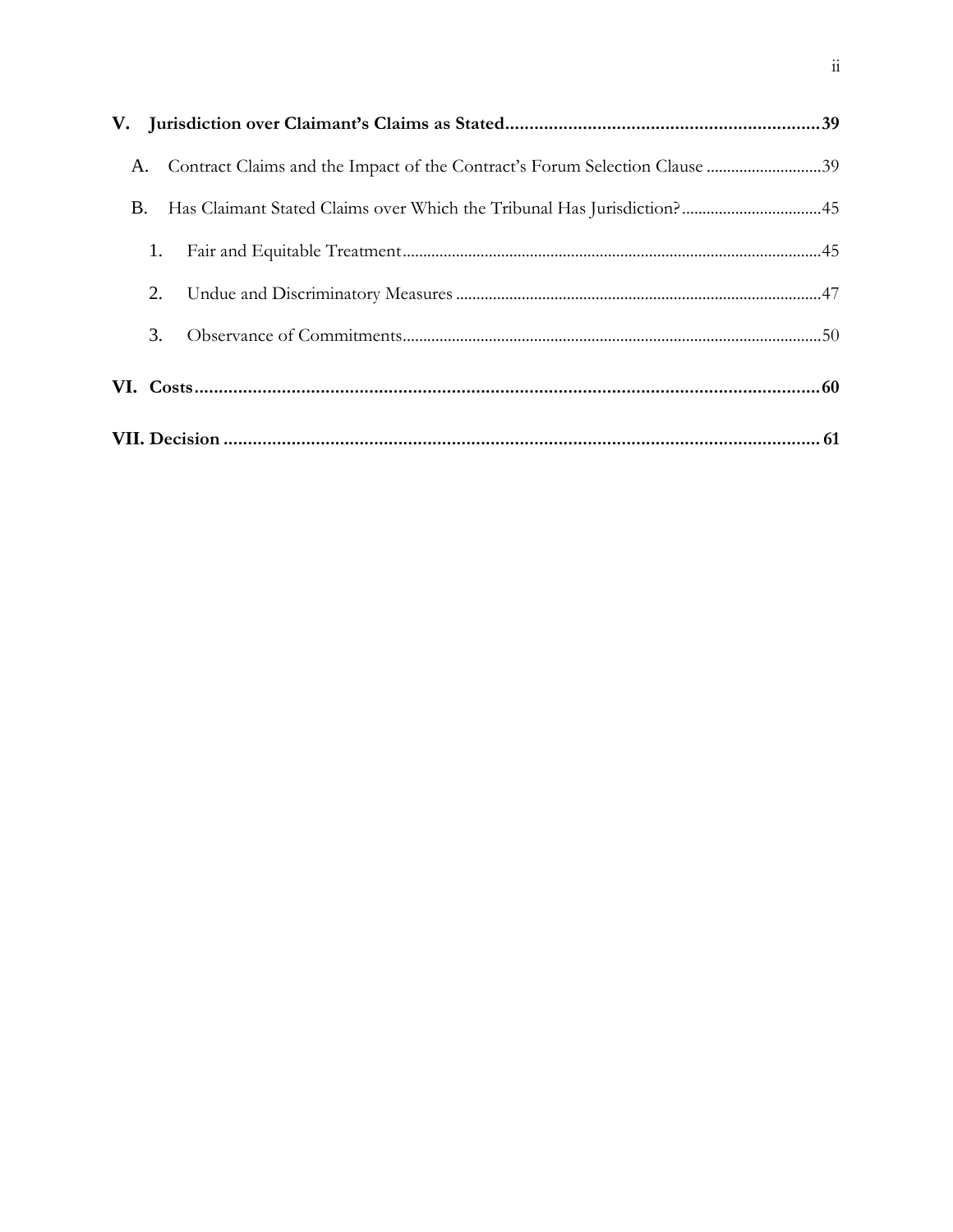**V. Jurisdiction over Claimant's Claims as Stated** .......... **39**

A. Contract Claims and the Impact of the Contract's Forum Selection Clause .......... 39

B. Has Claimant Stated Claims over Which the Tribunal Has Jurisdiction? .......... 45

1. Fair and Equitable Treatment .......... 45

2. Undue and Discriminatory Measures .......... 47

3. Observance of Commitments .......... 50

**VI. Costs** .......... **60**

**VII. Decision** .......... **61**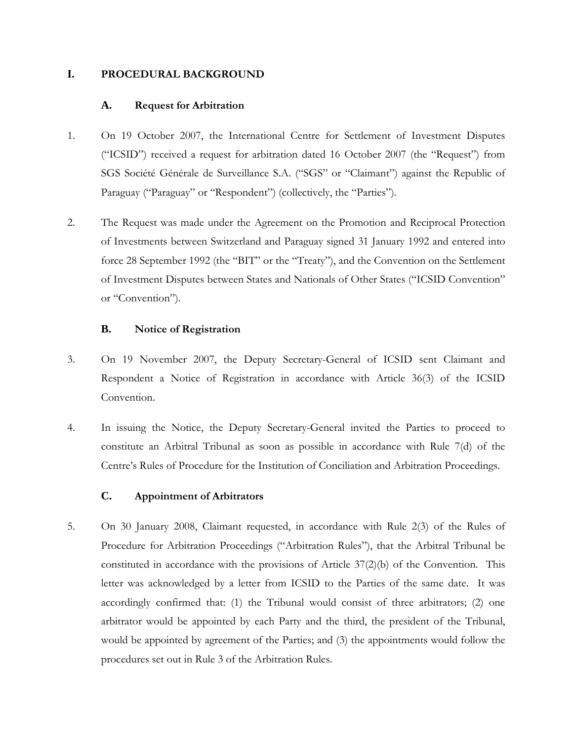# I. PROCEDURAL BACKGROUND

## A. Request for Arbitration

1. On 19 October 2007, the International Centre for Settlement of Investment Disputes ("ICSID") received a request for arbitration dated 16 October 2007 (the "Request") from SGS Société Générale de Surveillance S.A. ("SGS" or "Claimant") against the Republic of Paraguay ("Paraguay" or "Respondent") (collectively, the "Parties").

2. The Request was made under the Agreement on the Promotion and Reciprocal Protection of Investments between Switzerland and Paraguay signed 31 January 1992 and entered into force 28 September 1992 (the "BIT" or the "Treaty"), and the Convention on the Settlement of Investment Disputes between States and Nationals of Other States ("ICSID Convention" or "Convention").

## B. Notice of Registration

3. On 19 November 2007, the Deputy Secretary-General of ICSID sent Claimant and Respondent a Notice of Registration in accordance with Article 36(3) of the ICSID Convention.

4. In issuing the Notice, the Deputy Secretary-General invited the Parties to proceed to constitute an Arbitral Tribunal as soon as possible in accordance with Rule 7(d) of the Centre's Rules of Procedure for the Institution of Conciliation and Arbitration Proceedings.

## C. Appointment of Arbitrators

5. On 30 January 2008, Claimant requested, in accordance with Rule 2(3) of the Rules of Procedure for Arbitration Proceedings ("Arbitration Rules"), that the Arbitral Tribunal be constituted in accordance with the provisions of Article 37(2)(b) of the Convention. This letter was acknowledged by a letter from ICSID to the Parties of the same date. It was accordingly confirmed that: (1) the Tribunal would consist of three arbitrators; (2) one arbitrator would be appointed by each Party and the third, the president of the Tribunal, would be appointed by agreement of the Parties; and (3) the appointments would follow the procedures set out in Rule 3 of the Arbitration Rules.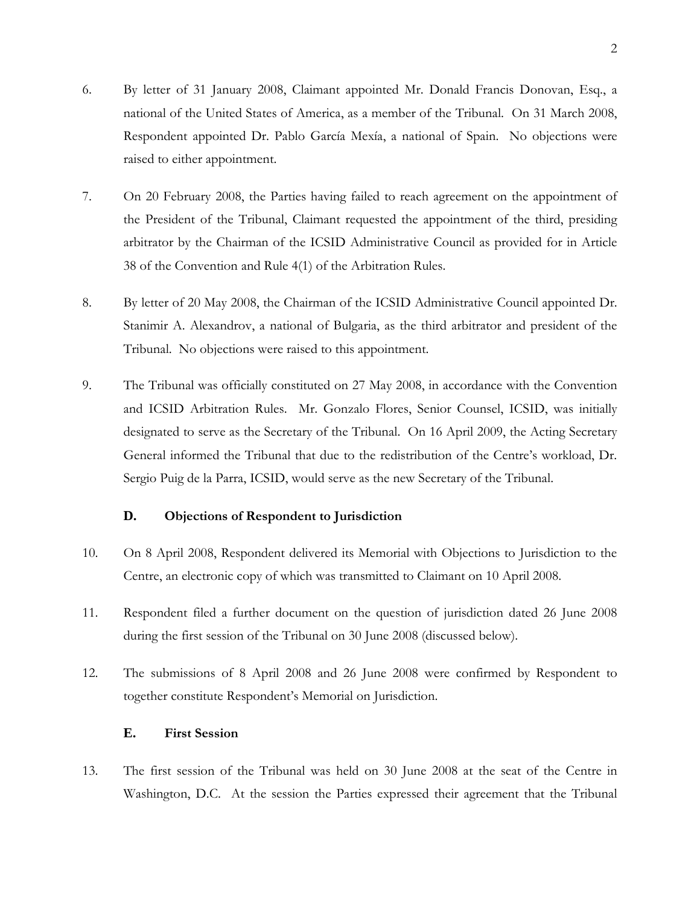6. By letter of 31 January 2008, Claimant appointed Mr. Donald Francis Donovan, Esq., a national of the United States of America, as a member of the Tribunal. On 31 March 2008, Respondent appointed Dr. Pablo García Mexía, a national of Spain. No objections were raised to either appointment.

7. On 20 February 2008, the Parties having failed to reach agreement on the appointment of the President of the Tribunal, Claimant requested the appointment of the third, presiding arbitrator by the Chairman of the ICSID Administrative Council as provided for in Article 38 of the Convention and Rule 4(1) of the Arbitration Rules.

8. By letter of 20 May 2008, the Chairman of the ICSID Administrative Council appointed Dr. Stanimir A. Alexandrov, a national of Bulgaria, as the third arbitrator and president of the Tribunal. No objections were raised to this appointment.

9. The Tribunal was officially constituted on 27 May 2008, in accordance with the Convention and ICSID Arbitration Rules. Mr. Gonzalo Flores, Senior Counsel, ICSID, was initially designated to serve as the Secretary of the Tribunal. On 16 April 2009, the Acting Secretary General informed the Tribunal that due to the redistribution of the Centre's workload, Dr. Sergio Puig de la Parra, ICSID, would serve as the new Secretary of the Tribunal.

### D. Objections of Respondent to Jurisdiction

10. On 8 April 2008, Respondent delivered its Memorial with Objections to Jurisdiction to the Centre, an electronic copy of which was transmitted to Claimant on 10 April 2008.

11. Respondent filed a further document on the question of jurisdiction dated 26 June 2008 during the first session of the Tribunal on 30 June 2008 (discussed below).

12. The submissions of 8 April 2008 and 26 June 2008 were confirmed by Respondent to together constitute Respondent's Memorial on Jurisdiction.

### E. First Session

13. The first session of the Tribunal was held on 30 June 2008 at the seat of the Centre in Washington, D.C. At the session the Parties expressed their agreement that the Tribunal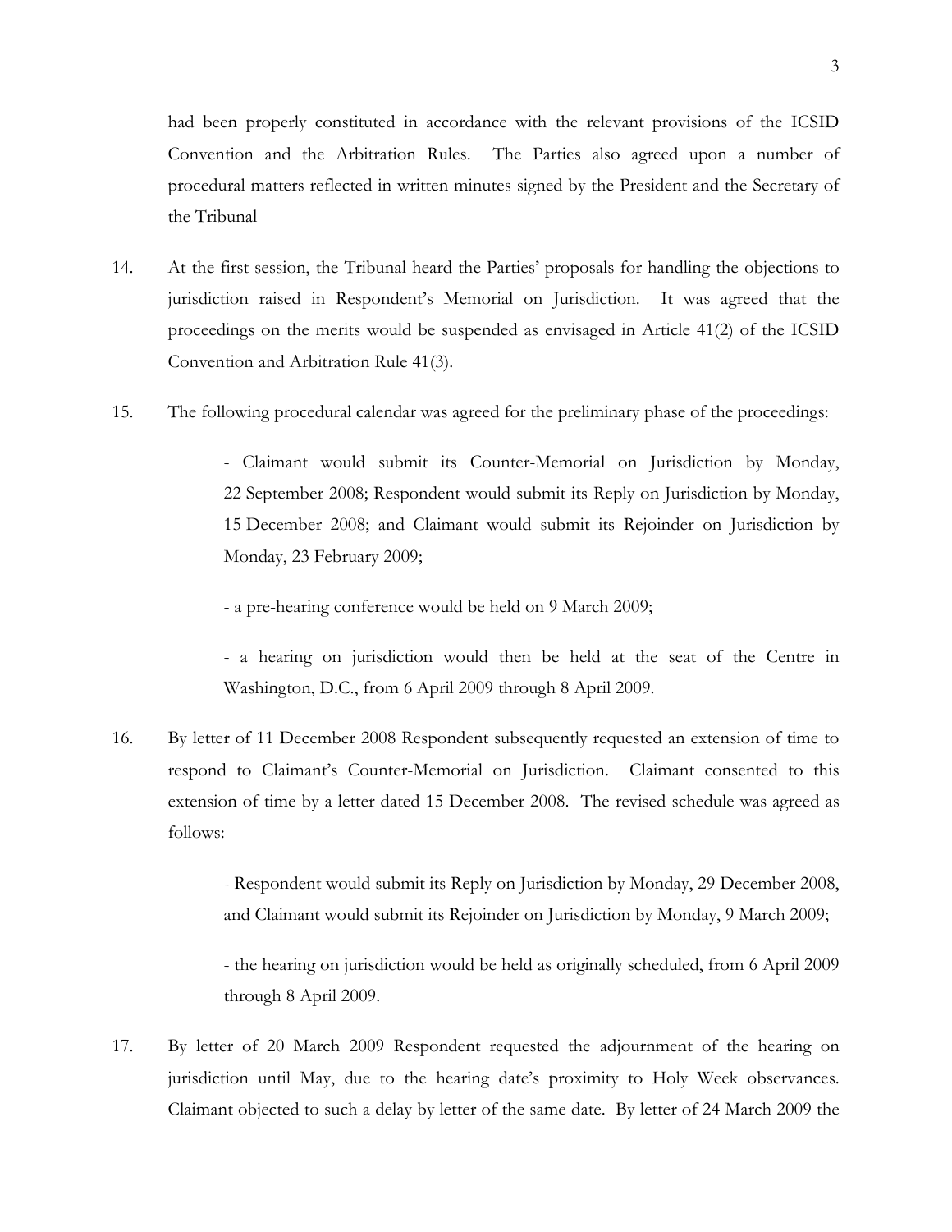had been properly constituted in accordance with the relevant provisions of the ICSID Convention and the Arbitration Rules. The Parties also agreed upon a number of procedural matters reflected in written minutes signed by the President and the Secretary of the Tribunal

14. At the first session, the Tribunal heard the Parties' proposals for handling the objections to jurisdiction raised in Respondent's Memorial on Jurisdiction. It was agreed that the proceedings on the merits would be suspended as envisaged in Article 41(2) of the ICSID Convention and Arbitration Rule 41(3).

15. The following procedural calendar was agreed for the preliminary phase of the proceedings:

 - Claimant would submit its Counter-Memorial on Jurisdiction by Monday, 22 September 2008; Respondent would submit its Reply on Jurisdiction by Monday, 15 December 2008; and Claimant would submit its Rejoinder on Jurisdiction by Monday, 23 February 2009;

 - a pre-hearing conference would be held on 9 March 2009;

 - a hearing on jurisdiction would then be held at the seat of the Centre in Washington, D.C., from 6 April 2009 through 8 April 2009.

16. By letter of 11 December 2008 Respondent subsequently requested an extension of time to respond to Claimant's Counter-Memorial on Jurisdiction. Claimant consented to this extension of time by a letter dated 15 December 2008. The revised schedule was agreed as follows:

 - Respondent would submit its Reply on Jurisdiction by Monday, 29 December 2008, and Claimant would submit its Rejoinder on Jurisdiction by Monday, 9 March 2009;

 - the hearing on jurisdiction would be held as originally scheduled, from 6 April 2009 through 8 April 2009.

17. By letter of 20 March 2009 Respondent requested the adjournment of the hearing on jurisdiction until May, due to the hearing date's proximity to Holy Week observances. Claimant objected to such a delay by letter of the same date. By letter of 24 March 2009 the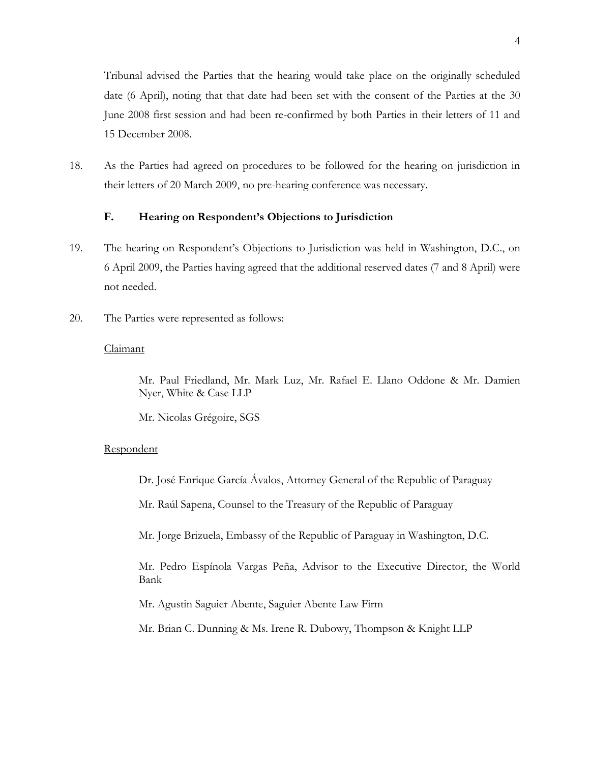Tribunal advised the Parties that the hearing would take place on the originally scheduled date (6 April), noting that that date had been set with the consent of the Parties at the 30 June 2008 first session and had been re-confirmed by both Parties in their letters of 11 and 15 December 2008.

18. As the Parties had agreed on procedures to be followed for the hearing on jurisdiction in their letters of 20 March 2009, no pre-hearing conference was necessary.

### F. Hearing on Respondent's Objections to Jurisdiction

19. The hearing on Respondent's Objections to Jurisdiction was held in Washington, D.C., on 6 April 2009, the Parties having agreed that the additional reserved dates (7 and 8 April) were not needed.

20. The Parties were represented as follows:

Claimant

> Mr. Paul Friedland, Mr. Mark Luz, Mr. Rafael E. Llano Oddone & Mr. Damien Nyer, White & Case LLP
>
> Mr. Nicolas Grégoire, SGS

Respondent

> Dr. José Enrique García Ávalos, Attorney General of the Republic of Paraguay
>
> Mr. Raúl Sapena, Counsel to the Treasury of the Republic of Paraguay
>
> Mr. Jorge Brizuela, Embassy of the Republic of Paraguay in Washington, D.C.
>
> Mr. Pedro Espínola Vargas Peña, Advisor to the Executive Director, the World Bank
>
> Mr. Agustin Saguier Abente, Saguier Abente Law Firm
>
> Mr. Brian C. Dunning & Ms. Irene R. Dubowy, Thompson & Knight LLP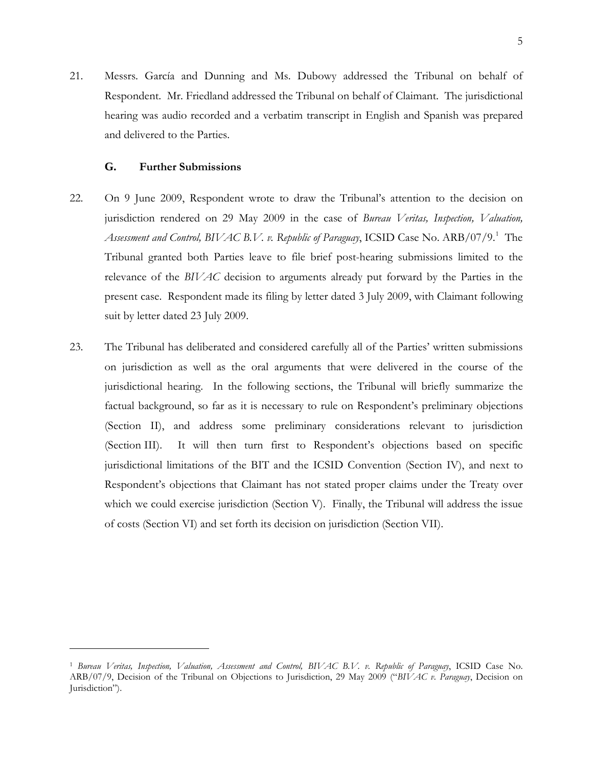21. Messrs. García and Dunning and Ms. Dubowy addressed the Tribunal on behalf of Respondent. Mr. Friedland addressed the Tribunal on behalf of Claimant. The jurisdictional hearing was audio recorded and a verbatim transcript in English and Spanish was prepared and delivered to the Parties.

### G. Further Submissions

22. On 9 June 2009, Respondent wrote to draw the Tribunal's attention to the decision on jurisdiction rendered on 29 May 2009 in the case of *Bureau Veritas, Inspection, Valuation, Assessment and Control, BIVAC B.V. v. Republic of Paraguay*, ICSID Case No. ARB/07/9.[1] The Tribunal granted both Parties leave to file brief post-hearing submissions limited to the relevance of the *BIVAC* decision to arguments already put forward by the Parties in the present case. Respondent made its filing by letter dated 3 July 2009, with Claimant following suit by letter dated 23 July 2009.

23. The Tribunal has deliberated and considered carefully all of the Parties' written submissions on jurisdiction as well as the oral arguments that were delivered in the course of the jurisdictional hearing. In the following sections, the Tribunal will briefly summarize the factual background, so far as it is necessary to rule on Respondent's preliminary objections (Section II), and address some preliminary considerations relevant to jurisdiction (Section III). It will then turn first to Respondent's objections based on specific jurisdictional limitations of the BIT and the ICSID Convention (Section IV), and next to Respondent's objections that Claimant has not stated proper claims under the Treaty over which we could exercise jurisdiction (Section V). Finally, the Tribunal will address the issue of costs (Section VI) and set forth its decision on jurisdiction (Section VII).

---

[1] *Bureau Veritas, Inspection, Valuation, Assessment and Control, BIVAC B.V. v. Republic of Paraguay*, ICSID Case No. ARB/07/9, Decision of the Tribunal on Objections to Jurisdiction, 29 May 2009 ("*BIVAC v. Paraguay*, Decision on Jurisdiction").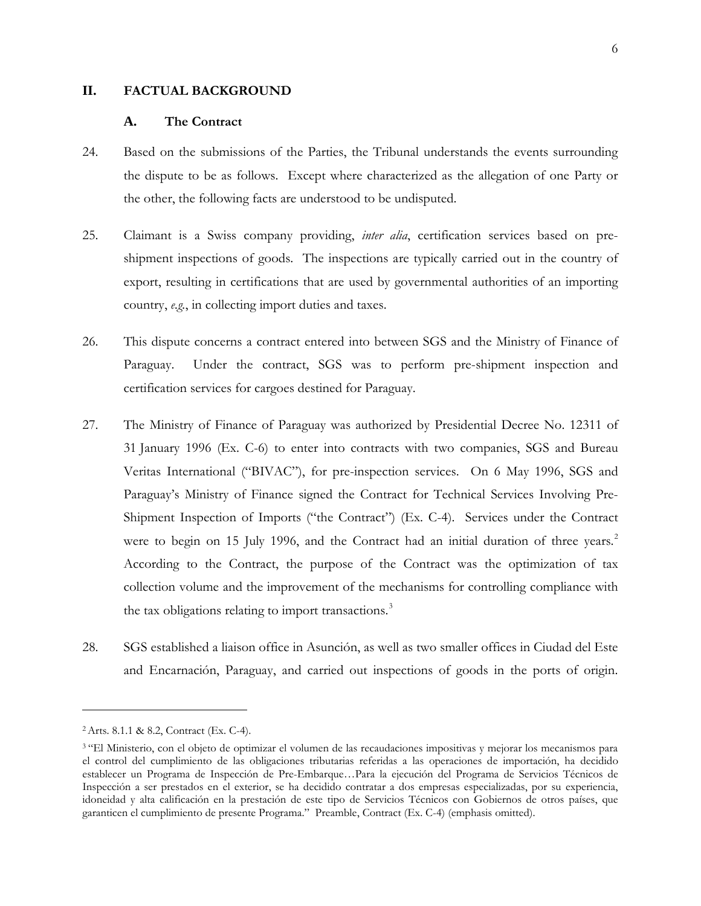## II. FACTUAL BACKGROUND

### A. The Contract

24. Based on the submissions of the Parties, the Tribunal understands the events surrounding the dispute to be as follows. Except where characterized as the allegation of one Party or the other, the following facts are understood to be undisputed.

25. Claimant is a Swiss company providing, *inter alia*, certification services based on pre-shipment inspections of goods. The inspections are typically carried out in the country of export, resulting in certifications that are used by governmental authorities of an importing country, *e.g.*, in collecting import duties and taxes.

26. This dispute concerns a contract entered into between SGS and the Ministry of Finance of Paraguay. Under the contract, SGS was to perform pre-shipment inspection and certification services for cargoes destined for Paraguay.

27. The Ministry of Finance of Paraguay was authorized by Presidential Decree No. 12311 of 31 January 1996 (Ex. C-6) to enter into contracts with two companies, SGS and Bureau Veritas International ("BIVAC"), for pre-inspection services. On 6 May 1996, SGS and Paraguay's Ministry of Finance signed the Contract for Technical Services Involving Pre-Shipment Inspection of Imports ("the Contract") (Ex. C-4). Services under the Contract were to begin on 15 July 1996, and the Contract had an initial duration of three years.[2] According to the Contract, the purpose of the Contract was the optimization of tax collection volume and the improvement of the mechanisms for controlling compliance with the tax obligations relating to import transactions.[3]

28. SGS established a liaison office in Asunción, as well as two smaller offices in Ciudad del Este and Encarnación, Paraguay, and carried out inspections of goods in the ports of origin.

---

[2] Arts. 8.1.1 & 8.2, Contract (Ex. C-4).

[3] "El Ministerio, con el objeto de optimizar el volumen de las recaudaciones impositivas y mejorar los mecanismos para el control del cumplimiento de las obligaciones tributarias referidas a las operaciones de importación, ha decidido establecer un Programa de Inspección de Pre-Embarque…Para la ejecución del Programa de Servicios Técnicos de Inspección a ser prestados en el exterior, se ha decidido contratar a dos empresas especializadas, por su experiencia, idoneidad y alta calificación en la prestación de este tipo de Servicios Técnicos con Gobiernos de otros países, que garanticen el cumplimiento de presente Programa." Preamble, Contract (Ex. C-4) (emphasis omitted).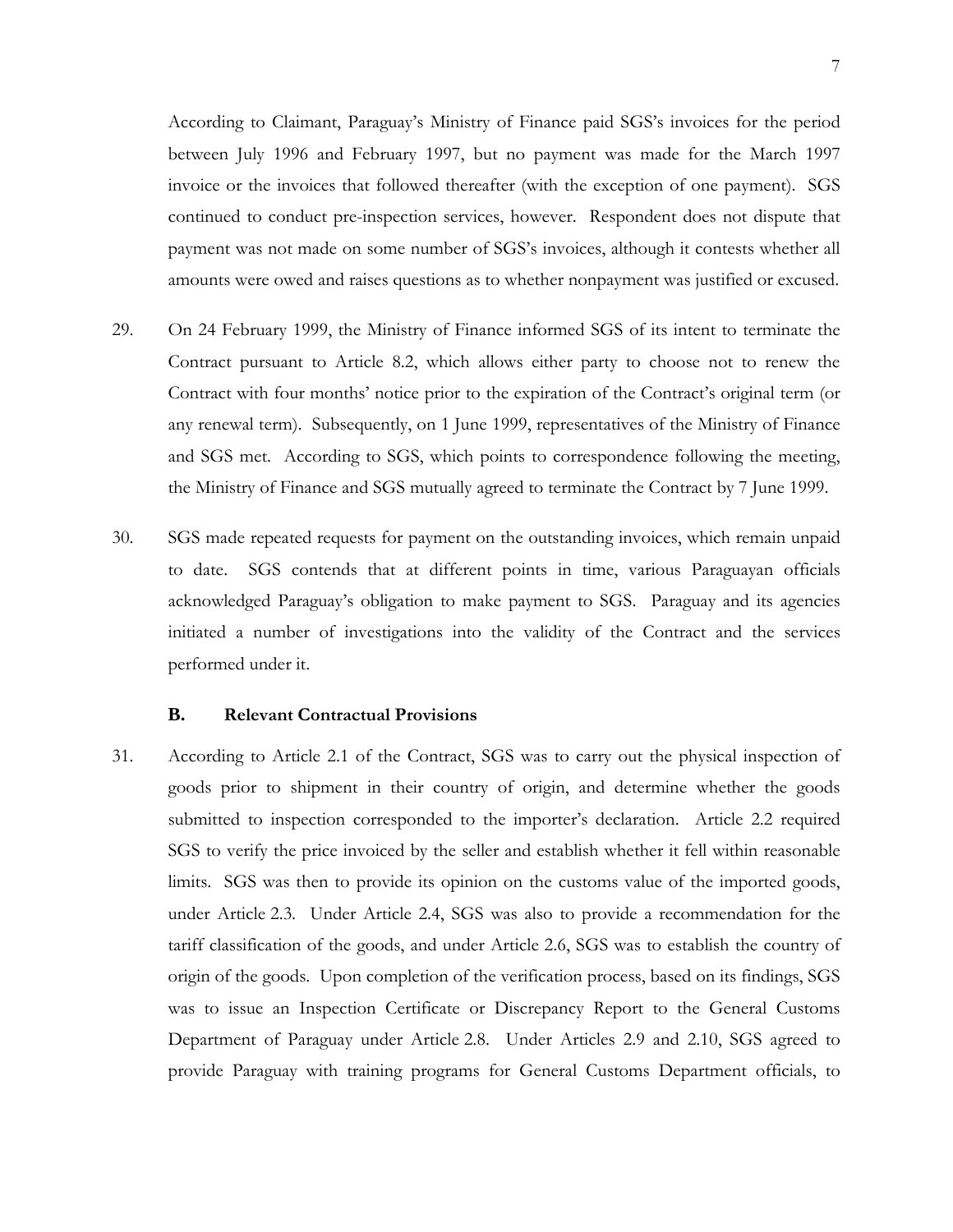According to Claimant, Paraguay's Ministry of Finance paid SGS's invoices for the period between July 1996 and February 1997, but no payment was made for the March 1997 invoice or the invoices that followed thereafter (with the exception of one payment). SGS continued to conduct pre-inspection services, however. Respondent does not dispute that payment was not made on some number of SGS's invoices, although it contests whether all amounts were owed and raises questions as to whether nonpayment was justified or excused.

29. On 24 February 1999, the Ministry of Finance informed SGS of its intent to terminate the Contract pursuant to Article 8.2, which allows either party to choose not to renew the Contract with four months' notice prior to the expiration of the Contract's original term (or any renewal term). Subsequently, on 1 June 1999, representatives of the Ministry of Finance and SGS met. According to SGS, which points to correspondence following the meeting, the Ministry of Finance and SGS mutually agreed to terminate the Contract by 7 June 1999.

30. SGS made repeated requests for payment on the outstanding invoices, which remain unpaid to date. SGS contends that at different points in time, various Paraguayan officials acknowledged Paraguay's obligation to make payment to SGS. Paraguay and its agencies initiated a number of investigations into the validity of the Contract and the services performed under it.

### B. Relevant Contractual Provisions

31. According to Article 2.1 of the Contract, SGS was to carry out the physical inspection of goods prior to shipment in their country of origin, and determine whether the goods submitted to inspection corresponded to the importer's declaration. Article 2.2 required SGS to verify the price invoiced by the seller and establish whether it fell within reasonable limits. SGS was then to provide its opinion on the customs value of the imported goods, under Article 2.3. Under Article 2.4, SGS was also to provide a recommendation for the tariff classification of the goods, and under Article 2.6, SGS was to establish the country of origin of the goods. Upon completion of the verification process, based on its findings, SGS was to issue an Inspection Certificate or Discrepancy Report to the General Customs Department of Paraguay under Article 2.8. Under Articles 2.9 and 2.10, SGS agreed to provide Paraguay with training programs for General Customs Department officials, to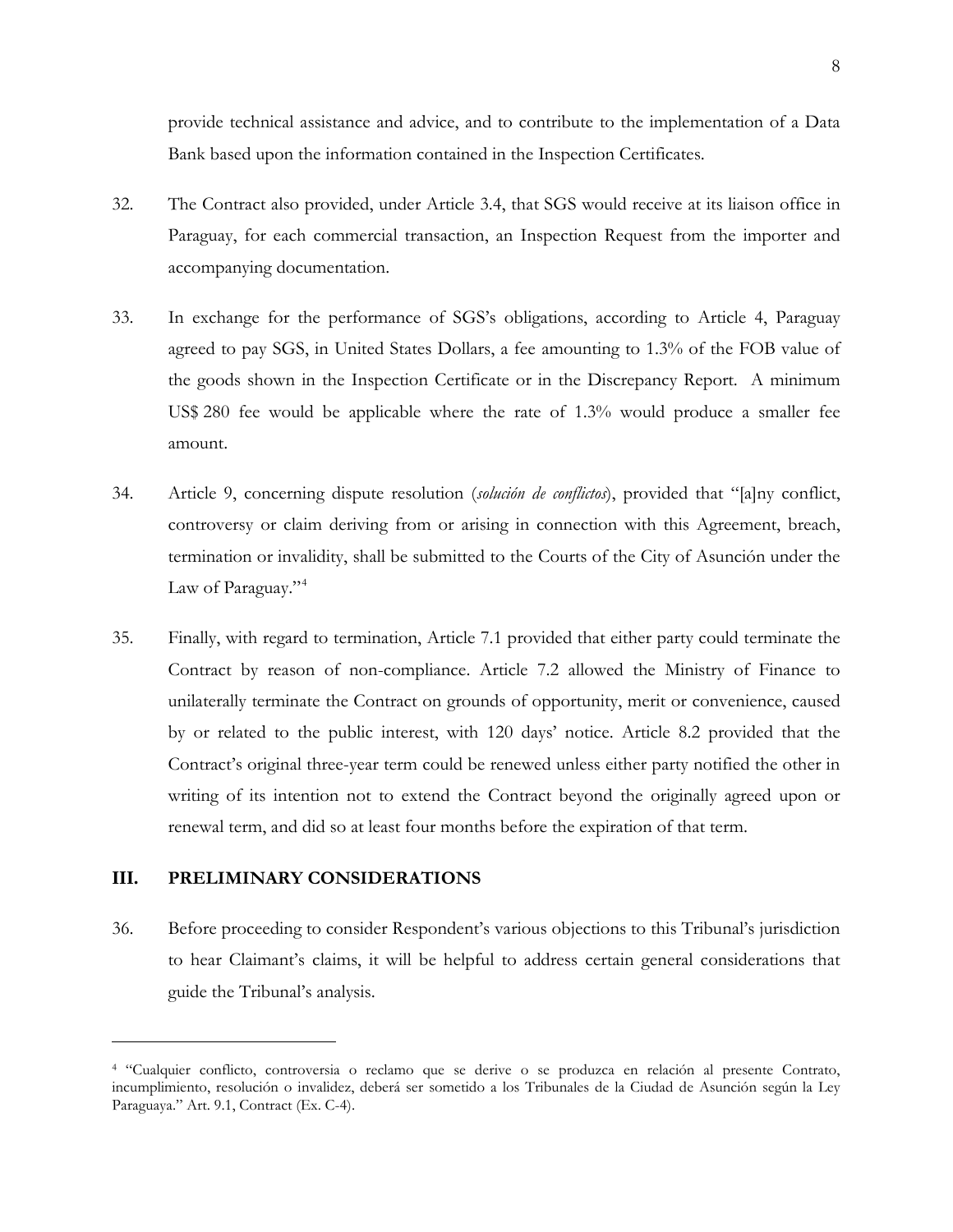provide technical assistance and advice, and to contribute to the implementation of a Data Bank based upon the information contained in the Inspection Certificates.

32. The Contract also provided, under Article 3.4, that SGS would receive at its liaison office in Paraguay, for each commercial transaction, an Inspection Request from the importer and accompanying documentation.

33. In exchange for the performance of SGS's obligations, according to Article 4, Paraguay agreed to pay SGS, in United States Dollars, a fee amounting to 1.3% of the FOB value of the goods shown in the Inspection Certificate or in the Discrepancy Report. A minimum US$ 280 fee would be applicable where the rate of 1.3% would produce a smaller fee amount.

34. Article 9, concerning dispute resolution (*solución de conflictos*), provided that "[a]ny conflict, controversy or claim deriving from or arising in connection with this Agreement, breach, termination or invalidity, shall be submitted to the Courts of the City of Asunción under the Law of Paraguay."[4]

35. Finally, with regard to termination, Article 7.1 provided that either party could terminate the Contract by reason of non-compliance. Article 7.2 allowed the Ministry of Finance to unilaterally terminate the Contract on grounds of opportunity, merit or convenience, caused by or related to the public interest, with 120 days' notice. Article 8.2 provided that the Contract's original three-year term could be renewed unless either party notified the other in writing of its intention not to extend the Contract beyond the originally agreed upon or renewal term, and did so at least four months before the expiration of that term.

## III. PRELIMINARY CONSIDERATIONS

36. Before proceeding to consider Respondent's various objections to this Tribunal's jurisdiction to hear Claimant's claims, it will be helpful to address certain general considerations that guide the Tribunal's analysis.

---

[4] "Cualquier conflicto, controversia o reclamo que se derive o se produzca en relación al presente Contrato, incumplimiento, resolución o invalidez, deberá ser sometido a los Tribunales de la Ciudad de Asunción según la Ley Paraguaya." Art. 9.1, Contract (Ex. C-4).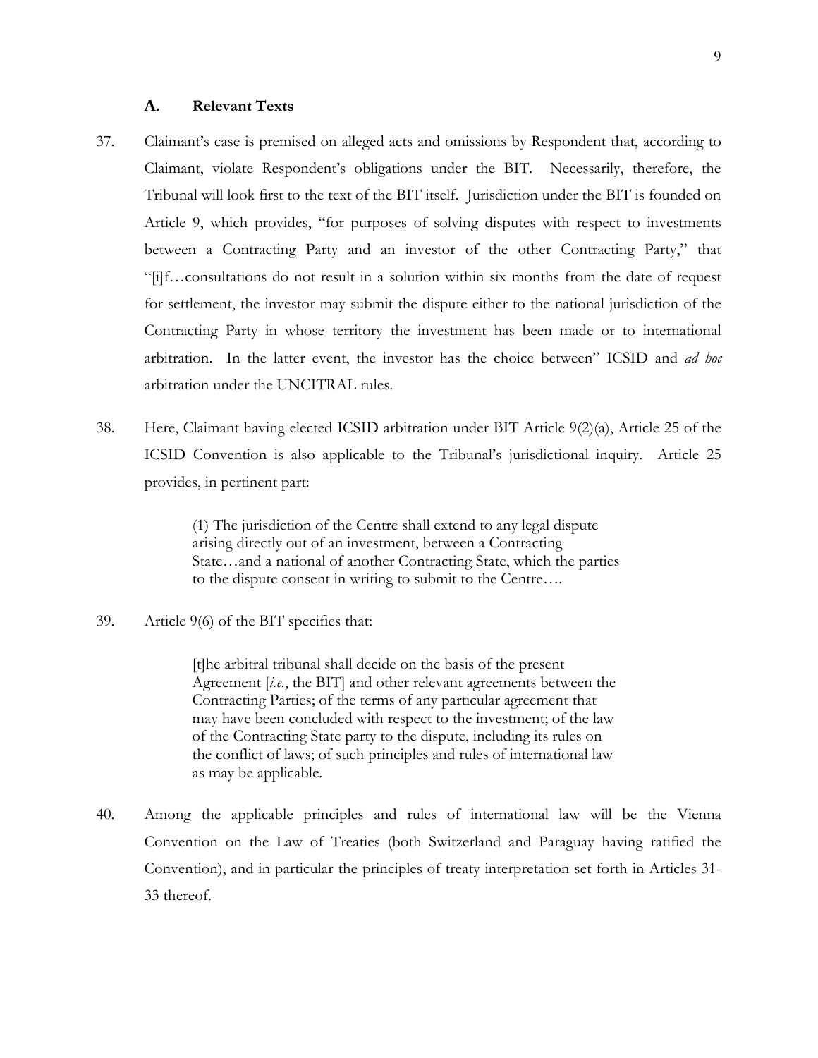### A. Relevant Texts

37. Claimant's case is premised on alleged acts and omissions by Respondent that, according to Claimant, violate Respondent's obligations under the BIT. Necessarily, therefore, the Tribunal will look first to the text of the BIT itself. Jurisdiction under the BIT is founded on Article 9, which provides, "for purposes of solving disputes with respect to investments between a Contracting Party and an investor of the other Contracting Party," that "[i]f…consultations do not result in a solution within six months from the date of request for settlement, the investor may submit the dispute either to the national jurisdiction of the Contracting Party in whose territory the investment has been made or to international arbitration. In the latter event, the investor has the choice between" ICSID and *ad hoc* arbitration under the UNCITRAL rules.

38. Here, Claimant having elected ICSID arbitration under BIT Article 9(2)(a), Article 25 of the ICSID Convention is also applicable to the Tribunal's jurisdictional inquiry. Article 25 provides, in pertinent part:

> (1) The jurisdiction of the Centre shall extend to any legal dispute arising directly out of an investment, between a Contracting State…and a national of another Contracting State, which the parties to the dispute consent in writing to submit to the Centre….

39. Article 9(6) of the BIT specifies that:

> [t]he arbitral tribunal shall decide on the basis of the present Agreement [*i.e.*, the BIT] and other relevant agreements between the Contracting Parties; of the terms of any particular agreement that may have been concluded with respect to the investment; of the law of the Contracting State party to the dispute, including its rules on the conflict of laws; of such principles and rules of international law as may be applicable.

40. Among the applicable principles and rules of international law will be the Vienna Convention on the Law of Treaties (both Switzerland and Paraguay having ratified the Convention), and in particular the principles of treaty interpretation set forth in Articles 31-33 thereof.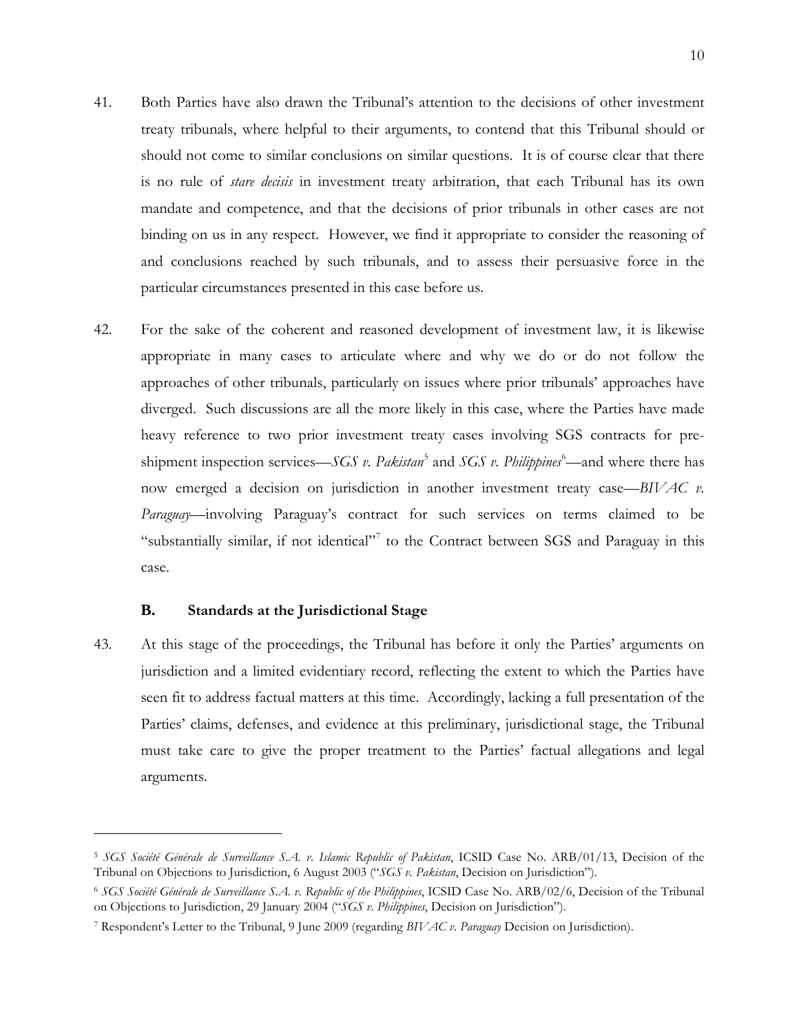41. Both Parties have also drawn the Tribunal's attention to the decisions of other investment treaty tribunals, where helpful to their arguments, to contend that this Tribunal should or should not come to similar conclusions on similar questions. It is of course clear that there is no rule of *stare decisis* in investment treaty arbitration, that each Tribunal has its own mandate and competence, and that the decisions of prior tribunals in other cases are not binding on us in any respect. However, we find it appropriate to consider the reasoning of and conclusions reached by such tribunals, and to assess their persuasive force in the particular circumstances presented in this case before us.

42. For the sake of the coherent and reasoned development of investment law, it is likewise appropriate in many cases to articulate where and why we do or do not follow the approaches of other tribunals, particularly on issues where prior tribunals' approaches have diverged. Such discussions are all the more likely in this case, where the Parties have made heavy reference to two prior investment treaty cases involving SGS contracts for pre-shipment inspection services—*SGS v. Pakistan*[5] and *SGS v. Philippines*[6]—and where there has now emerged a decision on jurisdiction in another investment treaty case—*BIVAC v. Paraguay*—involving Paraguay's contract for such services on terms claimed to be "substantially similar, if not identical"[7] to the Contract between SGS and Paraguay in this case.

### B. Standards at the Jurisdictional Stage

43. At this stage of the proceedings, the Tribunal has before it only the Parties' arguments on jurisdiction and a limited evidentiary record, reflecting the extent to which the Parties have seen fit to address factual matters at this time. Accordingly, lacking a full presentation of the Parties' claims, defenses, and evidence at this preliminary, jurisdictional stage, the Tribunal must take care to give the proper treatment to the Parties' factual allegations and legal arguments.

---

[5] *SGS Société Générale de Surveillance S.A. v. Islamic Republic of Pakistan*, ICSID Case No. ARB/01/13, Decision of the Tribunal on Objections to Jurisdiction, 6 August 2003 ("*SGS v. Pakistan*, Decision on Jurisdiction").

[6] *SGS Société Générale de Surveillance S.A. v. Republic of the Philippines*, ICSID Case No. ARB/02/6, Decision of the Tribunal on Objections to Jurisdiction, 29 January 2004 ("*SGS v. Philippines*, Decision on Jurisdiction").

[7] Respondent's Letter to the Tribunal, 9 June 2009 (regarding *BIVAC v. Paraguay* Decision on Jurisdiction).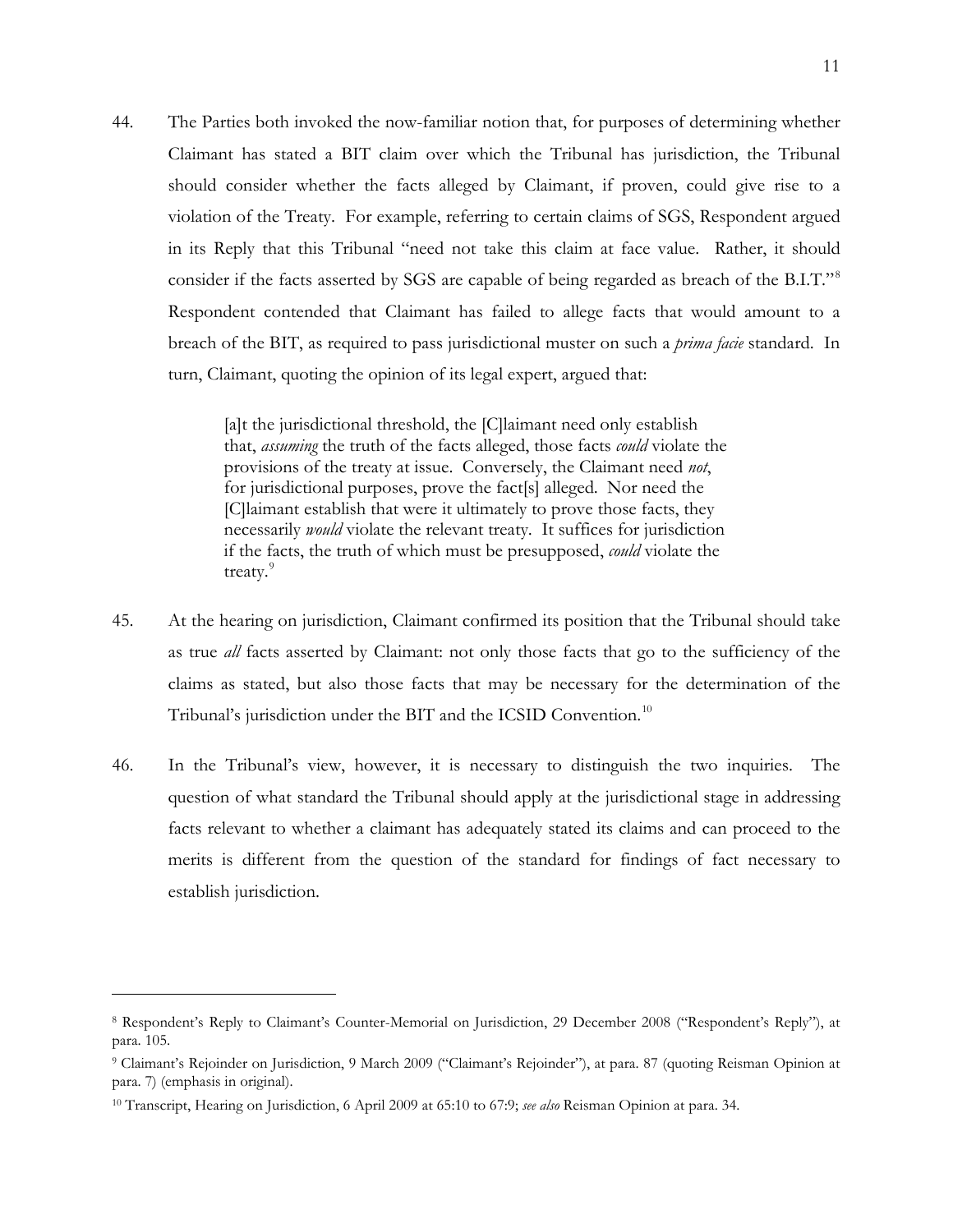44. The Parties both invoked the now-familiar notion that, for purposes of determining whether Claimant has stated a BIT claim over which the Tribunal has jurisdiction, the Tribunal should consider whether the facts alleged by Claimant, if proven, could give rise to a violation of the Treaty. For example, referring to certain claims of SGS, Respondent argued in its Reply that this Tribunal "need not take this claim at face value. Rather, it should consider if the facts asserted by SGS are capable of being regarded as breach of the B.I.T."[8] Respondent contended that Claimant has failed to allege facts that would amount to a breach of the BIT, as required to pass jurisdictional muster on such a *prima facie* standard. In turn, Claimant, quoting the opinion of its legal expert, argued that:

> [a]t the jurisdictional threshold, the [C]laimant need only establish that, *assuming* the truth of the facts alleged, those facts *could* violate the provisions of the treaty at issue. Conversely, the Claimant need *not*, for jurisdictional purposes, prove the fact[s] alleged. Nor need the [C]laimant establish that were it ultimately to prove those facts, they necessarily *would* violate the relevant treaty. It suffices for jurisdiction if the facts, the truth of which must be presupposed, *could* violate the treaty.[9]

45. At the hearing on jurisdiction, Claimant confirmed its position that the Tribunal should take as true *all* facts asserted by Claimant: not only those facts that go to the sufficiency of the claims as stated, but also those facts that may be necessary for the determination of the Tribunal's jurisdiction under the BIT and the ICSID Convention.[10]

46. In the Tribunal's view, however, it is necessary to distinguish the two inquiries. The question of what standard the Tribunal should apply at the jurisdictional stage in addressing facts relevant to whether a claimant has adequately stated its claims and can proceed to the merits is different from the question of the standard for findings of fact necessary to establish jurisdiction.

---

[8] Respondent's Reply to Claimant's Counter-Memorial on Jurisdiction, 29 December 2008 ("Respondent's Reply"), at para. 105.

[9] Claimant's Rejoinder on Jurisdiction, 9 March 2009 ("Claimant's Rejoinder"), at para. 87 (quoting Reisman Opinion at para. 7) (emphasis in original).

[10] Transcript, Hearing on Jurisdiction, 6 April 2009 at 65:10 to 67:9; *see also* Reisman Opinion at para. 34.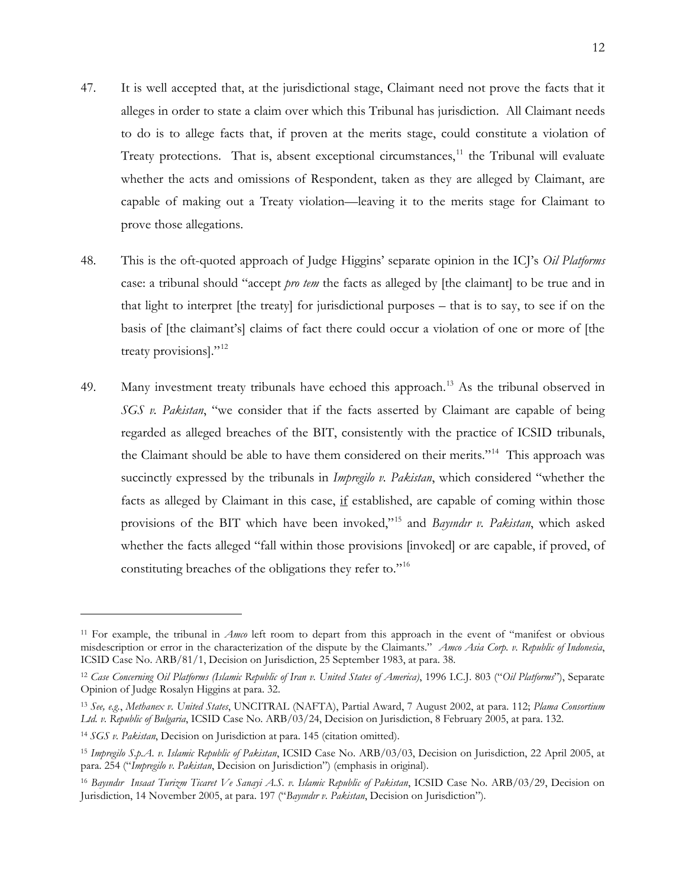47. It is well accepted that, at the jurisdictional stage, Claimant need not prove the facts that it alleges in order to state a claim over which this Tribunal has jurisdiction. All Claimant needs to do is to allege facts that, if proven at the merits stage, could constitute a violation of Treaty protections. That is, absent exceptional circumstances,[11] the Tribunal will evaluate whether the acts and omissions of Respondent, taken as they are alleged by Claimant, are capable of making out a Treaty violation—leaving it to the merits stage for Claimant to prove those allegations.

48. This is the oft-quoted approach of Judge Higgins' separate opinion in the ICJ's *Oil Platforms* case: a tribunal should "accept *pro tem* the facts as alleged by [the claimant] to be true and in that light to interpret [the treaty] for jurisdictional purposes – that is to say, to see if on the basis of [the claimant's] claims of fact there could occur a violation of one or more of [the treaty provisions]."[12]

49. Many investment treaty tribunals have echoed this approach.[13] As the tribunal observed in *SGS v. Pakistan*, "we consider that if the facts asserted by Claimant are capable of being regarded as alleged breaches of the BIT, consistently with the practice of ICSID tribunals, the Claimant should be able to have them considered on their merits."[14] This approach was succinctly expressed by the tribunals in *Impregilo v. Pakistan*, which considered "whether the facts as alleged by Claimant in this case, <u>if</u> established, are capable of coming within those provisions of the BIT which have been invoked,"[15] and *Bayındır v. Pakistan*, which asked whether the facts alleged "fall within those provisions [invoked] or are capable, if proved, of constituting breaches of the obligations they refer to."[16]

---

[11] For example, the tribunal in *Amco* left room to depart from this approach in the event of "manifest or obvious misdescription or error in the characterization of the dispute by the Claimants." *Amco Asia Corp. v. Republic of Indonesia*, ICSID Case No. ARB/81/1, Decision on Jurisdiction, 25 September 1983, at para. 38.

[12] *Case Concerning Oil Platforms (Islamic Republic of Iran v. United States of America)*, 1996 I.C.J. 803 ("*Oil Platforms*"), Separate Opinion of Judge Rosalyn Higgins at para. 32.

[13] *See, e.g.*, *Methanex v. United States*, UNCITRAL (NAFTA), Partial Award, 7 August 2002, at para. 112; *Plama Consortium Ltd. v. Republic of Bulgaria*, ICSID Case No. ARB/03/24, Decision on Jurisdiction, 8 February 2005, at para. 132.

[14] *SGS v. Pakistan*, Decision on Jurisdiction at para. 145 (citation omitted).

[15] *Impregilo S.p.A. v. Islamic Republic of Pakistan*, ICSID Case No. ARB/03/03, Decision on Jurisdiction, 22 April 2005, at para. 254 ("*Impregilo v. Pakistan*, Decision on Jurisdiction") (emphasis in original).

[16] *Bayındır Insaat Turizm Ticaret Ve Sanayi A.S. v. Islamic Republic of Pakistan*, ICSID Case No. ARB/03/29, Decision on Jurisdiction, 14 November 2005, at para. 197 ("*Bayındır v. Pakistan*, Decision on Jurisdiction").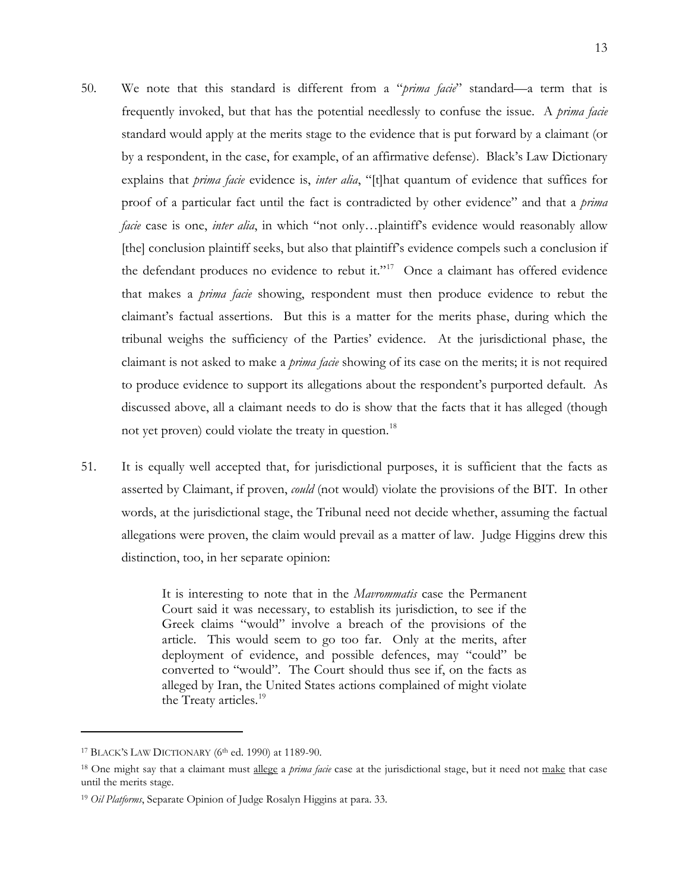50. We note that this standard is different from a "*prima facie*" standard—a term that is frequently invoked, but that has the potential needlessly to confuse the issue. A *prima facie* standard would apply at the merits stage to the evidence that is put forward by a claimant (or by a respondent, in the case, for example, of an affirmative defense). Black's Law Dictionary explains that *prima facie* evidence is, *inter alia*, "[t]hat quantum of evidence that suffices for proof of a particular fact until the fact is contradicted by other evidence" and that a *prima facie* case is one, *inter alia*, in which "not only…plaintiff's evidence would reasonably allow [the] conclusion plaintiff seeks, but also that plaintiff's evidence compels such a conclusion if the defendant produces no evidence to rebut it."[17] Once a claimant has offered evidence that makes a *prima facie* showing, respondent must then produce evidence to rebut the claimant's factual assertions. But this is a matter for the merits phase, during which the tribunal weighs the sufficiency of the Parties' evidence. At the jurisdictional phase, the claimant is not asked to make a *prima facie* showing of its case on the merits; it is not required to produce evidence to support its allegations about the respondent's purported default. As discussed above, all a claimant needs to do is show that the facts that it has alleged (though not yet proven) could violate the treaty in question.[18]

51. It is equally well accepted that, for jurisdictional purposes, it is sufficient that the facts as asserted by Claimant, if proven, *could* (not would) violate the provisions of the BIT. In other words, at the jurisdictional stage, the Tribunal need not decide whether, assuming the factual allegations were proven, the claim would prevail as a matter of law. Judge Higgins drew this distinction, too, in her separate opinion:

> It is interesting to note that in the *Mavrommatis* case the Permanent Court said it was necessary, to establish its jurisdiction, to see if the Greek claims "would" involve a breach of the provisions of the article. This would seem to go too far. Only at the merits, after deployment of evidence, and possible defences, may "could" be converted to "would". The Court should thus see if, on the facts as alleged by Iran, the United States actions complained of might violate the Treaty articles.[19]

---

[17] BLACK'S LAW DICTIONARY (6th ed. 1990) at 1189-90.

[18] One might say that a claimant must <u>allege</u> a *prima facie* case at the jurisdictional stage, but it need not <u>make</u> that case until the merits stage.

[19] *Oil Platforms*, Separate Opinion of Judge Rosalyn Higgins at para. 33.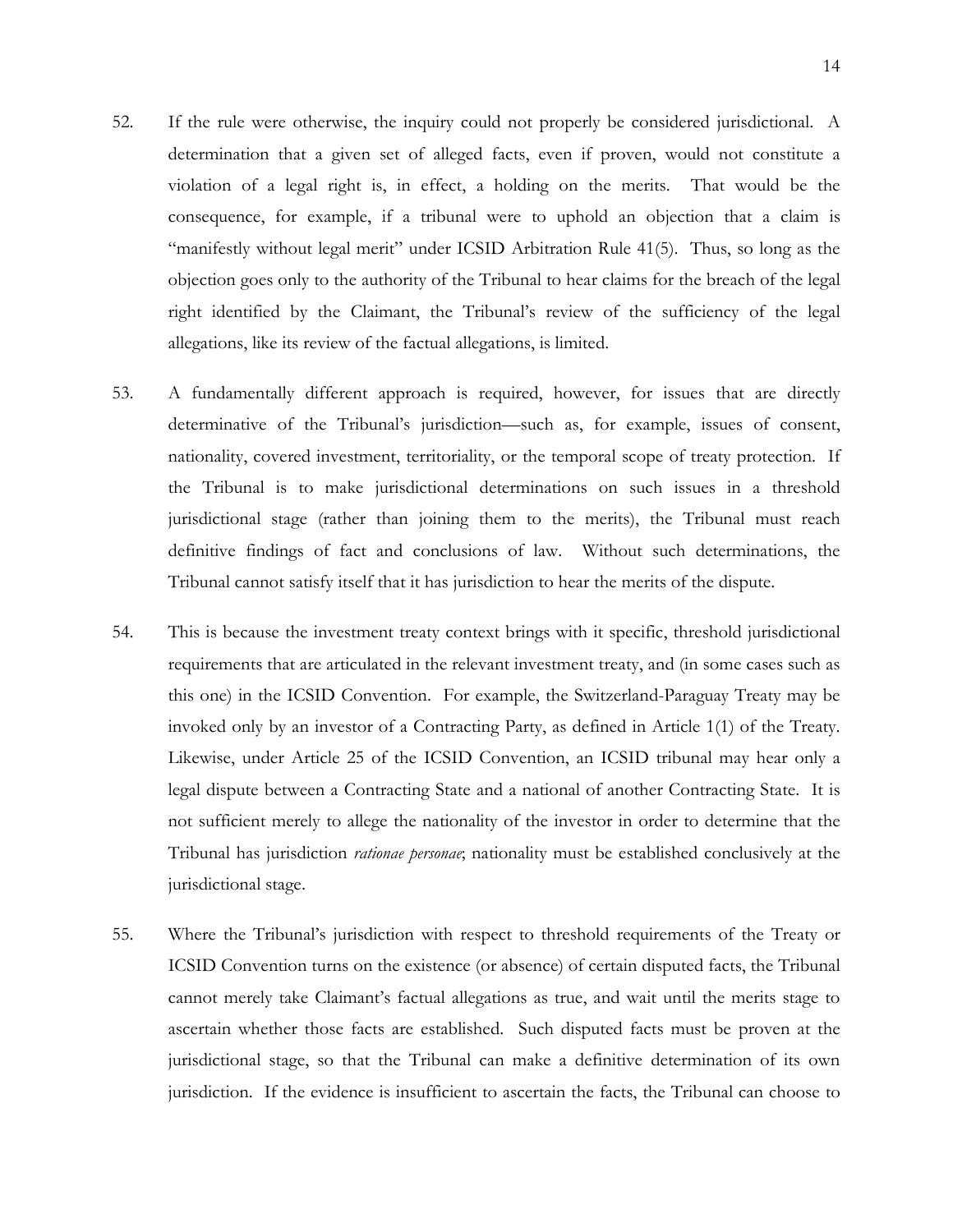52. If the rule were otherwise, the inquiry could not properly be considered jurisdictional. A determination that a given set of alleged facts, even if proven, would not constitute a violation of a legal right is, in effect, a holding on the merits. That would be the consequence, for example, if a tribunal were to uphold an objection that a claim is "manifestly without legal merit" under ICSID Arbitration Rule 41(5). Thus, so long as the objection goes only to the authority of the Tribunal to hear claims for the breach of the legal right identified by the Claimant, the Tribunal's review of the sufficiency of the legal allegations, like its review of the factual allegations, is limited.

53. A fundamentally different approach is required, however, for issues that are directly determinative of the Tribunal's jurisdiction—such as, for example, issues of consent, nationality, covered investment, territoriality, or the temporal scope of treaty protection. If the Tribunal is to make jurisdictional determinations on such issues in a threshold jurisdictional stage (rather than joining them to the merits), the Tribunal must reach definitive findings of fact and conclusions of law. Without such determinations, the Tribunal cannot satisfy itself that it has jurisdiction to hear the merits of the dispute.

54. This is because the investment treaty context brings with it specific, threshold jurisdictional requirements that are articulated in the relevant investment treaty, and (in some cases such as this one) in the ICSID Convention. For example, the Switzerland-Paraguay Treaty may be invoked only by an investor of a Contracting Party, as defined in Article 1(1) of the Treaty. Likewise, under Article 25 of the ICSID Convention, an ICSID tribunal may hear only a legal dispute between a Contracting State and a national of another Contracting State. It is not sufficient merely to allege the nationality of the investor in order to determine that the Tribunal has jurisdiction *rationae personae*; nationality must be established conclusively at the jurisdictional stage.

55. Where the Tribunal's jurisdiction with respect to threshold requirements of the Treaty or ICSID Convention turns on the existence (or absence) of certain disputed facts, the Tribunal cannot merely take Claimant's factual allegations as true, and wait until the merits stage to ascertain whether those facts are established. Such disputed facts must be proven at the jurisdictional stage, so that the Tribunal can make a definitive determination of its own jurisdiction. If the evidence is insufficient to ascertain the facts, the Tribunal can choose to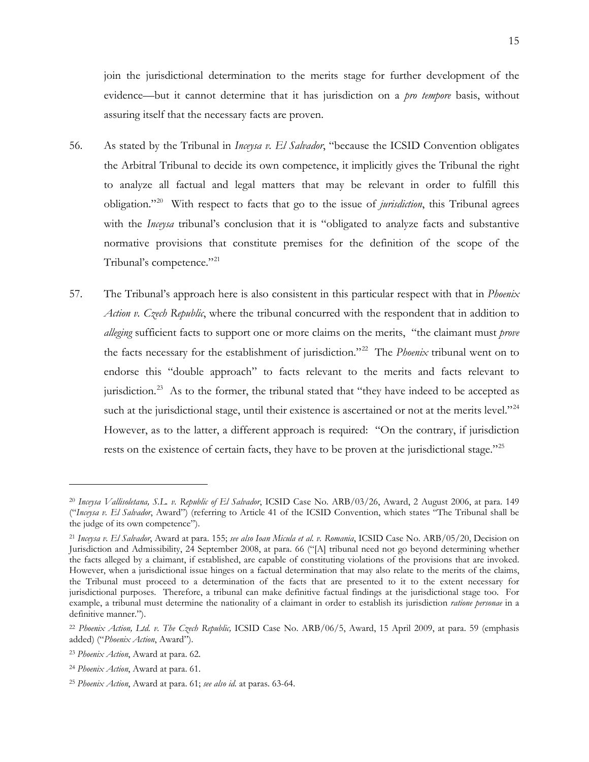join the jurisdictional determination to the merits stage for further development of the evidence—but it cannot determine that it has jurisdiction on a *pro tempore* basis, without assuring itself that the necessary facts are proven.

56. As stated by the Tribunal in *Inceysa v. El Salvador*, "because the ICSID Convention obligates the Arbitral Tribunal to decide its own competence, it implicitly gives the Tribunal the right to analyze all factual and legal matters that may be relevant in order to fulfill this obligation."[20] With respect to facts that go to the issue of *jurisdiction*, this Tribunal agrees with the *Inceysa* tribunal's conclusion that it is "obligated to analyze facts and substantive normative provisions that constitute premises for the definition of the scope of the Tribunal's competence."[21]

57. The Tribunal's approach here is also consistent in this particular respect with that in *Phoenix Action v. Czech Republic*, where the tribunal concurred with the respondent that in addition to *alleging* sufficient facts to support one or more claims on the merits, "the claimant must *prove* the facts necessary for the establishment of jurisdiction."[22] The *Phoenix* tribunal went on to endorse this "double approach" to facts relevant to the merits and facts relevant to jurisdiction.[23] As to the former, the tribunal stated that "they have indeed to be accepted as such at the jurisdictional stage, until their existence is ascertained or not at the merits level."[24] However, as to the latter, a different approach is required: "On the contrary, if jurisdiction rests on the existence of certain facts, they have to be proven at the jurisdictional stage."[25]

---

[20] *Inceysa Vallisoletana, S.L. v. Republic of El Salvador*, ICSID Case No. ARB/03/26, Award, 2 August 2006, at para. 149 ("*Inceysa v. El Salvador*, Award") (referring to Article 41 of the ICSID Convention, which states "The Tribunal shall be the judge of its own competence").

[21] *Inceysa v. El Salvador*, Award at para. 155; *see also Ioan Micula et al. v. Romania*, ICSID Case No. ARB/05/20, Decision on Jurisdiction and Admissibility, 24 September 2008, at para. 66 ("[A] tribunal need not go beyond determining whether the facts alleged by a claimant, if established, are capable of constituting violations of the provisions that are invoked. However, when a jurisdictional issue hinges on a factual determination that may also relate to the merits of the claims, the Tribunal must proceed to a determination of the facts that are presented to it to the extent necessary for jurisdictional purposes. Therefore, a tribunal can make definitive factual findings at the jurisdictional stage too. For example, a tribunal must determine the nationality of a claimant in order to establish its jurisdiction *ratione personae* in a definitive manner.").

[22] *Phoenix Action, Ltd. v. The Czech Republic,* ICSID Case No. ARB/06/5, Award, 15 April 2009, at para. 59 (emphasis added) ("*Phoenix Action*, Award").

[23] *Phoenix Action*, Award at para. 62.

[24] *Phoenix Action*, Award at para. 61.

[25] *Phoenix Action*, Award at para. 61; *see also id.* at paras. 63-64.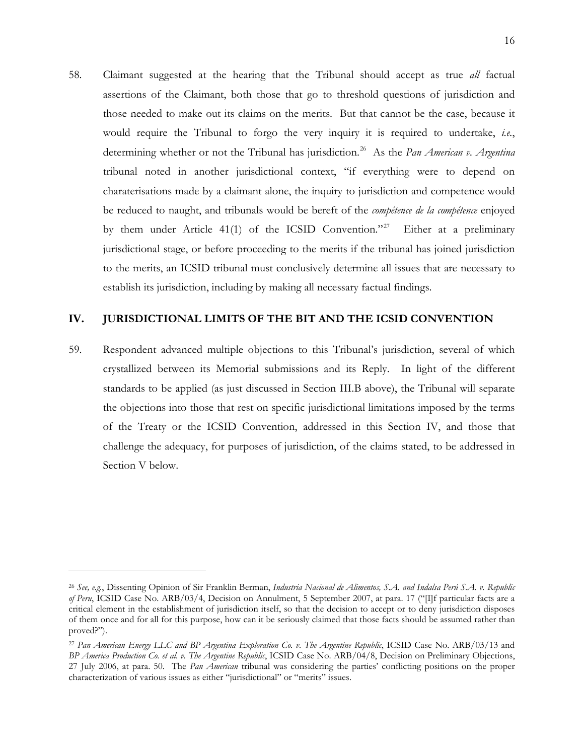58. Claimant suggested at the hearing that the Tribunal should accept as true *all* factual assertions of the Claimant, both those that go to threshold questions of jurisdiction and those needed to make out its claims on the merits. But that cannot be the case, because it would require the Tribunal to forgo the very inquiry it is required to undertake, *i.e.*, determining whether or not the Tribunal has jurisdiction.[26] As the *Pan American v. Argentina* tribunal noted in another jurisdictional context, "if everything were to depend on charaterisations made by a claimant alone, the inquiry to jurisdiction and competence would be reduced to naught, and tribunals would be bereft of the *compétence de la compétence* enjoyed by them under Article 41(1) of the ICSID Convention."[27] Either at a preliminary jurisdictional stage, or before proceeding to the merits if the tribunal has joined jurisdiction to the merits, an ICSID tribunal must conclusively determine all issues that are necessary to establish its jurisdiction, including by making all necessary factual findings.

## IV. JURISDICTIONAL LIMITS OF THE BIT AND THE ICSID CONVENTION

59. Respondent advanced multiple objections to this Tribunal's jurisdiction, several of which crystallized between its Memorial submissions and its Reply. In light of the different standards to be applied (as just discussed in Section III.B above), the Tribunal will separate the objections into those that rest on specific jurisdictional limitations imposed by the terms of the Treaty or the ICSID Convention, addressed in this Section IV, and those that challenge the adequacy, for purposes of jurisdiction, of the claims stated, to be addressed in Section V below.

---

[26] *See, e.g.*, Dissenting Opinion of Sir Franklin Berman, *Industria Nacional de Alimentos, S.A. and Indalsa Perú S.A. v. Republic of Peru*, ICSID Case No. ARB/03/4, Decision on Annulment, 5 September 2007, at para. 17 ("[I]f particular facts are a critical element in the establishment of jurisdiction itself, so that the decision to accept or to deny jurisdiction disposes of them once and for all for this purpose, how can it be seriously claimed that those facts should be assumed rather than proved?").

[27] *Pan American Energy LLC and BP Argentina Exploration Co. v. The Argentine Republic*, ICSID Case No. ARB/03/13 and *BP America Production Co. et al. v. The Argentine Republic*, ICSID Case No. ARB/04/8, Decision on Preliminary Objections, 27 July 2006, at para. 50. The *Pan American* tribunal was considering the parties' conflicting positions on the proper characterization of various issues as either "jurisdictional" or "merits" issues.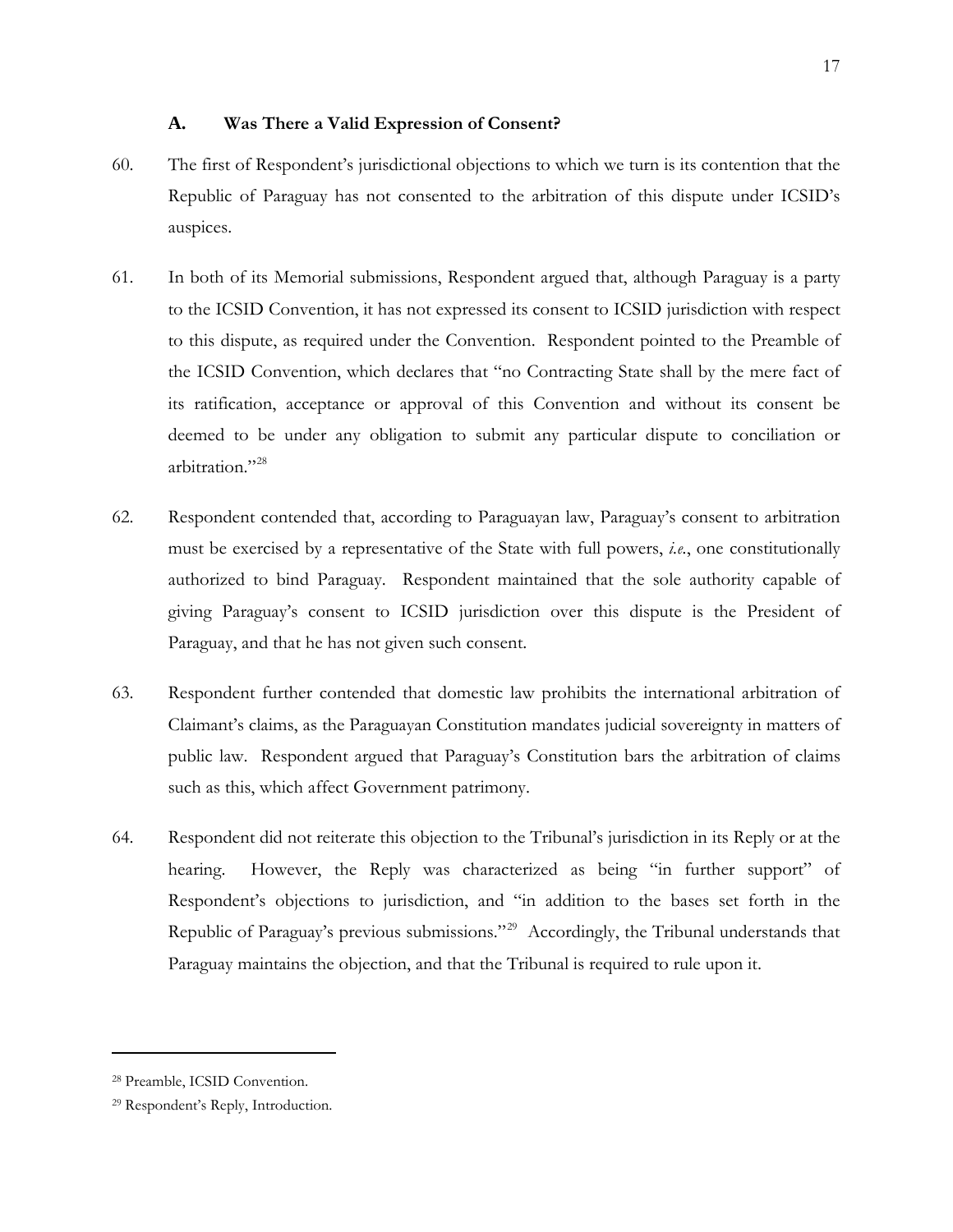### A. Was There a Valid Expression of Consent?

60. The first of Respondent's jurisdictional objections to which we turn is its contention that the Republic of Paraguay has not consented to the arbitration of this dispute under ICSID's auspices.

61. In both of its Memorial submissions, Respondent argued that, although Paraguay is a party to the ICSID Convention, it has not expressed its consent to ICSID jurisdiction with respect to this dispute, as required under the Convention. Respondent pointed to the Preamble of the ICSID Convention, which declares that "no Contracting State shall by the mere fact of its ratification, acceptance or approval of this Convention and without its consent be deemed to be under any obligation to submit any particular dispute to conciliation or arbitration."[28]

62. Respondent contended that, according to Paraguayan law, Paraguay's consent to arbitration must be exercised by a representative of the State with full powers, *i.e.*, one constitutionally authorized to bind Paraguay. Respondent maintained that the sole authority capable of giving Paraguay's consent to ICSID jurisdiction over this dispute is the President of Paraguay, and that he has not given such consent.

63. Respondent further contended that domestic law prohibits the international arbitration of Claimant's claims, as the Paraguayan Constitution mandates judicial sovereignty in matters of public law. Respondent argued that Paraguay's Constitution bars the arbitration of claims such as this, which affect Government patrimony.

64. Respondent did not reiterate this objection to the Tribunal's jurisdiction in its Reply or at the hearing. However, the Reply was characterized as being "in further support" of Respondent's objections to jurisdiction, and "in addition to the bases set forth in the Republic of Paraguay's previous submissions."[29] Accordingly, the Tribunal understands that Paraguay maintains the objection, and that the Tribunal is required to rule upon it.

---

[28] Preamble, ICSID Convention.

[29] Respondent's Reply, Introduction.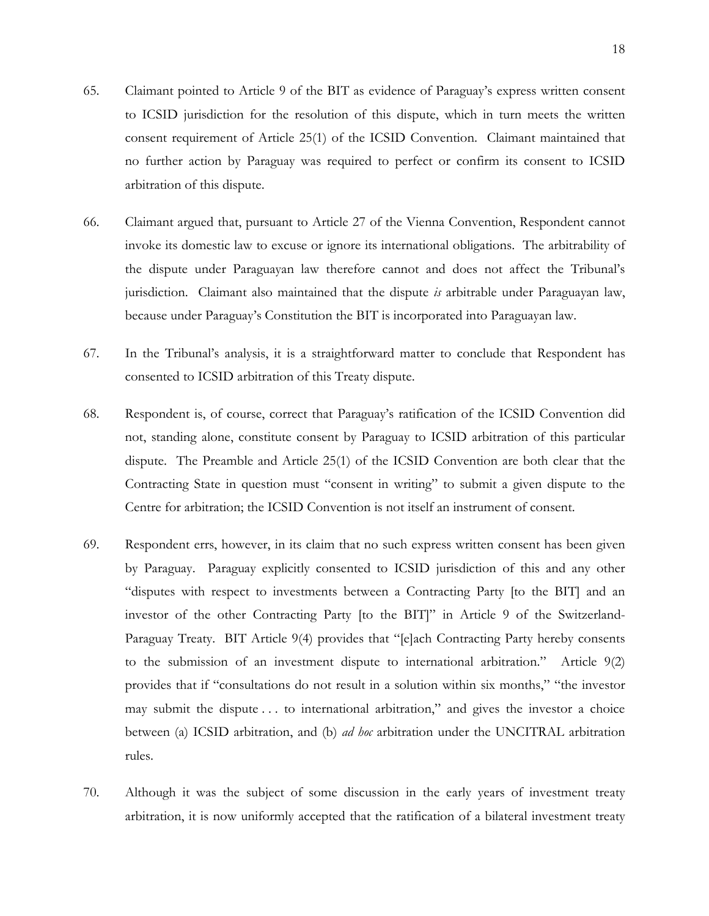65. Claimant pointed to Article 9 of the BIT as evidence of Paraguay's express written consent to ICSID jurisdiction for the resolution of this dispute, which in turn meets the written consent requirement of Article 25(1) of the ICSID Convention. Claimant maintained that no further action by Paraguay was required to perfect or confirm its consent to ICSID arbitration of this dispute.

66. Claimant argued that, pursuant to Article 27 of the Vienna Convention, Respondent cannot invoke its domestic law to excuse or ignore its international obligations. The arbitrability of the dispute under Paraguayan law therefore cannot and does not affect the Tribunal's jurisdiction. Claimant also maintained that the dispute *is* arbitrable under Paraguayan law, because under Paraguay's Constitution the BIT is incorporated into Paraguayan law.

67. In the Tribunal's analysis, it is a straightforward matter to conclude that Respondent has consented to ICSID arbitration of this Treaty dispute.

68. Respondent is, of course, correct that Paraguay's ratification of the ICSID Convention did not, standing alone, constitute consent by Paraguay to ICSID arbitration of this particular dispute. The Preamble and Article 25(1) of the ICSID Convention are both clear that the Contracting State in question must "consent in writing" to submit a given dispute to the Centre for arbitration; the ICSID Convention is not itself an instrument of consent.

69. Respondent errs, however, in its claim that no such express written consent has been given by Paraguay. Paraguay explicitly consented to ICSID jurisdiction of this and any other "disputes with respect to investments between a Contracting Party [to the BIT] and an investor of the other Contracting Party [to the BIT]" in Article 9 of the Switzerland-Paraguay Treaty. BIT Article 9(4) provides that "[e]ach Contracting Party hereby consents to the submission of an investment dispute to international arbitration." Article 9(2) provides that if "consultations do not result in a solution within six months," "the investor may submit the dispute . . . to international arbitration," and gives the investor a choice between (a) ICSID arbitration, and (b) *ad hoc* arbitration under the UNCITRAL arbitration rules.

70. Although it was the subject of some discussion in the early years of investment treaty arbitration, it is now uniformly accepted that the ratification of a bilateral investment treaty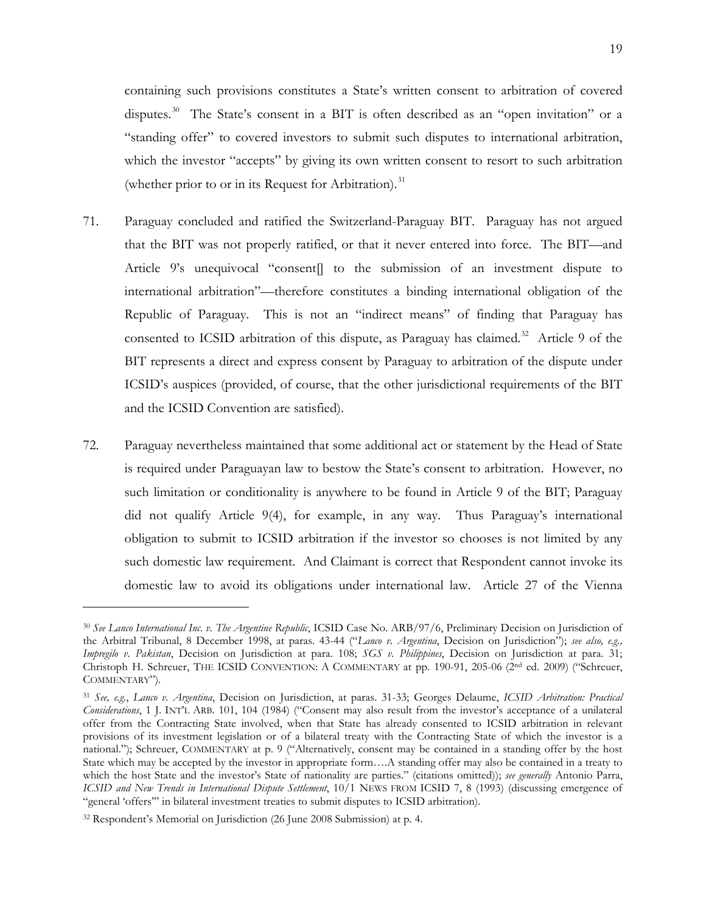containing such provisions constitutes a State's written consent to arbitration of covered disputes.[30] The State's consent in a BIT is often described as an "open invitation" or a "standing offer" to covered investors to submit such disputes to international arbitration, which the investor "accepts" by giving its own written consent to resort to such arbitration (whether prior to or in its Request for Arbitration).[31]

71. Paraguay concluded and ratified the Switzerland-Paraguay BIT. Paraguay has not argued that the BIT was not properly ratified, or that it never entered into force. The BIT—and Article 9's unequivocal "consent[] to the submission of an investment dispute to international arbitration"—therefore constitutes a binding international obligation of the Republic of Paraguay. This is not an "indirect means" of finding that Paraguay has consented to ICSID arbitration of this dispute, as Paraguay has claimed.[32] Article 9 of the BIT represents a direct and express consent by Paraguay to arbitration of the dispute under ICSID's auspices (provided, of course, that the other jurisdictional requirements of the BIT and the ICSID Convention are satisfied).

72. Paraguay nevertheless maintained that some additional act or statement by the Head of State is required under Paraguayan law to bestow the State's consent to arbitration. However, no such limitation or conditionality is anywhere to be found in Article 9 of the BIT; Paraguay did not qualify Article 9(4), for example, in any way. Thus Paraguay's international obligation to submit to ICSID arbitration if the investor so chooses is not limited by any such domestic law requirement. And Claimant is correct that Respondent cannot invoke its domestic law to avoid its obligations under international law. Article 27 of the Vienna

---

[30] *See Lanco International Inc. v. The Argentine Republic*, ICSID Case No. ARB/97/6, Preliminary Decision on Jurisdiction of the Arbitral Tribunal, 8 December 1998, at paras. 43-44 ("*Lanco v. Argentina*, Decision on Jurisdiction"); *see also, e.g., Impregilo v. Pakistan*, Decision on Jurisdiction at para. 108; *SGS v. Philippines*, Decision on Jurisdiction at para. 31; Christoph H. Schreuer, THE ICSID CONVENTION: A COMMENTARY at pp. 190-91, 205-06 (2nd ed. 2009) ("Schreuer, COMMENTARY").

[31] *See, e.g.*, *Lanco v. Argentina*, Decision on Jurisdiction, at paras. 31-33; Georges Delaume, *ICSID Arbitration: Practical Considerations*, 1 J. INT'L ARB. 101, 104 (1984) ("Consent may also result from the investor's acceptance of a unilateral offer from the Contracting State involved, when that State has already consented to ICSID arbitration in relevant provisions of its investment legislation or of a bilateral treaty with the Contracting State of which the investor is a national."); Schreuer, COMMENTARY at p. 9 ("Alternatively, consent may be contained in a standing offer by the host State which may be accepted by the investor in appropriate form….A standing offer may also be contained in a treaty to which the host State and the investor's State of nationality are parties." (citations omitted)); *see generally* Antonio Parra, *ICSID and New Trends in International Dispute Settlement*, 10/1 NEWS FROM ICSID 7, 8 (1993) (discussing emergence of "general 'offers'" in bilateral investment treaties to submit disputes to ICSID arbitration).

[32] Respondent's Memorial on Jurisdiction (26 June 2008 Submission) at p. 4.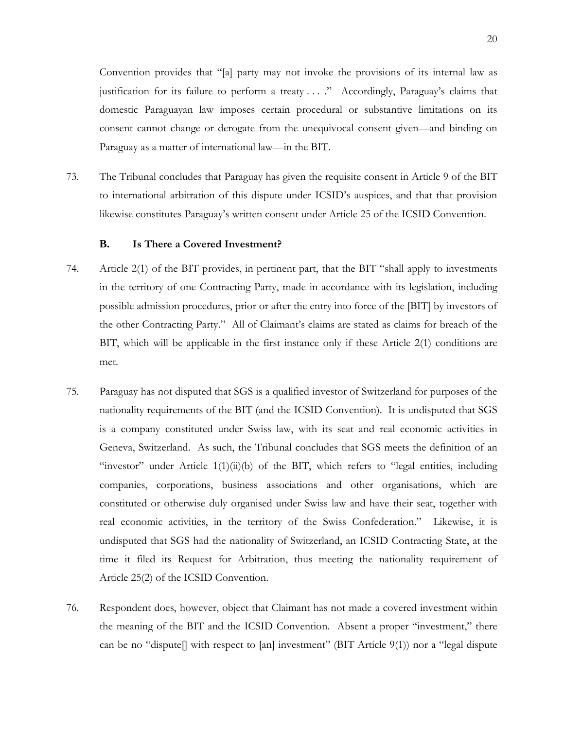Convention provides that "[a] party may not invoke the provisions of its internal law as justification for its failure to perform a treaty . . . ." Accordingly, Paraguay's claims that domestic Paraguayan law imposes certain procedural or substantive limitations on its consent cannot change or derogate from the unequivocal consent given—and binding on Paraguay as a matter of international law—in the BIT.

73. The Tribunal concludes that Paraguay has given the requisite consent in Article 9 of the BIT to international arbitration of this dispute under ICSID's auspices, and that that provision likewise constitutes Paraguay's written consent under Article 25 of the ICSID Convention.

### B. Is There a Covered Investment?

74. Article 2(1) of the BIT provides, in pertinent part, that the BIT "shall apply to investments in the territory of one Contracting Party, made in accordance with its legislation, including possible admission procedures, prior or after the entry into force of the [BIT] by investors of the other Contracting Party." All of Claimant's claims are stated as claims for breach of the BIT, which will be applicable in the first instance only if these Article 2(1) conditions are met.

75. Paraguay has not disputed that SGS is a qualified investor of Switzerland for purposes of the nationality requirements of the BIT (and the ICSID Convention). It is undisputed that SGS is a company constituted under Swiss law, with its seat and real economic activities in Geneva, Switzerland. As such, the Tribunal concludes that SGS meets the definition of an "investor" under Article 1(1)(ii)(b) of the BIT, which refers to "legal entities, including companies, corporations, business associations and other organisations, which are constituted or otherwise duly organised under Swiss law and have their seat, together with real economic activities, in the territory of the Swiss Confederation." Likewise, it is undisputed that SGS had the nationality of Switzerland, an ICSID Contracting State, at the time it filed its Request for Arbitration, thus meeting the nationality requirement of Article 25(2) of the ICSID Convention.

76. Respondent does, however, object that Claimant has not made a covered investment within the meaning of the BIT and the ICSID Convention. Absent a proper "investment," there can be no "dispute[] with respect to [an] investment" (BIT Article 9(1)) nor a "legal dispute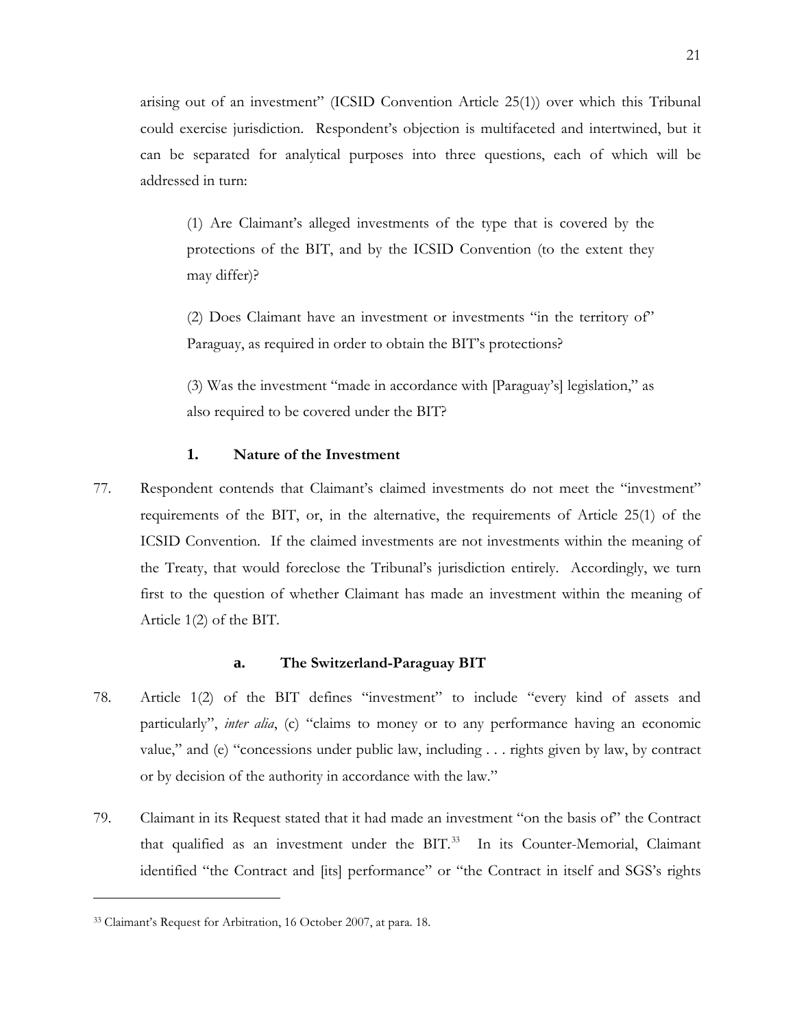arising out of an investment" (ICSID Convention Article 25(1)) over which this Tribunal could exercise jurisdiction. Respondent's objection is multifaceted and intertwined, but it can be separated for analytical purposes into three questions, each of which will be addressed in turn:

> (1) Are Claimant's alleged investments of the type that is covered by the protections of the BIT, and by the ICSID Convention (to the extent they may differ)?
>
> (2) Does Claimant have an investment or investments "in the territory of" Paraguay, as required in order to obtain the BIT's protections?
>
> (3) Was the investment "made in accordance with [Paraguay's] legislation," as also required to be covered under the BIT?

### 1. Nature of the Investment

77. Respondent contends that Claimant's claimed investments do not meet the "investment" requirements of the BIT, or, in the alternative, the requirements of Article 25(1) of the ICSID Convention. If the claimed investments are not investments within the meaning of the Treaty, that would foreclose the Tribunal's jurisdiction entirely. Accordingly, we turn first to the question of whether Claimant has made an investment within the meaning of Article 1(2) of the BIT.

#### a. The Switzerland-Paraguay BIT

78. Article 1(2) of the BIT defines "investment" to include "every kind of assets and particularly", *inter alia*, (c) "claims to money or to any performance having an economic value," and (e) "concessions under public law, including . . . rights given by law, by contract or by decision of the authority in accordance with the law."

79. Claimant in its Request stated that it had made an investment "on the basis of" the Contract that qualified as an investment under the BIT.[33] In its Counter-Memorial, Claimant identified "the Contract and [its] performance" or "the Contract in itself and SGS's rights

---

[33] Claimant's Request for Arbitration, 16 October 2007, at para. 18.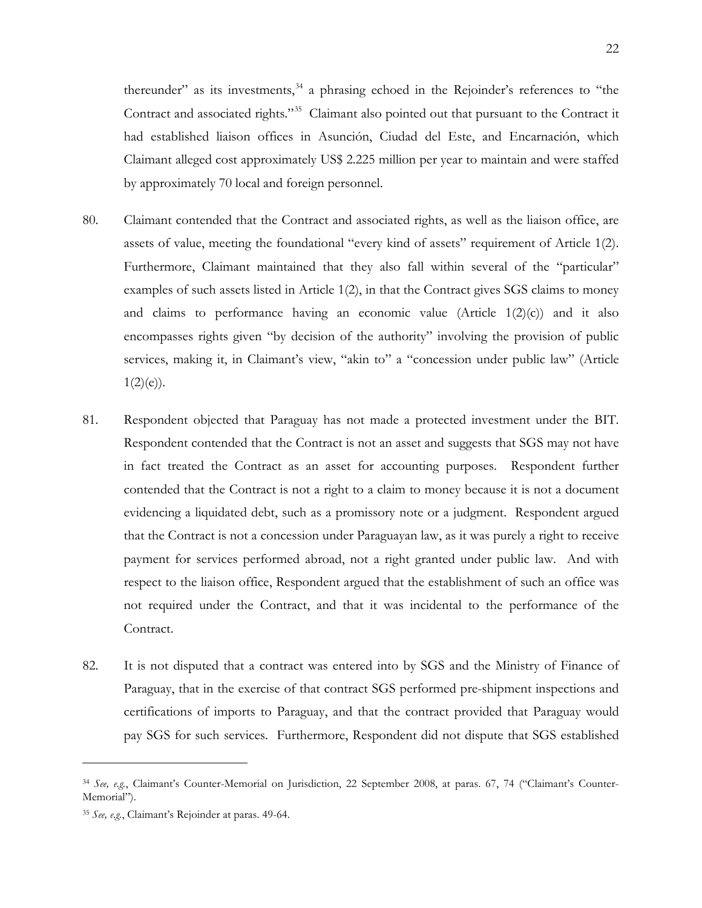thereunder" as its investments,[34] a phrasing echoed in the Rejoinder's references to "the Contract and associated rights."[35] Claimant also pointed out that pursuant to the Contract it had established liaison offices in Asunción, Ciudad del Este, and Encarnación, which Claimant alleged cost approximately US$ 2.225 million per year to maintain and were staffed by approximately 70 local and foreign personnel.

80. Claimant contended that the Contract and associated rights, as well as the liaison office, are assets of value, meeting the foundational "every kind of assets" requirement of Article 1(2). Furthermore, Claimant maintained that they also fall within several of the "particular" examples of such assets listed in Article 1(2), in that the Contract gives SGS claims to money and claims to performance having an economic value (Article 1(2)(c)) and it also encompasses rights given "by decision of the authority" involving the provision of public services, making it, in Claimant's view, "akin to" a "concession under public law" (Article 1(2)(e)).

81. Respondent objected that Paraguay has not made a protected investment under the BIT. Respondent contended that the Contract is not an asset and suggests that SGS may not have in fact treated the Contract as an asset for accounting purposes. Respondent further contended that the Contract is not a right to a claim to money because it is not a document evidencing a liquidated debt, such as a promissory note or a judgment. Respondent argued that the Contract is not a concession under Paraguayan law, as it was purely a right to receive payment for services performed abroad, not a right granted under public law. And with respect to the liaison office, Respondent argued that the establishment of such an office was not required under the Contract, and that it was incidental to the performance of the Contract.

82. It is not disputed that a contract was entered into by SGS and the Ministry of Finance of Paraguay, that in the exercise of that contract SGS performed pre-shipment inspections and certifications of imports to Paraguay, and that the contract provided that Paraguay would pay SGS for such services. Furthermore, Respondent did not dispute that SGS established

---

[34] *See, e.g.*, Claimant's Counter-Memorial on Jurisdiction, 22 September 2008, at paras. 67, 74 ("Claimant's Counter-Memorial").

[35] *See, e.g.*, Claimant's Rejoinder at paras. 49-64.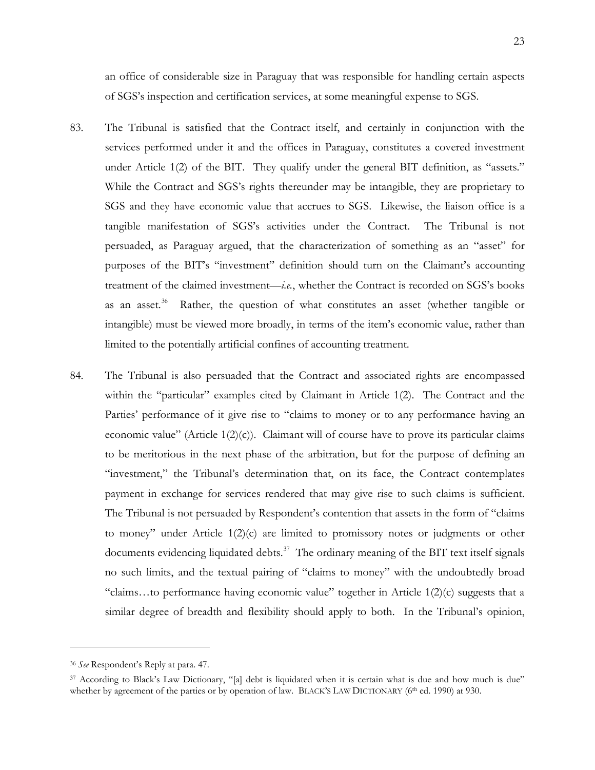an office of considerable size in Paraguay that was responsible for handling certain aspects of SGS's inspection and certification services, at some meaningful expense to SGS.

83. The Tribunal is satisfied that the Contract itself, and certainly in conjunction with the services performed under it and the offices in Paraguay, constitutes a covered investment under Article 1(2) of the BIT. They qualify under the general BIT definition, as "assets." While the Contract and SGS's rights thereunder may be intangible, they are proprietary to SGS and they have economic value that accrues to SGS. Likewise, the liaison office is a tangible manifestation of SGS's activities under the Contract. The Tribunal is not persuaded, as Paraguay argued, that the characterization of something as an "asset" for purposes of the BIT's "investment" definition should turn on the Claimant's accounting treatment of the claimed investment—*i.e.*, whether the Contract is recorded on SGS's books as an asset.[36] Rather, the question of what constitutes an asset (whether tangible or intangible) must be viewed more broadly, in terms of the item's economic value, rather than limited to the potentially artificial confines of accounting treatment.

84. The Tribunal is also persuaded that the Contract and associated rights are encompassed within the "particular" examples cited by Claimant in Article 1(2). The Contract and the Parties' performance of it give rise to "claims to money or to any performance having an economic value" (Article 1(2)(c)). Claimant will of course have to prove its particular claims to be meritorious in the next phase of the arbitration, but for the purpose of defining an "investment," the Tribunal's determination that, on its face, the Contract contemplates payment in exchange for services rendered that may give rise to such claims is sufficient. The Tribunal is not persuaded by Respondent's contention that assets in the form of "claims to money" under Article 1(2)(c) are limited to promissory notes or judgments or other documents evidencing liquidated debts.[37] The ordinary meaning of the BIT text itself signals no such limits, and the textual pairing of "claims to money" with the undoubtedly broad "claims…to performance having economic value" together in Article 1(2)(c) suggests that a similar degree of breadth and flexibility should apply to both. In the Tribunal's opinion,

---

[36] *See* Respondent's Reply at para. 47.

[37] According to Black's Law Dictionary, "[a] debt is liquidated when it is certain what is due and how much is due" whether by agreement of the parties or by operation of law. BLACK'S LAW DICTIONARY (6th ed. 1990) at 930.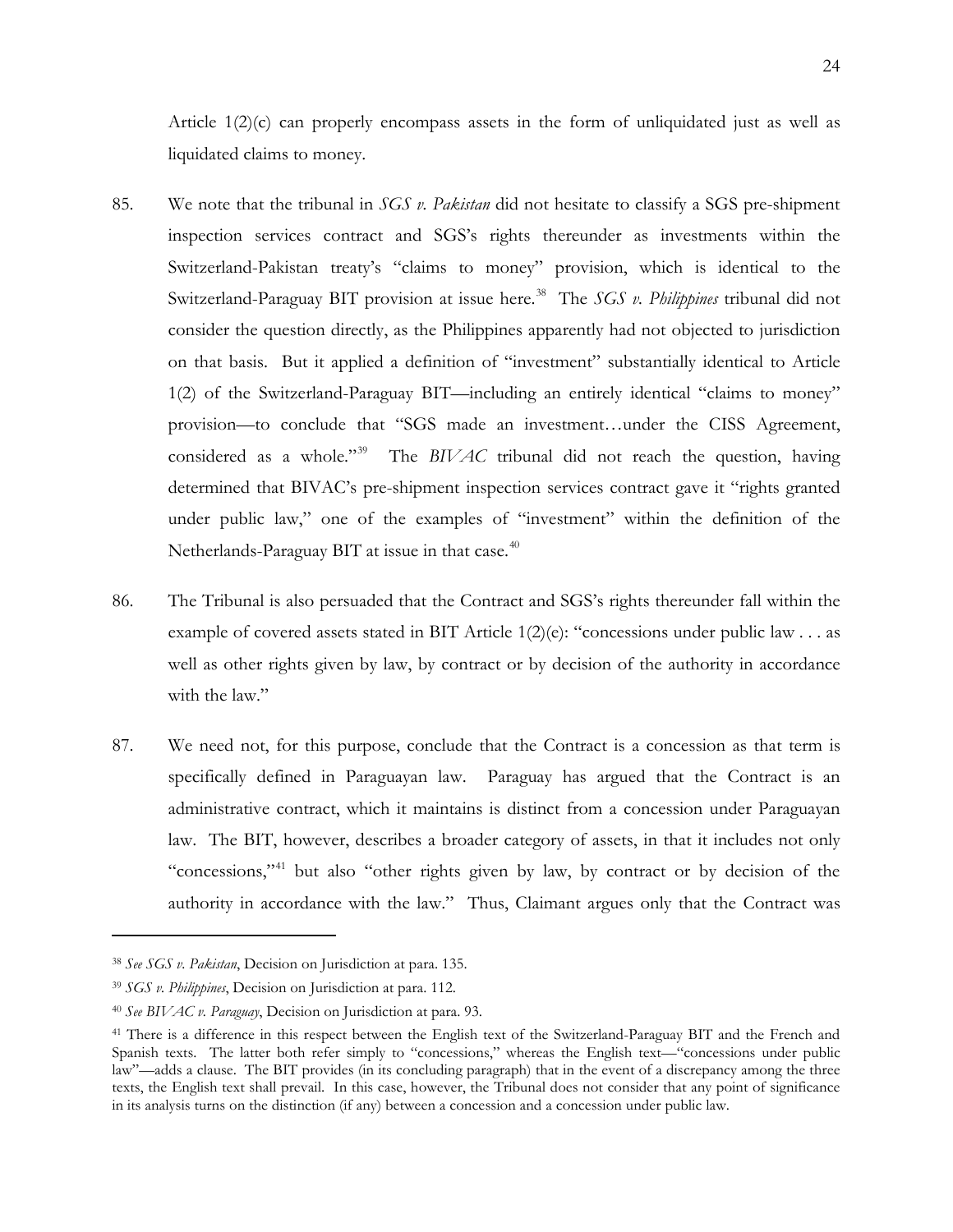Article 1(2)(c) can properly encompass assets in the form of unliquidated just as well as liquidated claims to money.

85. We note that the tribunal in *SGS v. Pakistan* did not hesitate to classify a SGS pre-shipment inspection services contract and SGS's rights thereunder as investments within the Switzerland-Pakistan treaty's "claims to money" provision, which is identical to the Switzerland-Paraguay BIT provision at issue here.[38] The *SGS v. Philippines* tribunal did not consider the question directly, as the Philippines apparently had not objected to jurisdiction on that basis. But it applied a definition of "investment" substantially identical to Article 1(2) of the Switzerland-Paraguay BIT—including an entirely identical "claims to money" provision—to conclude that "SGS made an investment…under the CISS Agreement, considered as a whole."[39] The *BIVAC* tribunal did not reach the question, having determined that BIVAC's pre-shipment inspection services contract gave it "rights granted under public law," one of the examples of "investment" within the definition of the Netherlands-Paraguay BIT at issue in that case.[40]

86. The Tribunal is also persuaded that the Contract and SGS's rights thereunder fall within the example of covered assets stated in BIT Article 1(2)(e): "concessions under public law . . . as well as other rights given by law, by contract or by decision of the authority in accordance with the law."

87. We need not, for this purpose, conclude that the Contract is a concession as that term is specifically defined in Paraguayan law. Paraguay has argued that the Contract is an administrative contract, which it maintains is distinct from a concession under Paraguayan law. The BIT, however, describes a broader category of assets, in that it includes not only "concessions,"[41] but also "other rights given by law, by contract or by decision of the authority in accordance with the law." Thus, Claimant argues only that the Contract was

---

[38] *See SGS v. Pakistan*, Decision on Jurisdiction at para. 135.

[39] *SGS v. Philippines*, Decision on Jurisdiction at para. 112.

[40] *See BIVAC v. Paraguay*, Decision on Jurisdiction at para. 93.

[41] There is a difference in this respect between the English text of the Switzerland-Paraguay BIT and the French and Spanish texts. The latter both refer simply to "concessions," whereas the English text—"concessions under public law"—adds a clause. The BIT provides (in its concluding paragraph) that in the event of a discrepancy among the three texts, the English text shall prevail. In this case, however, the Tribunal does not consider that any point of significance in its analysis turns on the distinction (if any) between a concession and a concession under public law.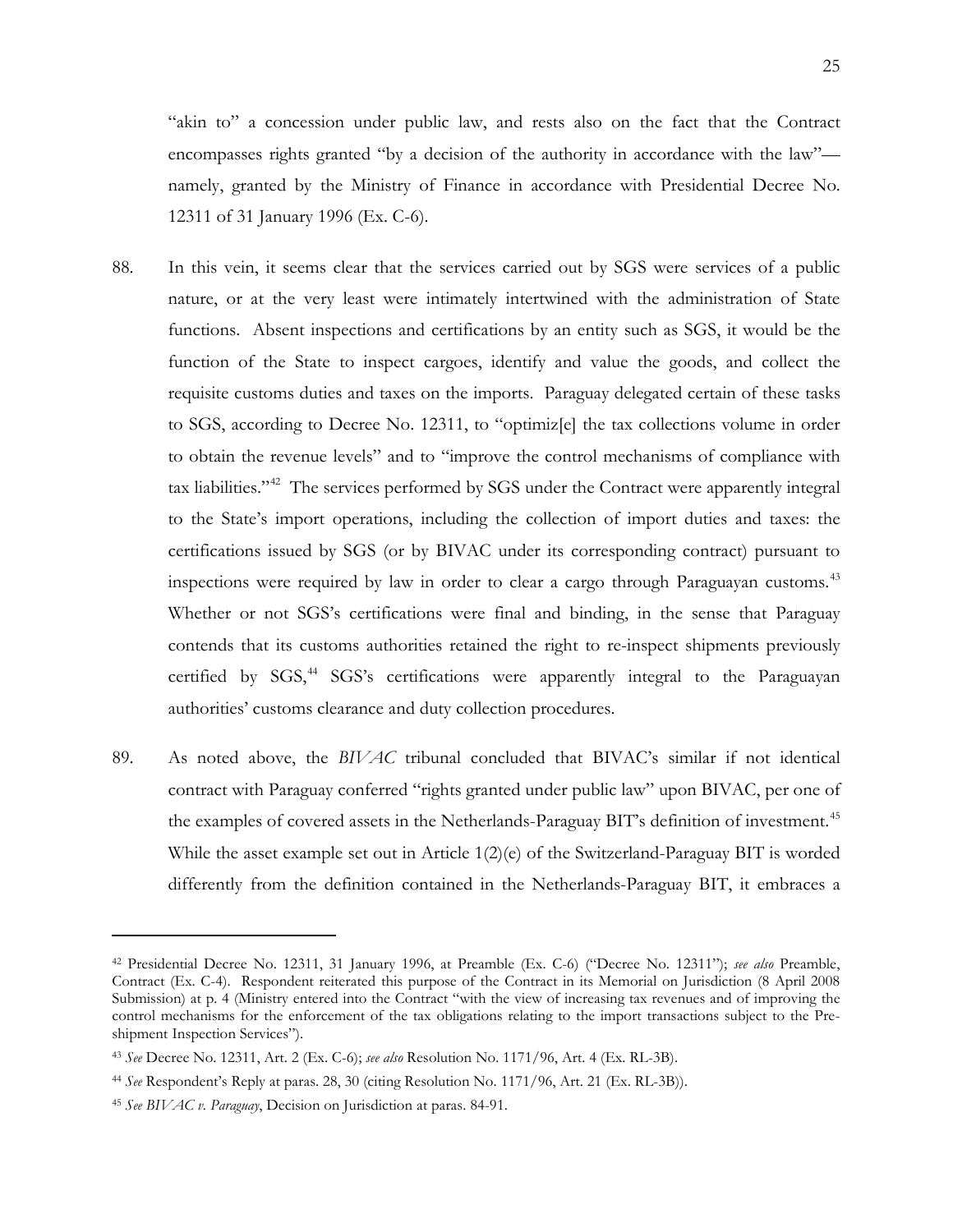"akin to" a concession under public law, and rests also on the fact that the Contract encompasses rights granted "by a decision of the authority in accordance with the law"—namely, granted by the Ministry of Finance in accordance with Presidential Decree No. 12311 of 31 January 1996 (Ex. C-6).

88. In this vein, it seems clear that the services carried out by SGS were services of a public nature, or at the very least were intimately intertwined with the administration of State functions. Absent inspections and certifications by an entity such as SGS, it would be the function of the State to inspect cargoes, identify and value the goods, and collect the requisite customs duties and taxes on the imports. Paraguay delegated certain of these tasks to SGS, according to Decree No. 12311, to "optimiz[e] the tax collections volume in order to obtain the revenue levels" and to "improve the control mechanisms of compliance with tax liabilities."[42] The services performed by SGS under the Contract were apparently integral to the State's import operations, including the collection of import duties and taxes: the certifications issued by SGS (or by BIVAC under its corresponding contract) pursuant to inspections were required by law in order to clear a cargo through Paraguayan customs.[43] Whether or not SGS's certifications were final and binding, in the sense that Paraguay contends that its customs authorities retained the right to re-inspect shipments previously certified by SGS,[44] SGS's certifications were apparently integral to the Paraguayan authorities' customs clearance and duty collection procedures.

89. As noted above, the *BIVAC* tribunal concluded that BIVAC's similar if not identical contract with Paraguay conferred "rights granted under public law" upon BIVAC, per one of the examples of covered assets in the Netherlands-Paraguay BIT's definition of investment.[45] While the asset example set out in Article 1(2)(e) of the Switzerland-Paraguay BIT is worded differently from the definition contained in the Netherlands-Paraguay BIT, it embraces a

---

[42] Presidential Decree No. 12311, 31 January 1996, at Preamble (Ex. C-6) ("Decree No. 12311"); *see also* Preamble, Contract (Ex. C-4). Respondent reiterated this purpose of the Contract in its Memorial on Jurisdiction (8 April 2008 Submission) at p. 4 (Ministry entered into the Contract "with the view of increasing tax revenues and of improving the control mechanisms for the enforcement of the tax obligations relating to the import transactions subject to the Pre-shipment Inspection Services").

[43] *See* Decree No. 12311, Art. 2 (Ex. C-6); *see also* Resolution No. 1171/96, Art. 4 (Ex. RL-3B).

[44] *See* Respondent's Reply at paras. 28, 30 (citing Resolution No. 1171/96, Art. 21 (Ex. RL-3B)).

[45] *See BIVAC v. Paraguay*, Decision on Jurisdiction at paras. 84-91.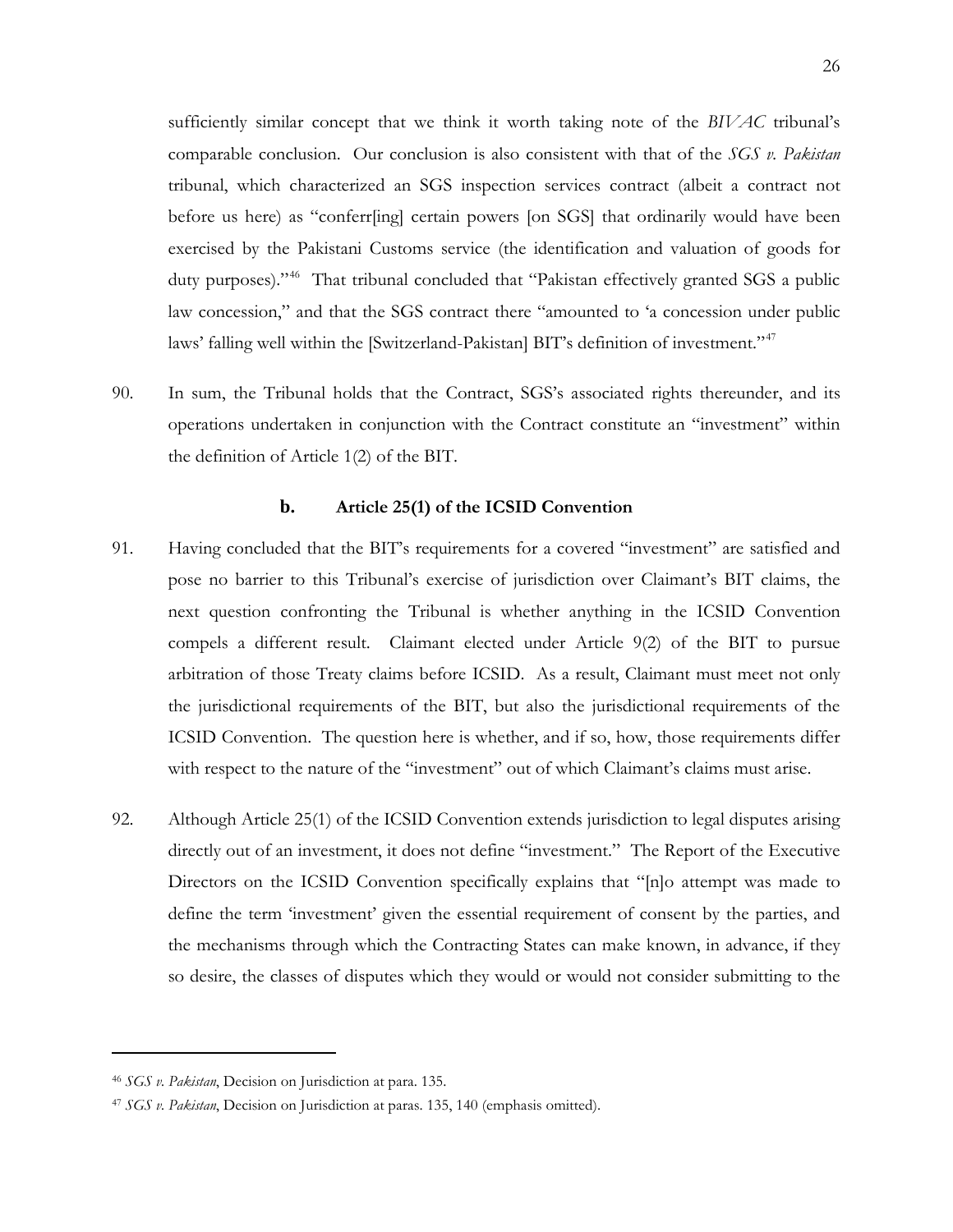sufficiently similar concept that we think it worth taking note of the *BIVAC* tribunal's comparable conclusion. Our conclusion is also consistent with that of the *SGS v. Pakistan* tribunal, which characterized an SGS inspection services contract (albeit a contract not before us here) as "conferr[ing] certain powers [on SGS] that ordinarily would have been exercised by the Pakistani Customs service (the identification and valuation of goods for duty purposes)."[46] That tribunal concluded that "Pakistan effectively granted SGS a public law concession," and that the SGS contract there "amounted to 'a concession under public laws' falling well within the [Switzerland-Pakistan] BIT's definition of investment."[47]

90. In sum, the Tribunal holds that the Contract, SGS's associated rights thereunder, and its operations undertaken in conjunction with the Contract constitute an "investment" within the definition of Article 1(2) of the BIT.

### b. Article 25(1) of the ICSID Convention

91. Having concluded that the BIT's requirements for a covered "investment" are satisfied and pose no barrier to this Tribunal's exercise of jurisdiction over Claimant's BIT claims, the next question confronting the Tribunal is whether anything in the ICSID Convention compels a different result. Claimant elected under Article 9(2) of the BIT to pursue arbitration of those Treaty claims before ICSID. As a result, Claimant must meet not only the jurisdictional requirements of the BIT, but also the jurisdictional requirements of the ICSID Convention. The question here is whether, and if so, how, those requirements differ with respect to the nature of the "investment" out of which Claimant's claims must arise.

92. Although Article 25(1) of the ICSID Convention extends jurisdiction to legal disputes arising directly out of an investment, it does not define "investment." The Report of the Executive Directors on the ICSID Convention specifically explains that "[n]o attempt was made to define the term 'investment' given the essential requirement of consent by the parties, and the mechanisms through which the Contracting States can make known, in advance, if they so desire, the classes of disputes which they would or would not consider submitting to the

---

[46] *SGS v. Pakistan*, Decision on Jurisdiction at para. 135.

[47] *SGS v. Pakistan*, Decision on Jurisdiction at paras. 135, 140 (emphasis omitted).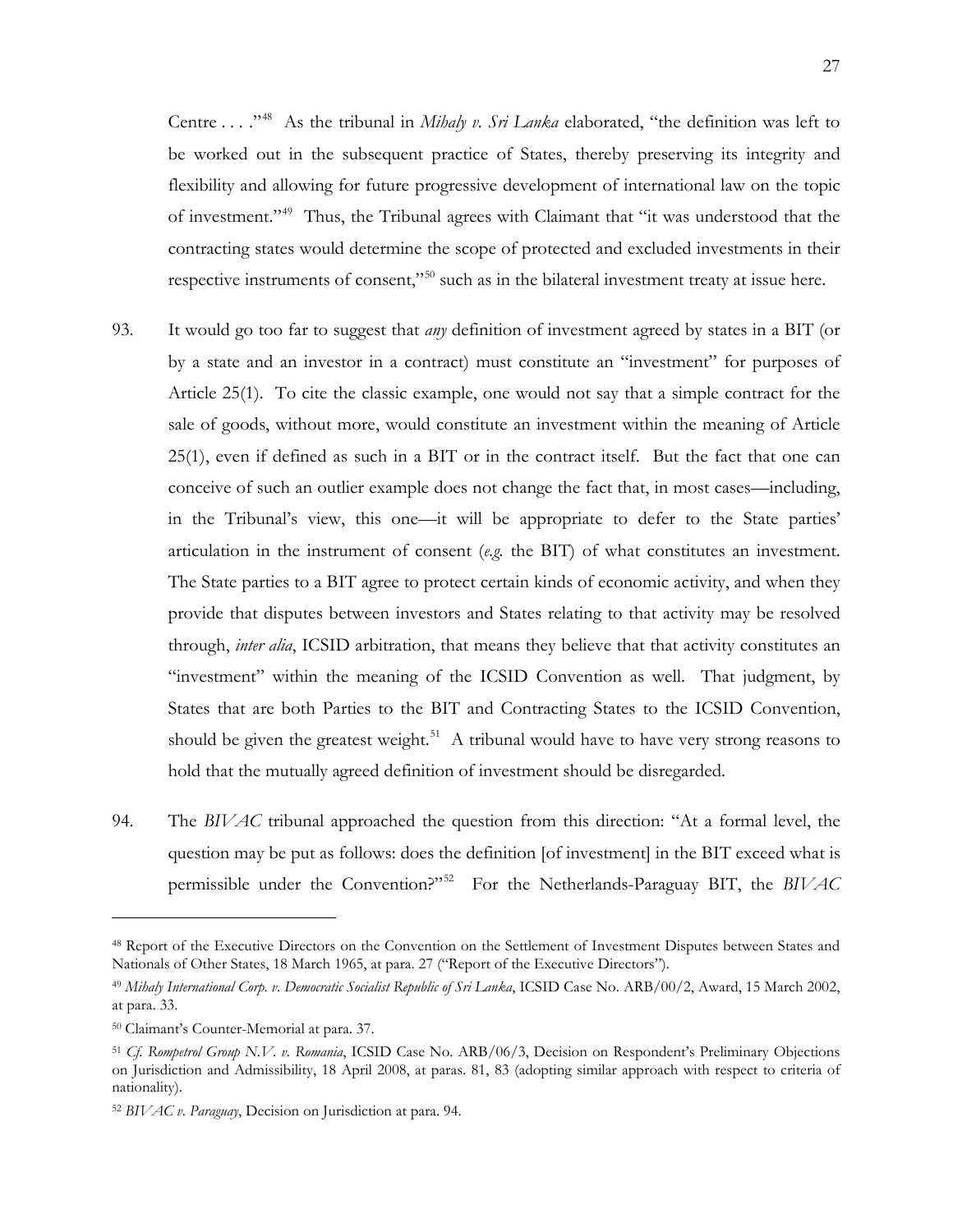Centre . . . ."[48] As the tribunal in *Mihaly v. Sri Lanka* elaborated, "the definition was left to be worked out in the subsequent practice of States, thereby preserving its integrity and flexibility and allowing for future progressive development of international law on the topic of investment."[49] Thus, the Tribunal agrees with Claimant that "it was understood that the contracting states would determine the scope of protected and excluded investments in their respective instruments of consent,"[50] such as in the bilateral investment treaty at issue here.

93. It would go too far to suggest that *any* definition of investment agreed by states in a BIT (or by a state and an investor in a contract) must constitute an "investment" for purposes of Article 25(1). To cite the classic example, one would not say that a simple contract for the sale of goods, without more, would constitute an investment within the meaning of Article 25(1), even if defined as such in a BIT or in the contract itself. But the fact that one can conceive of such an outlier example does not change the fact that, in most cases—including, in the Tribunal's view, this one—it will be appropriate to defer to the State parties' articulation in the instrument of consent (*e.g.* the BIT) of what constitutes an investment. The State parties to a BIT agree to protect certain kinds of economic activity, and when they provide that disputes between investors and States relating to that activity may be resolved through, *inter alia*, ICSID arbitration, that means they believe that that activity constitutes an "investment" within the meaning of the ICSID Convention as well. That judgment, by States that are both Parties to the BIT and Contracting States to the ICSID Convention, should be given the greatest weight.[51] A tribunal would have to have very strong reasons to hold that the mutually agreed definition of investment should be disregarded.

94. The *BIVAC* tribunal approached the question from this direction: "At a formal level, the question may be put as follows: does the definition [of investment] in the BIT exceed what is permissible under the Convention?"[52] For the Netherlands-Paraguay BIT, the *BIVAC*

---

[48] Report of the Executive Directors on the Convention on the Settlement of Investment Disputes between States and Nationals of Other States, 18 March 1965, at para. 27 ("Report of the Executive Directors").

[49] *Mihaly International Corp. v. Democratic Socialist Republic of Sri Lanka*, ICSID Case No. ARB/00/2, Award, 15 March 2002, at para. 33.

[50] Claimant's Counter-Memorial at para. 37.

[51] *Cf. Rompetrol Group N.V. v. Romania*, ICSID Case No. ARB/06/3, Decision on Respondent's Preliminary Objections on Jurisdiction and Admissibility, 18 April 2008, at paras. 81, 83 (adopting similar approach with respect to criteria of nationality).

[52] *BIVAC v. Paraguay*, Decision on Jurisdiction at para. 94.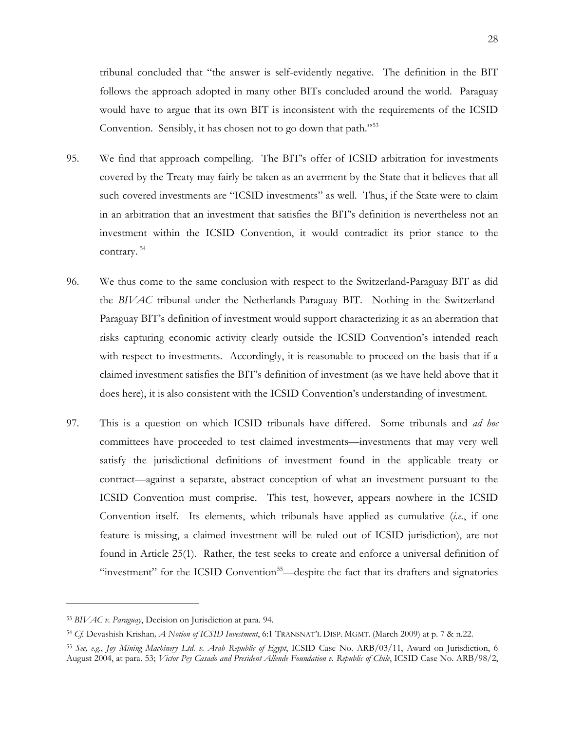tribunal concluded that "the answer is self-evidently negative. The definition in the BIT follows the approach adopted in many other BITs concluded around the world. Paraguay would have to argue that its own BIT is inconsistent with the requirements of the ICSID Convention. Sensibly, it has chosen not to go down that path."[53]

95. We find that approach compelling. The BIT's offer of ICSID arbitration for investments covered by the Treaty may fairly be taken as an averment by the State that it believes that all such covered investments are "ICSID investments" as well. Thus, if the State were to claim in an arbitration that an investment that satisfies the BIT's definition is nevertheless not an investment within the ICSID Convention, it would contradict its prior stance to the contrary.[54]

96. We thus come to the same conclusion with respect to the Switzerland-Paraguay BIT as did the *BIVAC* tribunal under the Netherlands-Paraguay BIT. Nothing in the Switzerland-Paraguay BIT's definition of investment would support characterizing it as an aberration that risks capturing economic activity clearly outside the ICSID Convention's intended reach with respect to investments. Accordingly, it is reasonable to proceed on the basis that if a claimed investment satisfies the BIT's definition of investment (as we have held above that it does here), it is also consistent with the ICSID Convention's understanding of investment.

97. This is a question on which ICSID tribunals have differed. Some tribunals and *ad hoc* committees have proceeded to test claimed investments—investments that may very well satisfy the jurisdictional definitions of investment found in the applicable treaty or contract—against a separate, abstract conception of what an investment pursuant to the ICSID Convention must comprise. This test, however, appears nowhere in the ICSID Convention itself. Its elements, which tribunals have applied as cumulative (*i.e.*, if one feature is missing, a claimed investment will be ruled out of ICSID jurisdiction), are not found in Article 25(1). Rather, the test seeks to create and enforce a universal definition of "investment" for the ICSID Convention[55]—despite the fact that its drafters and signatories

---

[53] *BIVAC v. Paraguay*, Decision on Jurisdiction at para. 94.

[54] *Cf.* Devashish Krishan*, A Notion of ICSID Investment*, 6:1 TRANSNAT'L DISP. MGMT. (March 2009) at p. 7 & n.22.

[55] *See, e.g.*, *Joy Mining Machinery Ltd. v. Arab Republic of Egypt*, ICSID Case No. ARB/03/11, Award on Jurisdiction, 6 August 2004, at para. 53; *Victor Pey Casado and President Allende Foundation v. Republic of Chile*, ICSID Case No. ARB/98/2,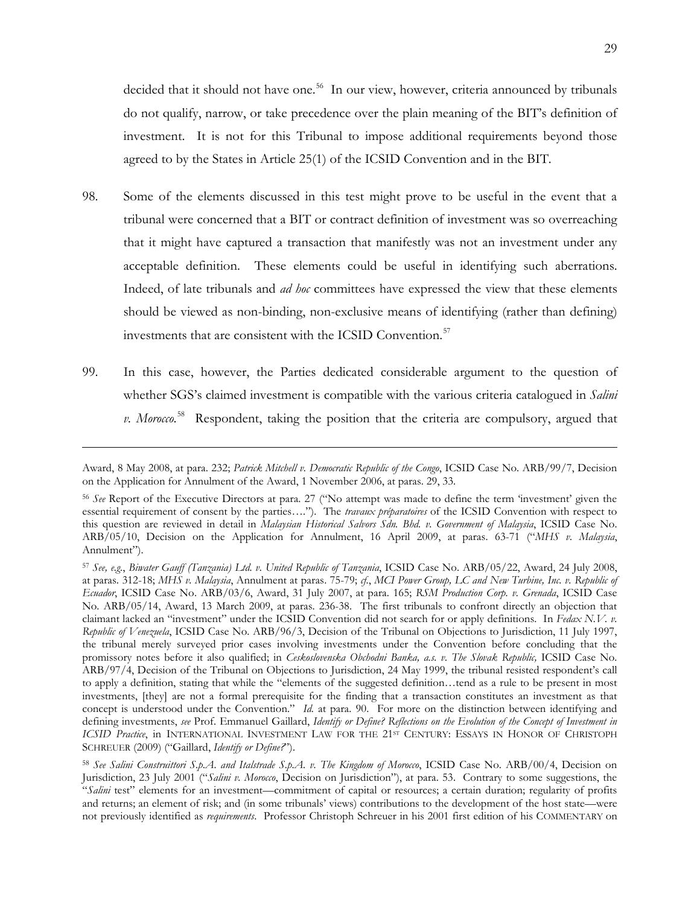decided that it should not have one.[56] In our view, however, criteria announced by tribunals do not qualify, narrow, or take precedence over the plain meaning of the BIT's definition of investment. It is not for this Tribunal to impose additional requirements beyond those agreed to by the States in Article 25(1) of the ICSID Convention and in the BIT.

98. Some of the elements discussed in this test might prove to be useful in the event that a tribunal were concerned that a BIT or contract definition of investment was so overreaching that it might have captured a transaction that manifestly was not an investment under any acceptable definition. These elements could be useful in identifying such aberrations. Indeed, of late tribunals and *ad hoc* committees have expressed the view that these elements should be viewed as non-binding, non-exclusive means of identifying (rather than defining) investments that are consistent with the ICSID Convention.[57]

99. In this case, however, the Parties dedicated considerable argument to the question of whether SGS's claimed investment is compatible with the various criteria catalogued in *Salini v. Morocco*.[58] Respondent, taking the position that the criteria are compulsory, argued that

---

Award, 8 May 2008, at para. 232; *Patrick Mitchell v. Democratic Republic of the Congo*, ICSID Case No. ARB/99/7, Decision on the Application for Annulment of the Award, 1 November 2006, at paras. 29, 33.

[56] *See* Report of the Executive Directors at para. 27 ("No attempt was made to define the term 'investment' given the essential requirement of consent by the parties…."). The *travaux préparatoires* of the ICSID Convention with respect to this question are reviewed in detail in *Malaysian Historical Salvors Sdn. Bhd. v. Government of Malaysia*, ICSID Case No. ARB/05/10, Decision on the Application for Annulment, 16 April 2009, at paras. 63-71 ("*MHS v. Malaysia*, Annulment").

[57] *See, e.g.*, *Biwater Gauff (Tanzania) Ltd. v. United Republic of Tanzania*, ICSID Case No. ARB/05/22, Award, 24 July 2008, at paras. 312-18; *MHS v. Malaysia*, Annulment at paras. 75-79; *cf.*, *MCI Power Group, LC and New Turbine, Inc. v. Republic of Ecuador*, ICSID Case No. ARB/03/6, Award, 31 July 2007, at para. 165; *RSM Production Corp. v. Grenada*, ICSID Case No. ARB/05/14, Award, 13 March 2009, at paras. 236-38. The first tribunals to confront directly an objection that claimant lacked an "investment" under the ICSID Convention did not search for or apply definitions. In *Fedax N.V. v. Republic of Venezuela*, ICSID Case No. ARB/96/3, Decision of the Tribunal on Objections to Jurisdiction, 11 July 1997, the tribunal merely surveyed prior cases involving investments under the Convention before concluding that the promissory notes before it also qualified; in *Ceskoslovenska Obchodni Banka, a.s. v. The Slovak Republic,* ICSID Case No. ARB/97/4, Decision of the Tribunal on Objections to Jurisdiction, 24 May 1999, the tribunal resisted respondent's call to apply a definition, stating that while the "elements of the suggested definition…tend as a rule to be present in most investments, [they] are not a formal prerequisite for the finding that a transaction constitutes an investment as that concept is understood under the Convention." *Id.* at para. 90. For more on the distinction between identifying and defining investments, *see* Prof. Emmanuel Gaillard, *Identify or Define? Reflections on the Evolution of the Concept of Investment in ICSID Practice*, in INTERNATIONAL INVESTMENT LAW FOR THE 21ST CENTURY: ESSAYS IN HONOR OF CHRISTOPH SCHREUER (2009) ("Gaillard, *Identify or Define?*").

[58] *See Salini Construttori S.p.A. and Italstrade S.p.A. v. The Kingdom of Morocco*, ICSID Case No. ARB/00/4, Decision on Jurisdiction, 23 July 2001 ("*Salini v. Morocco*, Decision on Jurisdiction"), at para. 53. Contrary to some suggestions, the "*Salini* test" elements for an investment—commitment of capital or resources; a certain duration; regularity of profits and returns; an element of risk; and (in some tribunals' views) contributions to the development of the host state—were not previously identified as *requirements*. Professor Christoph Schreuer in his 2001 first edition of his COMMENTARY on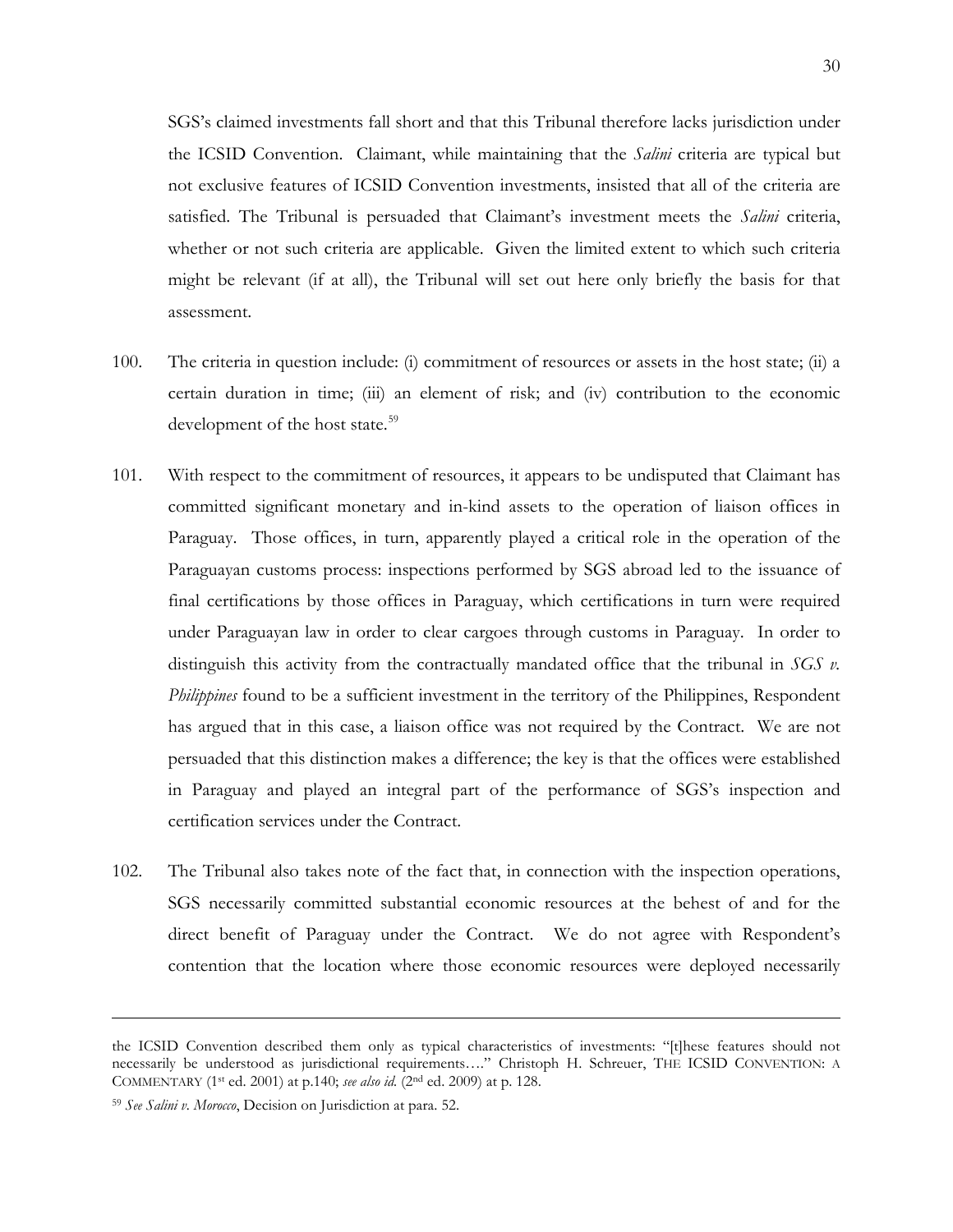SGS's claimed investments fall short and that this Tribunal therefore lacks jurisdiction under the ICSID Convention. Claimant, while maintaining that the *Salini* criteria are typical but not exclusive features of ICSID Convention investments, insisted that all of the criteria are satisfied. The Tribunal is persuaded that Claimant's investment meets the *Salini* criteria, whether or not such criteria are applicable. Given the limited extent to which such criteria might be relevant (if at all), the Tribunal will set out here only briefly the basis for that assessment.

100. The criteria in question include: (i) commitment of resources or assets in the host state; (ii) a certain duration in time; (iii) an element of risk; and (iv) contribution to the economic development of the host state.[59]

101. With respect to the commitment of resources, it appears to be undisputed that Claimant has committed significant monetary and in-kind assets to the operation of liaison offices in Paraguay. Those offices, in turn, apparently played a critical role in the operation of the Paraguayan customs process: inspections performed by SGS abroad led to the issuance of final certifications by those offices in Paraguay, which certifications in turn were required under Paraguayan law in order to clear cargoes through customs in Paraguay. In order to distinguish this activity from the contractually mandated office that the tribunal in *SGS v. Philippines* found to be a sufficient investment in the territory of the Philippines, Respondent has argued that in this case, a liaison office was not required by the Contract. We are not persuaded that this distinction makes a difference; the key is that the offices were established in Paraguay and played an integral part of the performance of SGS's inspection and certification services under the Contract.

102. The Tribunal also takes note of the fact that, in connection with the inspection operations, SGS necessarily committed substantial economic resources at the behest of and for the direct benefit of Paraguay under the Contract. We do not agree with Respondent's contention that the location where those economic resources were deployed necessarily

---

the ICSID Convention described them only as typical characteristics of investments: "[t]hese features should not necessarily be understood as jurisdictional requirements…." Christoph H. Schreuer, THE ICSID CONVENTION: A COMMENTARY (1st ed. 2001) at p.140; *see also id.* (2nd ed. 2009) at p. 128.

[59] *See Salini v. Morocco*, Decision on Jurisdiction at para. 52.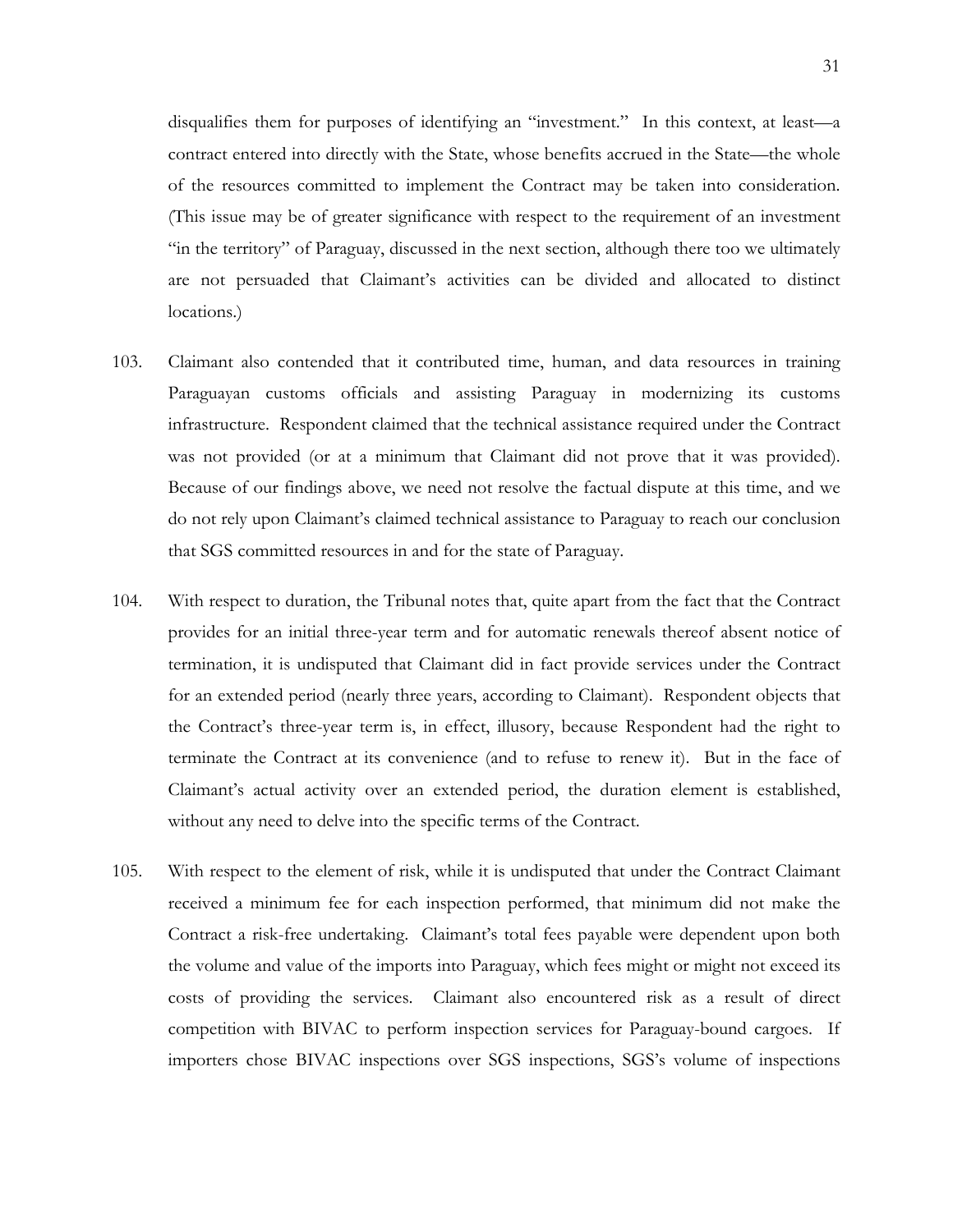disqualifies them for purposes of identifying an "investment." In this context, at least—a contract entered into directly with the State, whose benefits accrued in the State—the whole of the resources committed to implement the Contract may be taken into consideration. (This issue may be of greater significance with respect to the requirement of an investment "in the territory" of Paraguay, discussed in the next section, although there too we ultimately are not persuaded that Claimant's activities can be divided and allocated to distinct locations.)

103. Claimant also contended that it contributed time, human, and data resources in training Paraguayan customs officials and assisting Paraguay in modernizing its customs infrastructure. Respondent claimed that the technical assistance required under the Contract was not provided (or at a minimum that Claimant did not prove that it was provided). Because of our findings above, we need not resolve the factual dispute at this time, and we do not rely upon Claimant's claimed technical assistance to Paraguay to reach our conclusion that SGS committed resources in and for the state of Paraguay.

104. With respect to duration, the Tribunal notes that, quite apart from the fact that the Contract provides for an initial three-year term and for automatic renewals thereof absent notice of termination, it is undisputed that Claimant did in fact provide services under the Contract for an extended period (nearly three years, according to Claimant). Respondent objects that the Contract's three-year term is, in effect, illusory, because Respondent had the right to terminate the Contract at its convenience (and to refuse to renew it). But in the face of Claimant's actual activity over an extended period, the duration element is established, without any need to delve into the specific terms of the Contract.

105. With respect to the element of risk, while it is undisputed that under the Contract Claimant received a minimum fee for each inspection performed, that minimum did not make the Contract a risk-free undertaking. Claimant's total fees payable were dependent upon both the volume and value of the imports into Paraguay, which fees might or might not exceed its costs of providing the services. Claimant also encountered risk as a result of direct competition with BIVAC to perform inspection services for Paraguay-bound cargoes. If importers chose BIVAC inspections over SGS inspections, SGS's volume of inspections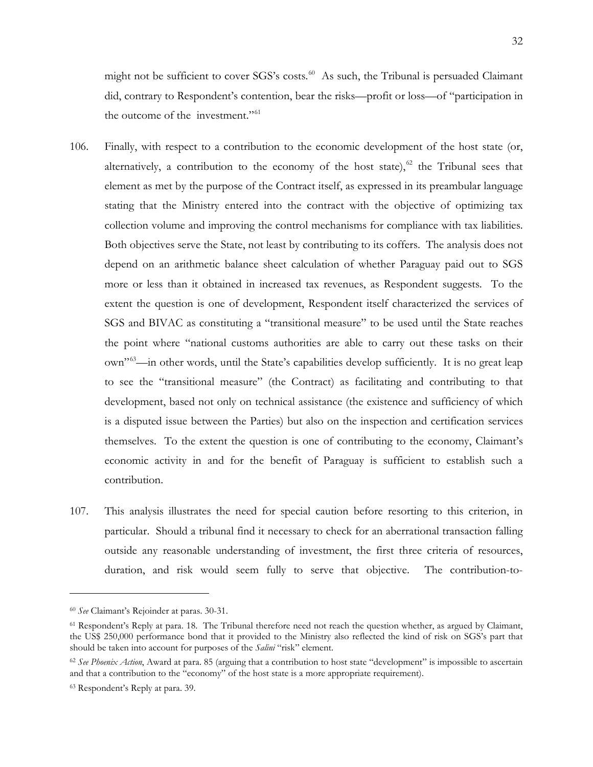might not be sufficient to cover SGS's costs.[60] As such, the Tribunal is persuaded Claimant did, contrary to Respondent's contention, bear the risks—profit or loss—of "participation in the outcome of the investment."[61]

106. Finally, with respect to a contribution to the economic development of the host state (or, alternatively, a contribution to the economy of the host state),[62] the Tribunal sees that element as met by the purpose of the Contract itself, as expressed in its preambular language stating that the Ministry entered into the contract with the objective of optimizing tax collection volume and improving the control mechanisms for compliance with tax liabilities. Both objectives serve the State, not least by contributing to its coffers. The analysis does not depend on an arithmetic balance sheet calculation of whether Paraguay paid out to SGS more or less than it obtained in increased tax revenues, as Respondent suggests. To the extent the question is one of development, Respondent itself characterized the services of SGS and BIVAC as constituting a "transitional measure" to be used until the State reaches the point where "national customs authorities are able to carry out these tasks on their own"[63]—in other words, until the State's capabilities develop sufficiently. It is no great leap to see the "transitional measure" (the Contract) as facilitating and contributing to that development, based not only on technical assistance (the existence and sufficiency of which is a disputed issue between the Parties) but also on the inspection and certification services themselves. To the extent the question is one of contributing to the economy, Claimant's economic activity in and for the benefit of Paraguay is sufficient to establish such a contribution.

107. This analysis illustrates the need for special caution before resorting to this criterion, in particular. Should a tribunal find it necessary to check for an aberrational transaction falling outside any reasonable understanding of investment, the first three criteria of resources, duration, and risk would seem fully to serve that objective. The contribution-to-

---

[60] *See* Claimant's Rejoinder at paras. 30-31.

[61] Respondent's Reply at para. 18. The Tribunal therefore need not reach the question whether, as argued by Claimant, the US$ 250,000 performance bond that it provided to the Ministry also reflected the kind of risk on SGS's part that should be taken into account for purposes of the *Salini* "risk" element.

[62] *See Phoenix Action*, Award at para. 85 (arguing that a contribution to host state "development" is impossible to ascertain and that a contribution to the "economy" of the host state is a more appropriate requirement).

[63] Respondent's Reply at para. 39.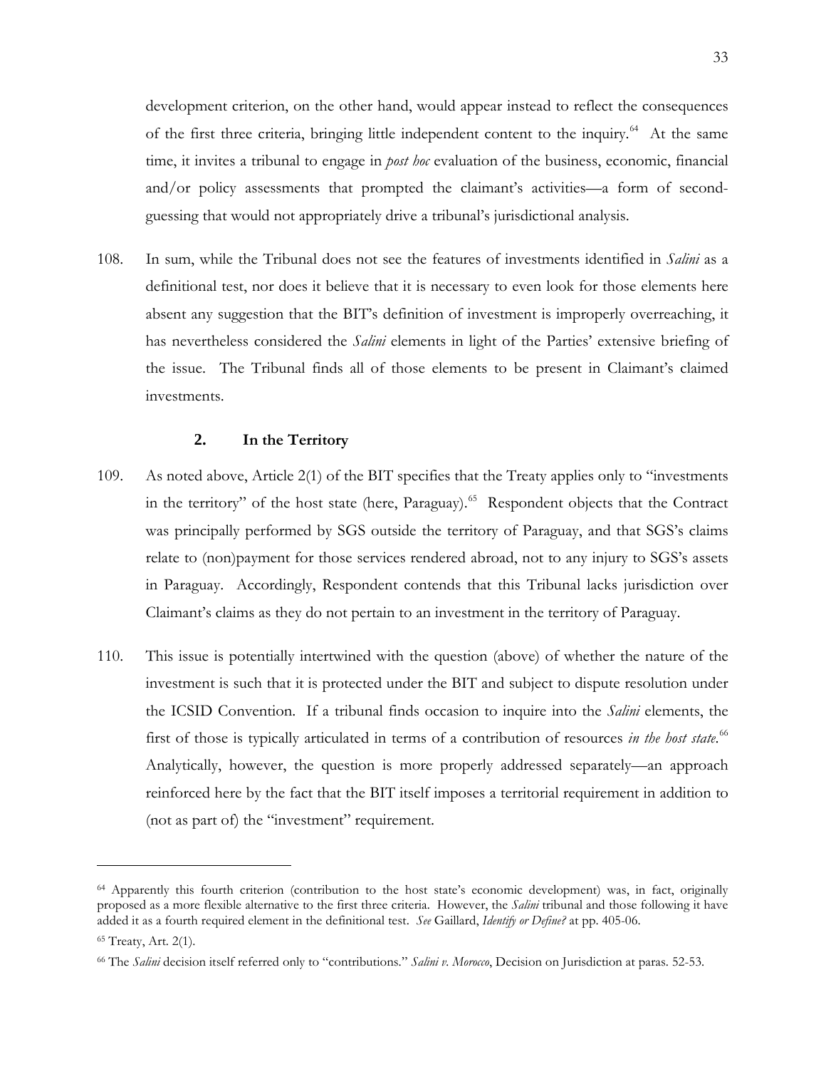development criterion, on the other hand, would appear instead to reflect the consequences of the first three criteria, bringing little independent content to the inquiry.[64] At the same time, it invites a tribunal to engage in *post hoc* evaluation of the business, economic, financial and/or policy assessments that prompted the claimant's activities—a form of second-guessing that would not appropriately drive a tribunal's jurisdictional analysis.

108. In sum, while the Tribunal does not see the features of investments identified in *Salini* as a definitional test, nor does it believe that it is necessary to even look for those elements here absent any suggestion that the BIT's definition of investment is improperly overreaching, it has nevertheless considered the *Salini* elements in light of the Parties' extensive briefing of the issue. The Tribunal finds all of those elements to be present in Claimant's claimed investments.

### 2. In the Territory

109. As noted above, Article 2(1) of the BIT specifies that the Treaty applies only to "investments in the territory" of the host state (here, Paraguay).[65] Respondent objects that the Contract was principally performed by SGS outside the territory of Paraguay, and that SGS's claims relate to (non)payment for those services rendered abroad, not to any injury to SGS's assets in Paraguay. Accordingly, Respondent contends that this Tribunal lacks jurisdiction over Claimant's claims as they do not pertain to an investment in the territory of Paraguay.

110. This issue is potentially intertwined with the question (above) of whether the nature of the investment is such that it is protected under the BIT and subject to dispute resolution under the ICSID Convention. If a tribunal finds occasion to inquire into the *Salini* elements, the first of those is typically articulated in terms of a contribution of resources *in the host state*.[66] Analytically, however, the question is more properly addressed separately—an approach reinforced here by the fact that the BIT itself imposes a territorial requirement in addition to (not as part of) the "investment" requirement.

---

[64] Apparently this fourth criterion (contribution to the host state's economic development) was, in fact, originally proposed as a more flexible alternative to the first three criteria. However, the *Salini* tribunal and those following it have added it as a fourth required element in the definitional test. *See* Gaillard, *Identify or Define?* at pp. 405-06.

[65] Treaty, Art. 2(1).

[66] The *Salini* decision itself referred only to "contributions." *Salini v. Morocco*, Decision on Jurisdiction at paras. 52-53.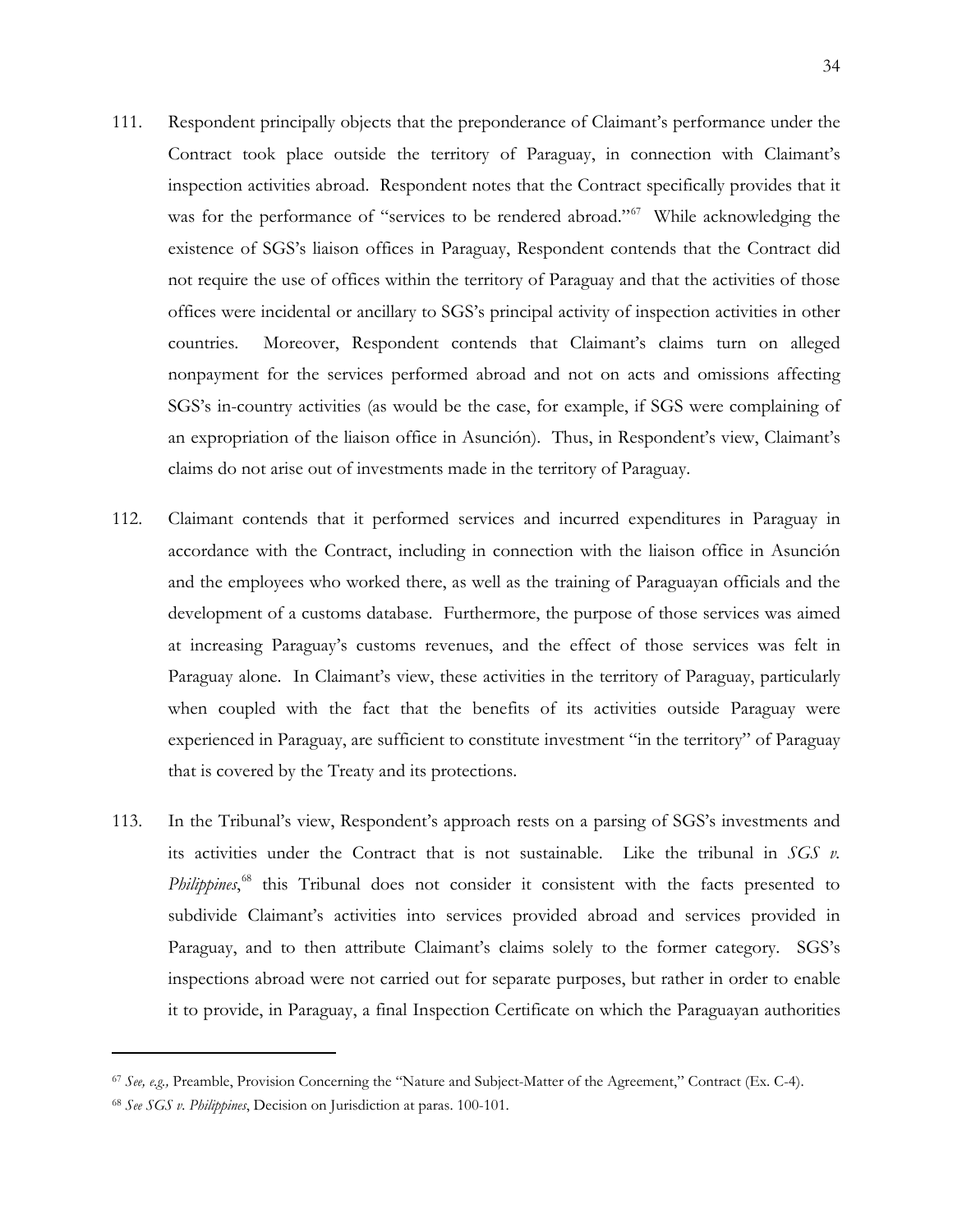111. Respondent principally objects that the preponderance of Claimant's performance under the Contract took place outside the territory of Paraguay, in connection with Claimant's inspection activities abroad. Respondent notes that the Contract specifically provides that it was for the performance of "services to be rendered abroad."[67] While acknowledging the existence of SGS's liaison offices in Paraguay, Respondent contends that the Contract did not require the use of offices within the territory of Paraguay and that the activities of those offices were incidental or ancillary to SGS's principal activity of inspection activities in other countries. Moreover, Respondent contends that Claimant's claims turn on alleged nonpayment for the services performed abroad and not on acts and omissions affecting SGS's in-country activities (as would be the case, for example, if SGS were complaining of an expropriation of the liaison office in Asunción). Thus, in Respondent's view, Claimant's claims do not arise out of investments made in the territory of Paraguay.

112. Claimant contends that it performed services and incurred expenditures in Paraguay in accordance with the Contract, including in connection with the liaison office in Asunción and the employees who worked there, as well as the training of Paraguayan officials and the development of a customs database. Furthermore, the purpose of those services was aimed at increasing Paraguay's customs revenues, and the effect of those services was felt in Paraguay alone. In Claimant's view, these activities in the territory of Paraguay, particularly when coupled with the fact that the benefits of its activities outside Paraguay were experienced in Paraguay, are sufficient to constitute investment "in the territory" of Paraguay that is covered by the Treaty and its protections.

113. In the Tribunal's view, Respondent's approach rests on a parsing of SGS's investments and its activities under the Contract that is not sustainable. Like the tribunal in *SGS v. Philippines*,[68] this Tribunal does not consider it consistent with the facts presented to subdivide Claimant's activities into services provided abroad and services provided in Paraguay, and to then attribute Claimant's claims solely to the former category. SGS's inspections abroad were not carried out for separate purposes, but rather in order to enable it to provide, in Paraguay, a final Inspection Certificate on which the Paraguayan authorities

---

[67] *See, e.g.,* Preamble, Provision Concerning the "Nature and Subject-Matter of the Agreement," Contract (Ex. C-4).

[68] *See SGS v. Philippines*, Decision on Jurisdiction at paras. 100-101.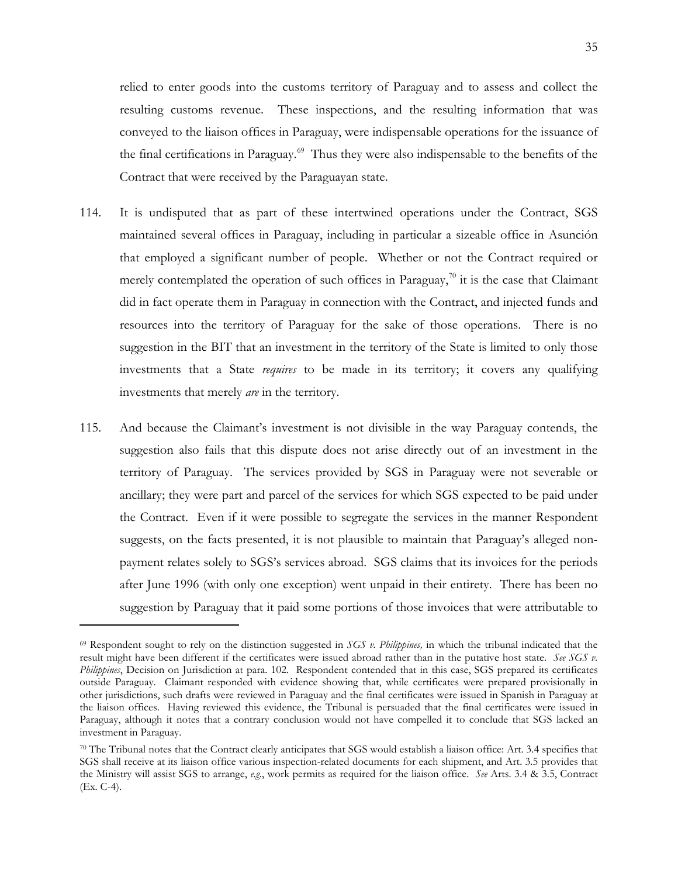relied to enter goods into the customs territory of Paraguay and to assess and collect the resulting customs revenue. These inspections, and the resulting information that was conveyed to the liaison offices in Paraguay, were indispensable operations for the issuance of the final certifications in Paraguay.[69] Thus they were also indispensable to the benefits of the Contract that were received by the Paraguayan state.

114. It is undisputed that as part of these intertwined operations under the Contract, SGS maintained several offices in Paraguay, including in particular a sizeable office in Asunción that employed a significant number of people. Whether or not the Contract required or merely contemplated the operation of such offices in Paraguay,[70] it is the case that Claimant did in fact operate them in Paraguay in connection with the Contract, and injected funds and resources into the territory of Paraguay for the sake of those operations. There is no suggestion in the BIT that an investment in the territory of the State is limited to only those investments that a State *requires* to be made in its territory; it covers any qualifying investments that merely *are* in the territory.

115. And because the Claimant's investment is not divisible in the way Paraguay contends, the suggestion also fails that this dispute does not arise directly out of an investment in the territory of Paraguay. The services provided by SGS in Paraguay were not severable or ancillary; they were part and parcel of the services for which SGS expected to be paid under the Contract. Even if it were possible to segregate the services in the manner Respondent suggests, on the facts presented, it is not plausible to maintain that Paraguay's alleged non-payment relates solely to SGS's services abroad. SGS claims that its invoices for the periods after June 1996 (with only one exception) went unpaid in their entirety. There has been no suggestion by Paraguay that it paid some portions of those invoices that were attributable to

---

[69] Respondent sought to rely on the distinction suggested in *SGS v. Philippines,* in which the tribunal indicated that the result might have been different if the certificates were issued abroad rather than in the putative host state. *See SGS v. Philippines*, Decision on Jurisdiction at para. 102. Respondent contended that in this case, SGS prepared its certificates outside Paraguay. Claimant responded with evidence showing that, while certificates were prepared provisionally in other jurisdictions, such drafts were reviewed in Paraguay and the final certificates were issued in Spanish in Paraguay at the liaison offices. Having reviewed this evidence, the Tribunal is persuaded that the final certificates were issued in Paraguay, although it notes that a contrary conclusion would not have compelled it to conclude that SGS lacked an investment in Paraguay.

[70] The Tribunal notes that the Contract clearly anticipates that SGS would establish a liaison office: Art. 3.4 specifies that SGS shall receive at its liaison office various inspection-related documents for each shipment, and Art. 3.5 provides that the Ministry will assist SGS to arrange, *e.g.*, work permits as required for the liaison office. *See* Arts. 3.4 & 3.5, Contract (Ex. C-4).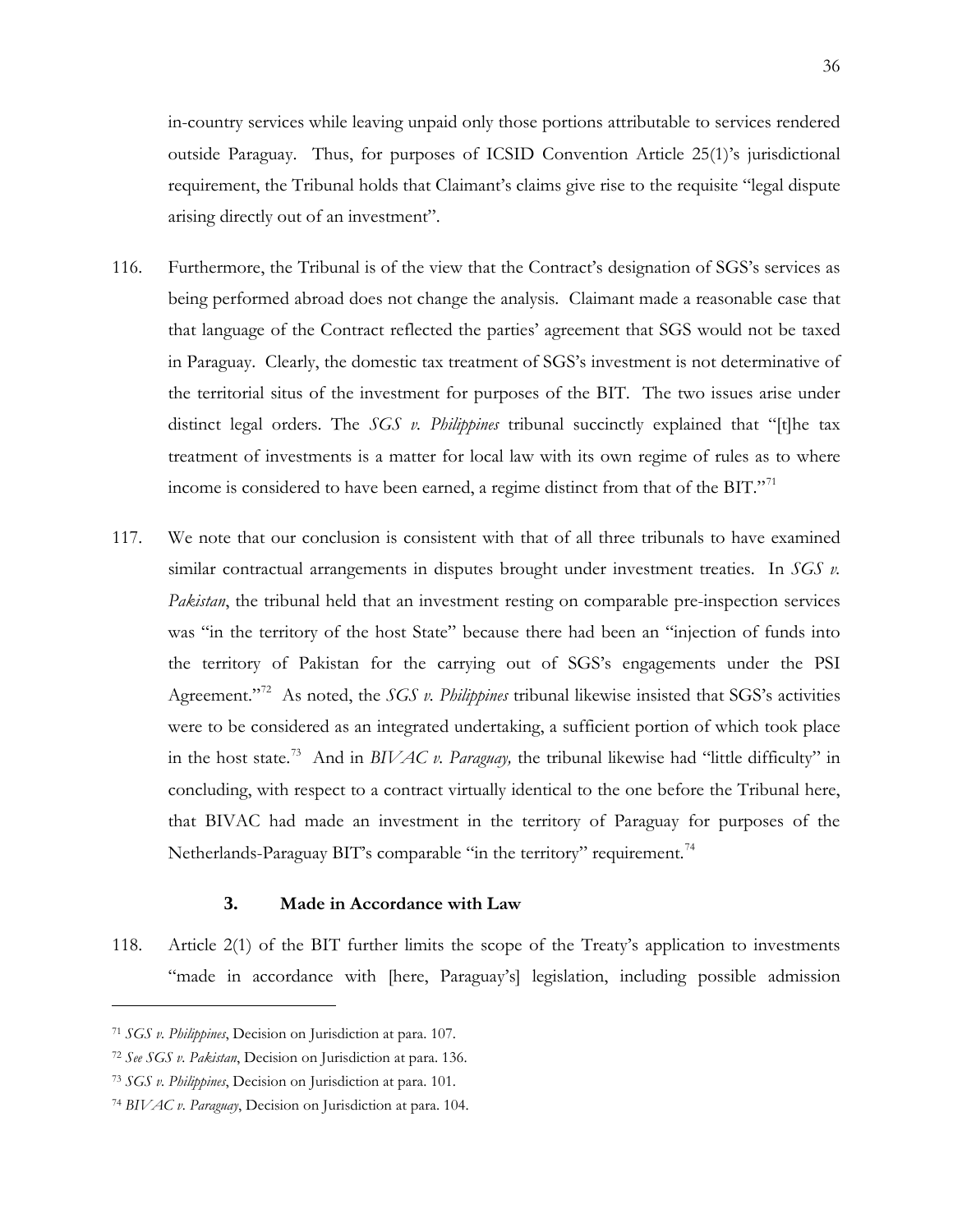in-country services while leaving unpaid only those portions attributable to services rendered outside Paraguay. Thus, for purposes of ICSID Convention Article 25(1)'s jurisdictional requirement, the Tribunal holds that Claimant's claims give rise to the requisite "legal dispute arising directly out of an investment".

116. Furthermore, the Tribunal is of the view that the Contract's designation of SGS's services as being performed abroad does not change the analysis. Claimant made a reasonable case that that language of the Contract reflected the parties' agreement that SGS would not be taxed in Paraguay. Clearly, the domestic tax treatment of SGS's investment is not determinative of the territorial situs of the investment for purposes of the BIT. The two issues arise under distinct legal orders. The *SGS v. Philippines* tribunal succinctly explained that "[t]he tax treatment of investments is a matter for local law with its own regime of rules as to where income is considered to have been earned, a regime distinct from that of the BIT."[71]

117. We note that our conclusion is consistent with that of all three tribunals to have examined similar contractual arrangements in disputes brought under investment treaties. In *SGS v. Pakistan*, the tribunal held that an investment resting on comparable pre-inspection services was "in the territory of the host State" because there had been an "injection of funds into the territory of Pakistan for the carrying out of SGS's engagements under the PSI Agreement."[72] As noted, the *SGS v. Philippines* tribunal likewise insisted that SGS's activities were to be considered as an integrated undertaking, a sufficient portion of which took place in the host state.[73] And in *BIVAC v. Paraguay,* the tribunal likewise had "little difficulty" in concluding, with respect to a contract virtually identical to the one before the Tribunal here, that BIVAC had made an investment in the territory of Paraguay for purposes of the Netherlands-Paraguay BIT's comparable "in the territory" requirement.[74]

### 3. Made in Accordance with Law

118. Article 2(1) of the BIT further limits the scope of the Treaty's application to investments "made in accordance with [here, Paraguay's] legislation, including possible admission

---

[71] *SGS v. Philippines*, Decision on Jurisdiction at para. 107.

[72] *See SGS v. Pakistan*, Decision on Jurisdiction at para. 136.

[73] *SGS v. Philippines*, Decision on Jurisdiction at para. 101.

[74] *BIVAC v. Paraguay*, Decision on Jurisdiction at para. 104.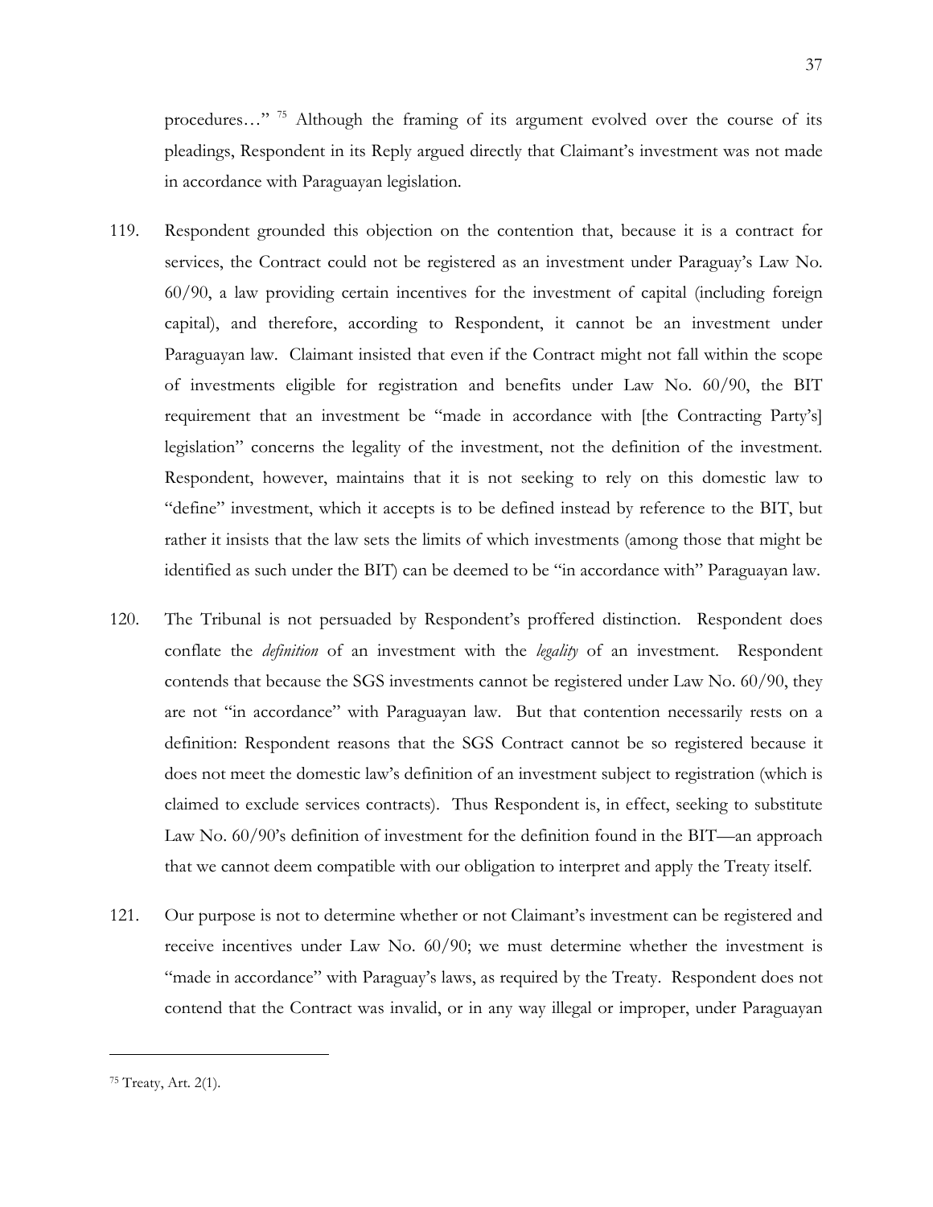procedures…" [75] Although the framing of its argument evolved over the course of its pleadings, Respondent in its Reply argued directly that Claimant's investment was not made in accordance with Paraguayan legislation.

119. Respondent grounded this objection on the contention that, because it is a contract for services, the Contract could not be registered as an investment under Paraguay's Law No. 60/90, a law providing certain incentives for the investment of capital (including foreign capital), and therefore, according to Respondent, it cannot be an investment under Paraguayan law. Claimant insisted that even if the Contract might not fall within the scope of investments eligible for registration and benefits under Law No. 60/90, the BIT requirement that an investment be "made in accordance with [the Contracting Party's] legislation" concerns the legality of the investment, not the definition of the investment. Respondent, however, maintains that it is not seeking to rely on this domestic law to "define" investment, which it accepts is to be defined instead by reference to the BIT, but rather it insists that the law sets the limits of which investments (among those that might be identified as such under the BIT) can be deemed to be "in accordance with" Paraguayan law.

120. The Tribunal is not persuaded by Respondent's proffered distinction. Respondent does conflate the *definition* of an investment with the *legality* of an investment. Respondent contends that because the SGS investments cannot be registered under Law No. 60/90, they are not "in accordance" with Paraguayan law. But that contention necessarily rests on a definition: Respondent reasons that the SGS Contract cannot be so registered because it does not meet the domestic law's definition of an investment subject to registration (which is claimed to exclude services contracts). Thus Respondent is, in effect, seeking to substitute Law No. 60/90's definition of investment for the definition found in the BIT—an approach that we cannot deem compatible with our obligation to interpret and apply the Treaty itself.

121. Our purpose is not to determine whether or not Claimant's investment can be registered and receive incentives under Law No. 60/90; we must determine whether the investment is "made in accordance" with Paraguay's laws, as required by the Treaty. Respondent does not contend that the Contract was invalid, or in any way illegal or improper, under Paraguayan

---

[75] Treaty, Art. 2(1).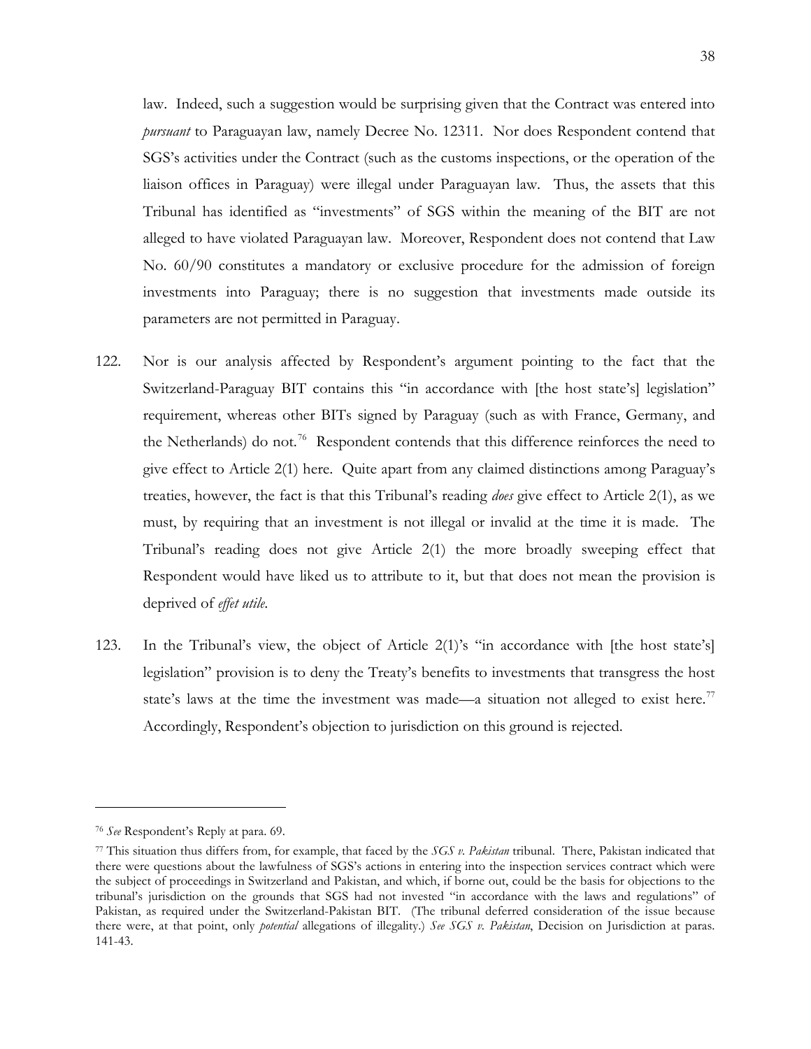law. Indeed, such a suggestion would be surprising given that the Contract was entered into *pursuant* to Paraguayan law, namely Decree No. 12311. Nor does Respondent contend that SGS's activities under the Contract (such as the customs inspections, or the operation of the liaison offices in Paraguay) were illegal under Paraguayan law. Thus, the assets that this Tribunal has identified as "investments" of SGS within the meaning of the BIT are not alleged to have violated Paraguayan law. Moreover, Respondent does not contend that Law No. 60/90 constitutes a mandatory or exclusive procedure for the admission of foreign investments into Paraguay; there is no suggestion that investments made outside its parameters are not permitted in Paraguay.

122. Nor is our analysis affected by Respondent's argument pointing to the fact that the Switzerland-Paraguay BIT contains this "in accordance with [the host state's] legislation" requirement, whereas other BITs signed by Paraguay (such as with France, Germany, and the Netherlands) do not.[76] Respondent contends that this difference reinforces the need to give effect to Article 2(1) here. Quite apart from any claimed distinctions among Paraguay's treaties, however, the fact is that this Tribunal's reading *does* give effect to Article 2(1), as we must, by requiring that an investment is not illegal or invalid at the time it is made. The Tribunal's reading does not give Article 2(1) the more broadly sweeping effect that Respondent would have liked us to attribute to it, but that does not mean the provision is deprived of *effet utile*.

123. In the Tribunal's view, the object of Article 2(1)'s "in accordance with [the host state's] legislation" provision is to deny the Treaty's benefits to investments that transgress the host state's laws at the time the investment was made—a situation not alleged to exist here.[77] Accordingly, Respondent's objection to jurisdiction on this ground is rejected.

---

[76] *See* Respondent's Reply at para. 69.

[77] This situation thus differs from, for example, that faced by the *SGS v. Pakistan* tribunal. There, Pakistan indicated that there were questions about the lawfulness of SGS's actions in entering into the inspection services contract which were the subject of proceedings in Switzerland and Pakistan, and which, if borne out, could be the basis for objections to the tribunal's jurisdiction on the grounds that SGS had not invested "in accordance with the laws and regulations" of Pakistan, as required under the Switzerland-Pakistan BIT. (The tribunal deferred consideration of the issue because there were, at that point, only *potential* allegations of illegality.) *See SGS v. Pakistan*, Decision on Jurisdiction at paras. 141-43.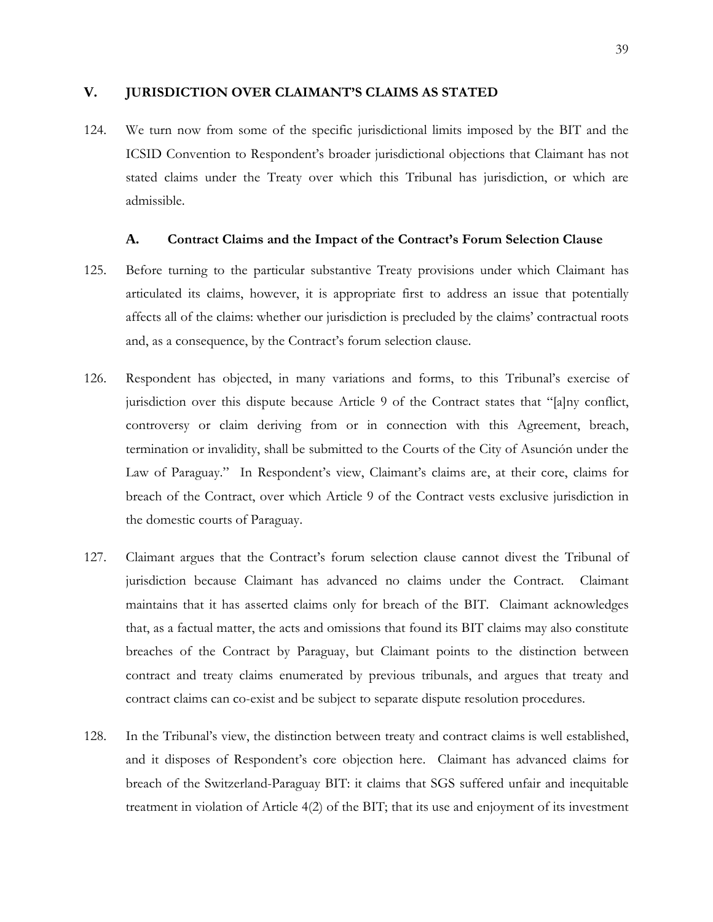## V. JURISDICTION OVER CLAIMANT'S CLAIMS AS STATED

124. We turn now from some of the specific jurisdictional limits imposed by the BIT and the ICSID Convention to Respondent's broader jurisdictional objections that Claimant has not stated claims under the Treaty over which this Tribunal has jurisdiction, or which are admissible.

### A. Contract Claims and the Impact of the Contract's Forum Selection Clause

125. Before turning to the particular substantive Treaty provisions under which Claimant has articulated its claims, however, it is appropriate first to address an issue that potentially affects all of the claims: whether our jurisdiction is precluded by the claims' contractual roots and, as a consequence, by the Contract's forum selection clause.

126. Respondent has objected, in many variations and forms, to this Tribunal's exercise of jurisdiction over this dispute because Article 9 of the Contract states that "[a]ny conflict, controversy or claim deriving from or in connection with this Agreement, breach, termination or invalidity, shall be submitted to the Courts of the City of Asunción under the Law of Paraguay." In Respondent's view, Claimant's claims are, at their core, claims for breach of the Contract, over which Article 9 of the Contract vests exclusive jurisdiction in the domestic courts of Paraguay.

127. Claimant argues that the Contract's forum selection clause cannot divest the Tribunal of jurisdiction because Claimant has advanced no claims under the Contract. Claimant maintains that it has asserted claims only for breach of the BIT. Claimant acknowledges that, as a factual matter, the acts and omissions that found its BIT claims may also constitute breaches of the Contract by Paraguay, but Claimant points to the distinction between contract and treaty claims enumerated by previous tribunals, and argues that treaty and contract claims can co-exist and be subject to separate dispute resolution procedures.

128. In the Tribunal's view, the distinction between treaty and contract claims is well established, and it disposes of Respondent's core objection here. Claimant has advanced claims for breach of the Switzerland-Paraguay BIT: it claims that SGS suffered unfair and inequitable treatment in violation of Article 4(2) of the BIT; that its use and enjoyment of its investment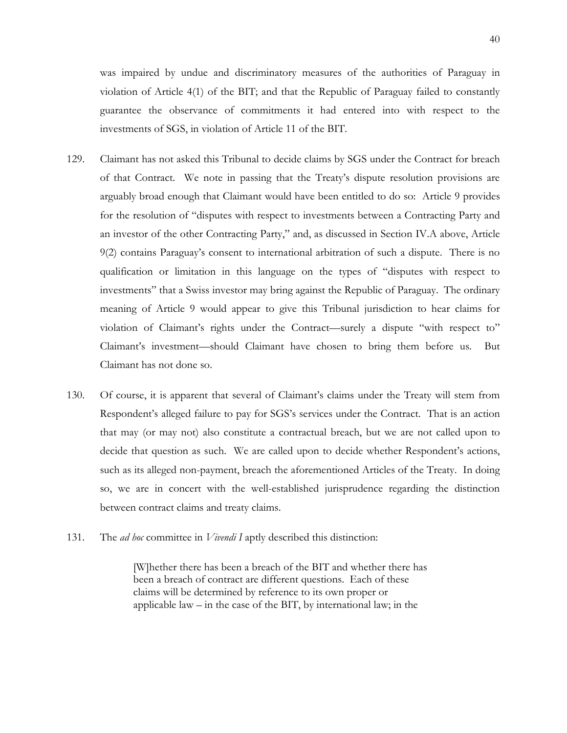was impaired by undue and discriminatory measures of the authorities of Paraguay in violation of Article 4(1) of the BIT; and that the Republic of Paraguay failed to constantly guarantee the observance of commitments it had entered into with respect to the investments of SGS, in violation of Article 11 of the BIT.

129. Claimant has not asked this Tribunal to decide claims by SGS under the Contract for breach of that Contract. We note in passing that the Treaty's dispute resolution provisions are arguably broad enough that Claimant would have been entitled to do so: Article 9 provides for the resolution of "disputes with respect to investments between a Contracting Party and an investor of the other Contracting Party," and, as discussed in Section IV.A above, Article 9(2) contains Paraguay's consent to international arbitration of such a dispute. There is no qualification or limitation in this language on the types of "disputes with respect to investments" that a Swiss investor may bring against the Republic of Paraguay. The ordinary meaning of Article 9 would appear to give this Tribunal jurisdiction to hear claims for violation of Claimant's rights under the Contract—surely a dispute "with respect to" Claimant's investment—should Claimant have chosen to bring them before us. But Claimant has not done so.

130. Of course, it is apparent that several of Claimant's claims under the Treaty will stem from Respondent's alleged failure to pay for SGS's services under the Contract. That is an action that may (or may not) also constitute a contractual breach, but we are not called upon to decide that question as such. We are called upon to decide whether Respondent's actions, such as its alleged non-payment, breach the aforementioned Articles of the Treaty. In doing so, we are in concert with the well-established jurisprudence regarding the distinction between contract claims and treaty claims.

131. The *ad hoc* committee in *Vivendi I* aptly described this distinction:

> [W]hether there has been a breach of the BIT and whether there has been a breach of contract are different questions. Each of these claims will be determined by reference to its own proper or applicable law – in the case of the BIT, by international law; in the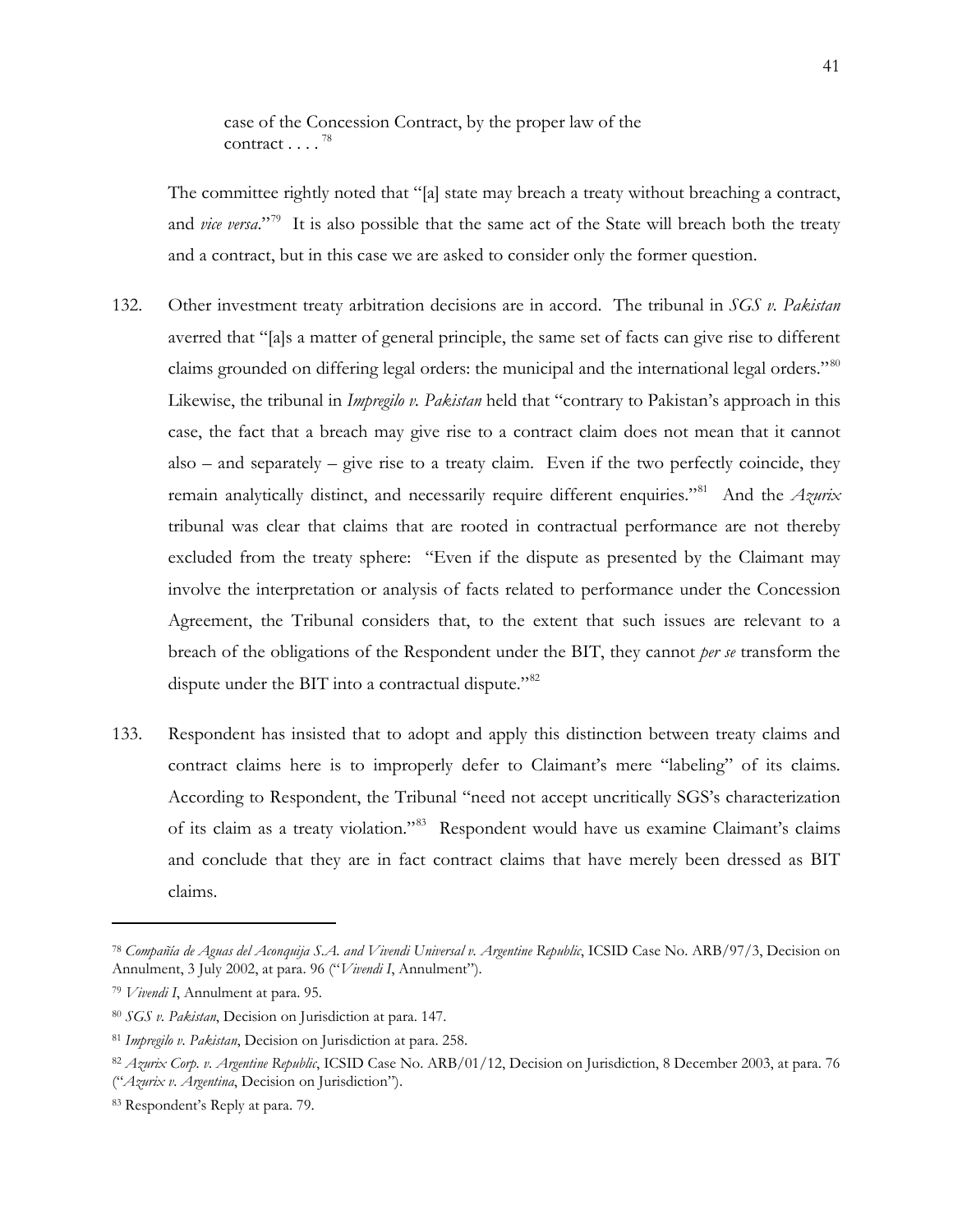> case of the Concession Contract, by the proper law of the contract . . . .[78]

The committee rightly noted that "[a] state may breach a treaty without breaching a contract, and *vice versa*."[79] It is also possible that the same act of the State will breach both the treaty and a contract, but in this case we are asked to consider only the former question.

132. Other investment treaty arbitration decisions are in accord. The tribunal in *SGS v. Pakistan* averred that "[a]s a matter of general principle, the same set of facts can give rise to different claims grounded on differing legal orders: the municipal and the international legal orders."[80] Likewise, the tribunal in *Impregilo v. Pakistan* held that "contrary to Pakistan's approach in this case, the fact that a breach may give rise to a contract claim does not mean that it cannot also – and separately – give rise to a treaty claim. Even if the two perfectly coincide, they remain analytically distinct, and necessarily require different enquiries."[81] And the *Azurix* tribunal was clear that claims that are rooted in contractual performance are not thereby excluded from the treaty sphere: "Even if the dispute as presented by the Claimant may involve the interpretation or analysis of facts related to performance under the Concession Agreement, the Tribunal considers that, to the extent that such issues are relevant to a breach of the obligations of the Respondent under the BIT, they cannot *per se* transform the dispute under the BIT into a contractual dispute."[82]

133. Respondent has insisted that to adopt and apply this distinction between treaty claims and contract claims here is to improperly defer to Claimant's mere "labeling" of its claims. According to Respondent, the Tribunal "need not accept uncritically SGS's characterization of its claim as a treaty violation."[83] Respondent would have us examine Claimant's claims and conclude that they are in fact contract claims that have merely been dressed as BIT claims.

---

[78] *Compañía de Aguas del Aconquija S.A. and Vivendi Universal v. Argentine Republic*, ICSID Case No. ARB/97/3, Decision on Annulment, 3 July 2002, at para. 96 ("*Vivendi I*, Annulment").

[79] *Vivendi I*, Annulment at para. 95.

[80] *SGS v. Pakistan*, Decision on Jurisdiction at para. 147.

[81] *Impregilo v. Pakistan*, Decision on Jurisdiction at para. 258.

[82] *Azurix Corp. v. Argentine Republic*, ICSID Case No. ARB/01/12, Decision on Jurisdiction, 8 December 2003, at para. 76 ("*Azurix v. Argentina*, Decision on Jurisdiction").

[83] Respondent's Reply at para. 79.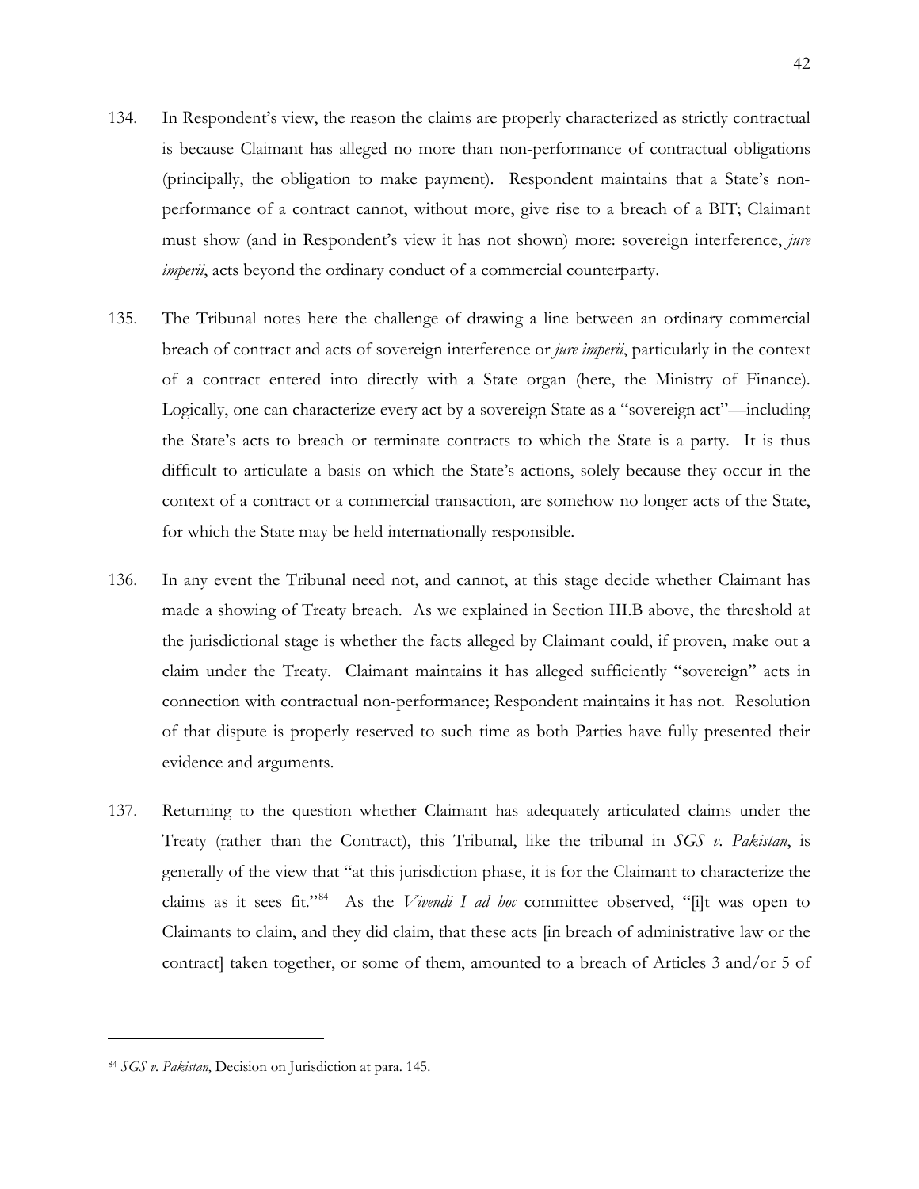134. In Respondent's view, the reason the claims are properly characterized as strictly contractual is because Claimant has alleged no more than non-performance of contractual obligations (principally, the obligation to make payment). Respondent maintains that a State's non-performance of a contract cannot, without more, give rise to a breach of a BIT; Claimant must show (and in Respondent's view it has not shown) more: sovereign interference, *jure imperii*, acts beyond the ordinary conduct of a commercial counterparty.

135. The Tribunal notes here the challenge of drawing a line between an ordinary commercial breach of contract and acts of sovereign interference or *jure imperii*, particularly in the context of a contract entered into directly with a State organ (here, the Ministry of Finance). Logically, one can characterize every act by a sovereign State as a "sovereign act"—including the State's acts to breach or terminate contracts to which the State is a party. It is thus difficult to articulate a basis on which the State's actions, solely because they occur in the context of a contract or a commercial transaction, are somehow no longer acts of the State, for which the State may be held internationally responsible.

136. In any event the Tribunal need not, and cannot, at this stage decide whether Claimant has made a showing of Treaty breach. As we explained in Section III.B above, the threshold at the jurisdictional stage is whether the facts alleged by Claimant could, if proven, make out a claim under the Treaty. Claimant maintains it has alleged sufficiently "sovereign" acts in connection with contractual non-performance; Respondent maintains it has not. Resolution of that dispute is properly reserved to such time as both Parties have fully presented their evidence and arguments.

137. Returning to the question whether Claimant has adequately articulated claims under the Treaty (rather than the Contract), this Tribunal, like the tribunal in *SGS v. Pakistan*, is generally of the view that "at this jurisdiction phase, it is for the Claimant to characterize the claims as it sees fit."[84] As the *Vivendi I ad hoc* committee observed, "[i]t was open to Claimants to claim, and they did claim, that these acts [in breach of administrative law or the contract] taken together, or some of them, amounted to a breach of Articles 3 and/or 5 of

---

[84] *SGS v. Pakistan*, Decision on Jurisdiction at para. 145.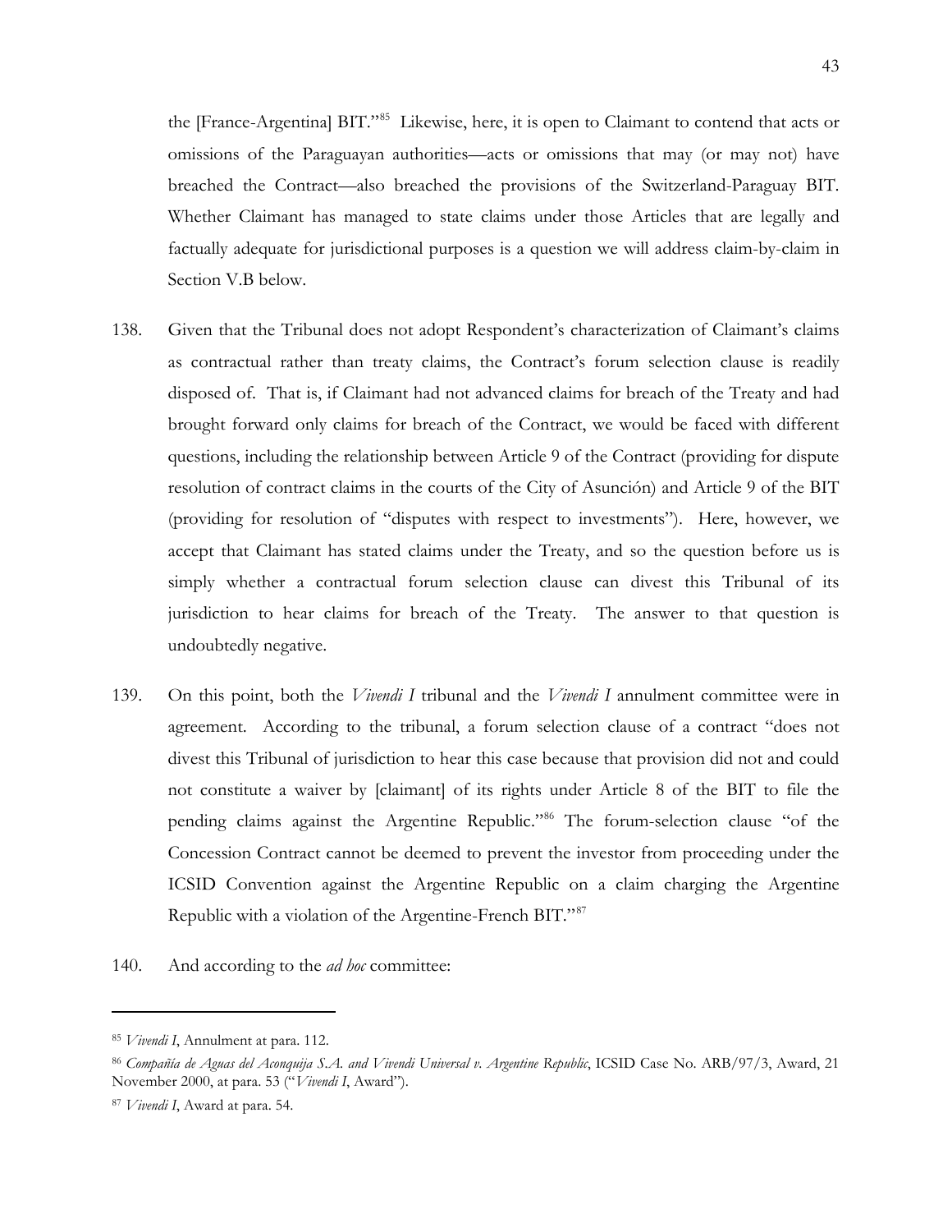the [France-Argentina] BIT."[85] Likewise, here, it is open to Claimant to contend that acts or omissions of the Paraguayan authorities—acts or omissions that may (or may not) have breached the Contract—also breached the provisions of the Switzerland-Paraguay BIT. Whether Claimant has managed to state claims under those Articles that are legally and factually adequate for jurisdictional purposes is a question we will address claim-by-claim in Section V.B below.

138. Given that the Tribunal does not adopt Respondent's characterization of Claimant's claims as contractual rather than treaty claims, the Contract's forum selection clause is readily disposed of. That is, if Claimant had not advanced claims for breach of the Treaty and had brought forward only claims for breach of the Contract, we would be faced with different questions, including the relationship between Article 9 of the Contract (providing for dispute resolution of contract claims in the courts of the City of Asunción) and Article 9 of the BIT (providing for resolution of "disputes with respect to investments"). Here, however, we accept that Claimant has stated claims under the Treaty, and so the question before us is simply whether a contractual forum selection clause can divest this Tribunal of its jurisdiction to hear claims for breach of the Treaty. The answer to that question is undoubtedly negative.

139. On this point, both the *Vivendi I* tribunal and the *Vivendi I* annulment committee were in agreement. According to the tribunal, a forum selection clause of a contract "does not divest this Tribunal of jurisdiction to hear this case because that provision did not and could not constitute a waiver by [claimant] of its rights under Article 8 of the BIT to file the pending claims against the Argentine Republic."[86] The forum-selection clause "of the Concession Contract cannot be deemed to prevent the investor from proceeding under the ICSID Convention against the Argentine Republic on a claim charging the Argentine Republic with a violation of the Argentine-French BIT."[87]

140. And according to the *ad hoc* committee:

---

[85] *Vivendi I*, Annulment at para. 112.

[86] *Compañía de Aguas del Aconquija S.A. and Vivendi Universal v. Argentine Republic*, ICSID Case No. ARB/97/3, Award, 21 November 2000, at para. 53 ("*Vivendi I*, Award").

[87] *Vivendi I*, Award at para. 54.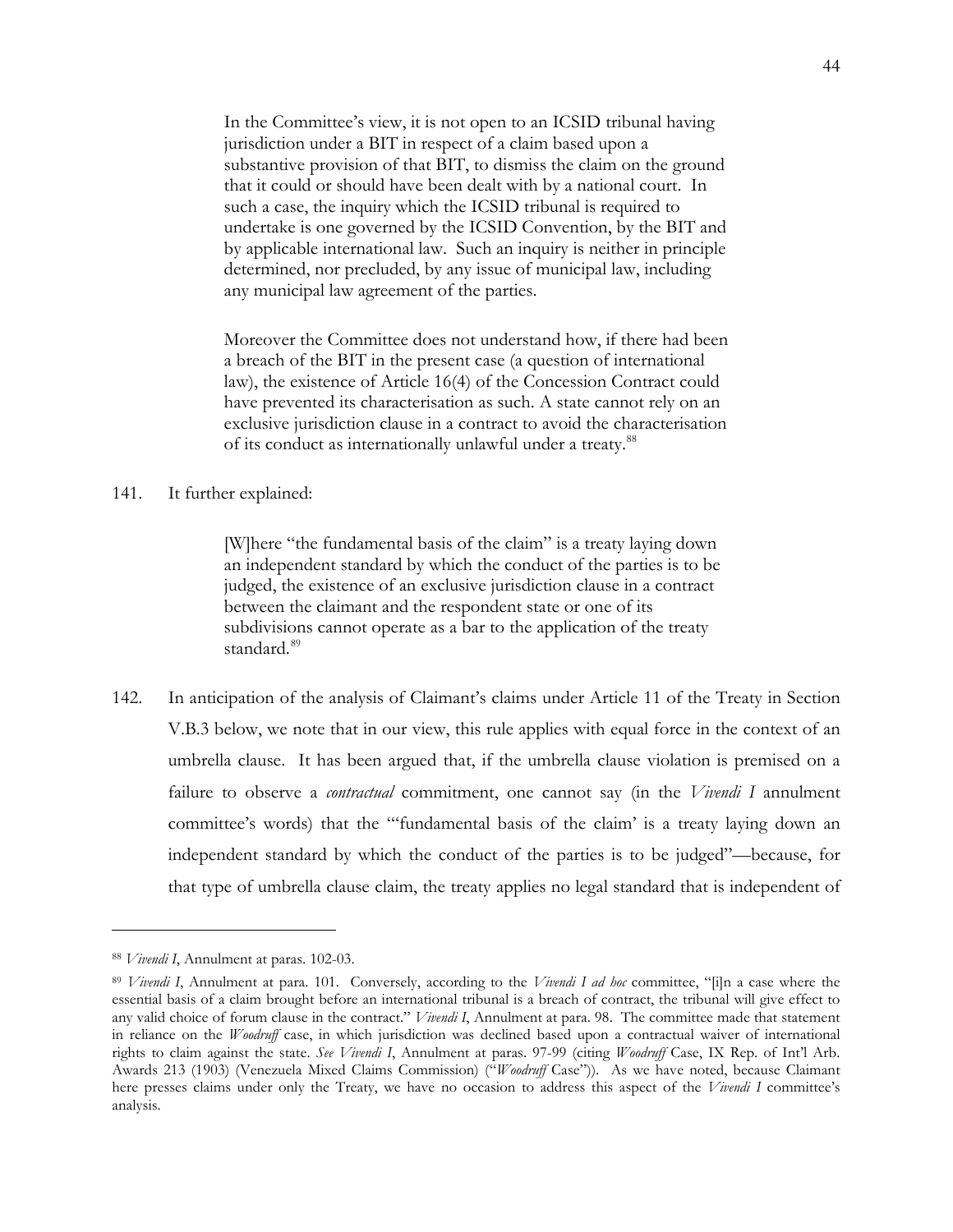> In the Committee's view, it is not open to an ICSID tribunal having jurisdiction under a BIT in respect of a claim based upon a substantive provision of that BIT, to dismiss the claim on the ground that it could or should have been dealt with by a national court. In such a case, the inquiry which the ICSID tribunal is required to undertake is one governed by the ICSID Convention, by the BIT and by applicable international law. Such an inquiry is neither in principle determined, nor precluded, by any issue of municipal law, including any municipal law agreement of the parties.
>
> Moreover the Committee does not understand how, if there had been a breach of the BIT in the present case (a question of international law), the existence of Article 16(4) of the Concession Contract could have prevented its characterisation as such. A state cannot rely on an exclusive jurisdiction clause in a contract to avoid the characterisation of its conduct as internationally unlawful under a treaty.[88]

141. It further explained:

> [W]here "the fundamental basis of the claim" is a treaty laying down an independent standard by which the conduct of the parties is to be judged, the existence of an exclusive jurisdiction clause in a contract between the claimant and the respondent state or one of its subdivisions cannot operate as a bar to the application of the treaty standard.[89]

142. In anticipation of the analysis of Claimant's claims under Article 11 of the Treaty in Section V.B.3 below, we note that in our view, this rule applies with equal force in the context of an umbrella clause. It has been argued that, if the umbrella clause violation is premised on a failure to observe a *contractual* commitment, one cannot say (in the *Vivendi I* annulment committee's words) that the "'fundamental basis of the claim' is a treaty laying down an independent standard by which the conduct of the parties is to be judged"—because, for that type of umbrella clause claim, the treaty applies no legal standard that is independent of

---

[88] *Vivendi I*, Annulment at paras. 102-03.

[89] *Vivendi I*, Annulment at para. 101. Conversely, according to the *Vivendi I ad hoc* committee, "[i]n a case where the essential basis of a claim brought before an international tribunal is a breach of contract, the tribunal will give effect to any valid choice of forum clause in the contract." *Vivendi I*, Annulment at para. 98. The committee made that statement in reliance on the *Woodruff* case, in which jurisdiction was declined based upon a contractual waiver of international rights to claim against the state. *See Vivendi I*, Annulment at paras. 97-99 (citing *Woodruff* Case, IX Rep. of Int'l Arb. Awards 213 (1903) (Venezuela Mixed Claims Commission) ("*Woodruff* Case")). As we have noted, because Claimant here presses claims under only the Treaty, we have no occasion to address this aspect of the *Vivendi I* committee's analysis.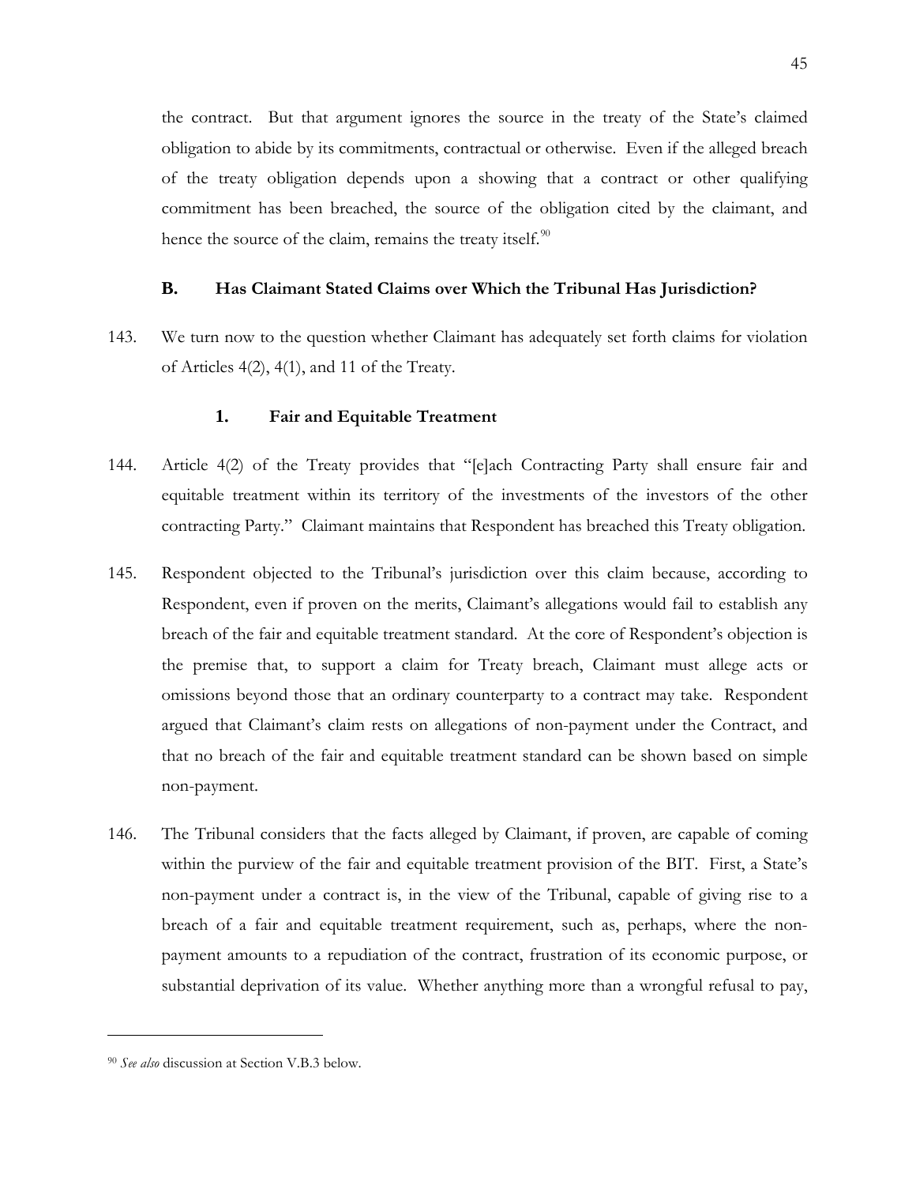the contract. But that argument ignores the source in the treaty of the State's claimed obligation to abide by its commitments, contractual or otherwise. Even if the alleged breach of the treaty obligation depends upon a showing that a contract or other qualifying commitment has been breached, the source of the obligation cited by the claimant, and hence the source of the claim, remains the treaty itself.[90]

### B. Has Claimant Stated Claims over Which the Tribunal Has Jurisdiction?

143. We turn now to the question whether Claimant has adequately set forth claims for violation of Articles 4(2), 4(1), and 11 of the Treaty.

#### 1. Fair and Equitable Treatment

144. Article 4(2) of the Treaty provides that "[e]ach Contracting Party shall ensure fair and equitable treatment within its territory of the investments of the investors of the other contracting Party." Claimant maintains that Respondent has breached this Treaty obligation.

145. Respondent objected to the Tribunal's jurisdiction over this claim because, according to Respondent, even if proven on the merits, Claimant's allegations would fail to establish any breach of the fair and equitable treatment standard. At the core of Respondent's objection is the premise that, to support a claim for Treaty breach, Claimant must allege acts or omissions beyond those that an ordinary counterparty to a contract may take. Respondent argued that Claimant's claim rests on allegations of non-payment under the Contract, and that no breach of the fair and equitable treatment standard can be shown based on simple non-payment.

146. The Tribunal considers that the facts alleged by Claimant, if proven, are capable of coming within the purview of the fair and equitable treatment provision of the BIT. First, a State's non-payment under a contract is, in the view of the Tribunal, capable of giving rise to a breach of a fair and equitable treatment requirement, such as, perhaps, where the non-payment amounts to a repudiation of the contract, frustration of its economic purpose, or substantial deprivation of its value. Whether anything more than a wrongful refusal to pay,

---

[90] *See also* discussion at Section V.B.3 below.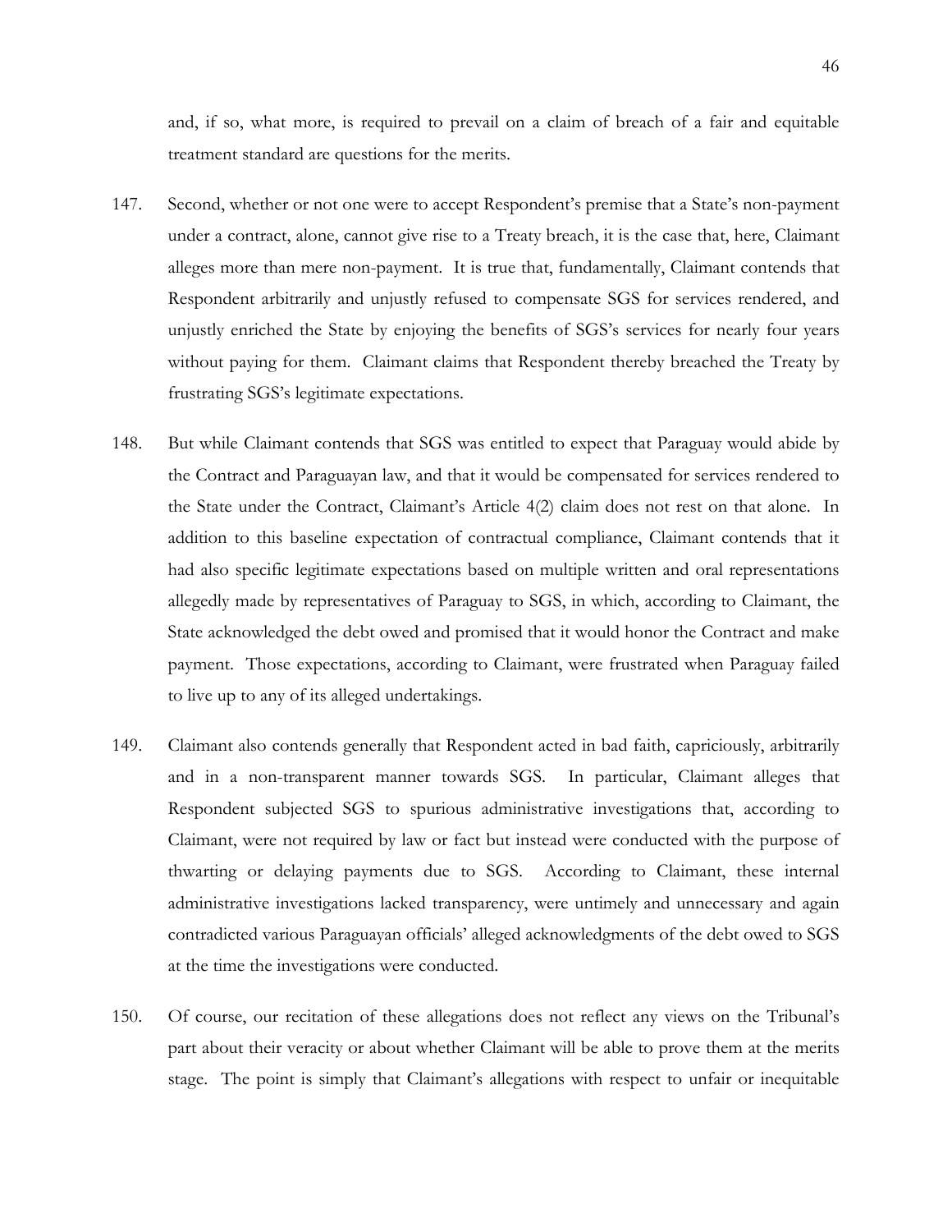and, if so, what more, is required to prevail on a claim of breach of a fair and equitable treatment standard are questions for the merits.

147. Second, whether or not one were to accept Respondent's premise that a State's non-payment under a contract, alone, cannot give rise to a Treaty breach, it is the case that, here, Claimant alleges more than mere non-payment. It is true that, fundamentally, Claimant contends that Respondent arbitrarily and unjustly refused to compensate SGS for services rendered, and unjustly enriched the State by enjoying the benefits of SGS's services for nearly four years without paying for them. Claimant claims that Respondent thereby breached the Treaty by frustrating SGS's legitimate expectations.

148. But while Claimant contends that SGS was entitled to expect that Paraguay would abide by the Contract and Paraguayan law, and that it would be compensated for services rendered to the State under the Contract, Claimant's Article 4(2) claim does not rest on that alone. In addition to this baseline expectation of contractual compliance, Claimant contends that it had also specific legitimate expectations based on multiple written and oral representations allegedly made by representatives of Paraguay to SGS, in which, according to Claimant, the State acknowledged the debt owed and promised that it would honor the Contract and make payment. Those expectations, according to Claimant, were frustrated when Paraguay failed to live up to any of its alleged undertakings.

149. Claimant also contends generally that Respondent acted in bad faith, capriciously, arbitrarily and in a non-transparent manner towards SGS. In particular, Claimant alleges that Respondent subjected SGS to spurious administrative investigations that, according to Claimant, were not required by law or fact but instead were conducted with the purpose of thwarting or delaying payments due to SGS. According to Claimant, these internal administrative investigations lacked transparency, were untimely and unnecessary and again contradicted various Paraguayan officials' alleged acknowledgments of the debt owed to SGS at the time the investigations were conducted.

150. Of course, our recitation of these allegations does not reflect any views on the Tribunal's part about their veracity or about whether Claimant will be able to prove them at the merits stage. The point is simply that Claimant's allegations with respect to unfair or inequitable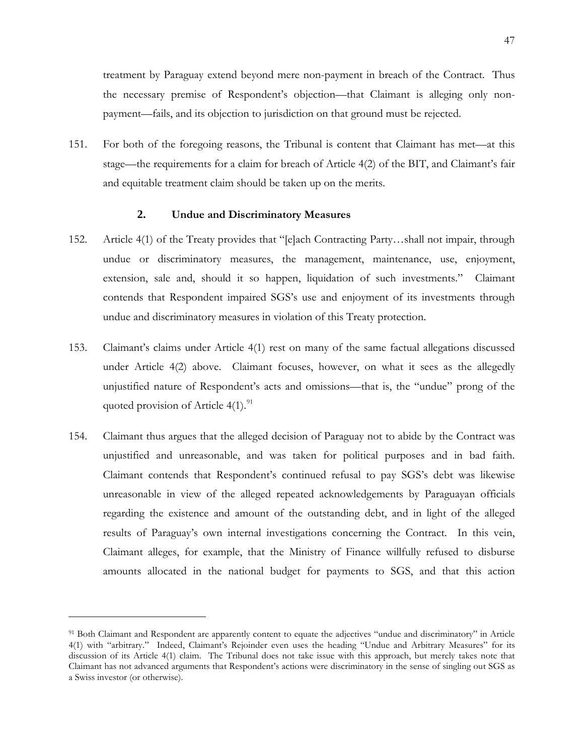treatment by Paraguay extend beyond mere non-payment in breach of the Contract. Thus the necessary premise of Respondent's objection—that Claimant is alleging only non-payment—fails, and its objection to jurisdiction on that ground must be rejected.

151. For both of the foregoing reasons, the Tribunal is content that Claimant has met—at this stage—the requirements for a claim for breach of Article 4(2) of the BIT, and Claimant's fair and equitable treatment claim should be taken up on the merits.

### 2. Undue and Discriminatory Measures

152. Article 4(1) of the Treaty provides that "[e]ach Contracting Party…shall not impair, through undue or discriminatory measures, the management, maintenance, use, enjoyment, extension, sale and, should it so happen, liquidation of such investments." Claimant contends that Respondent impaired SGS's use and enjoyment of its investments through undue and discriminatory measures in violation of this Treaty protection.

153. Claimant's claims under Article 4(1) rest on many of the same factual allegations discussed under Article 4(2) above. Claimant focuses, however, on what it sees as the allegedly unjustified nature of Respondent's acts and omissions—that is, the "undue" prong of the quoted provision of Article 4(1).[91]

154. Claimant thus argues that the alleged decision of Paraguay not to abide by the Contract was unjustified and unreasonable, and was taken for political purposes and in bad faith. Claimant contends that Respondent's continued refusal to pay SGS's debt was likewise unreasonable in view of the alleged repeated acknowledgements by Paraguayan officials regarding the existence and amount of the outstanding debt, and in light of the alleged results of Paraguay's own internal investigations concerning the Contract. In this vein, Claimant alleges, for example, that the Ministry of Finance willfully refused to disburse amounts allocated in the national budget for payments to SGS, and that this action

---

[91] Both Claimant and Respondent are apparently content to equate the adjectives "undue and discriminatory" in Article 4(1) with "arbitrary." Indeed, Claimant's Rejoinder even uses the heading "Undue and Arbitrary Measures" for its discussion of its Article 4(1) claim. The Tribunal does not take issue with this approach, but merely takes note that Claimant has not advanced arguments that Respondent's actions were discriminatory in the sense of singling out SGS as a Swiss investor (or otherwise).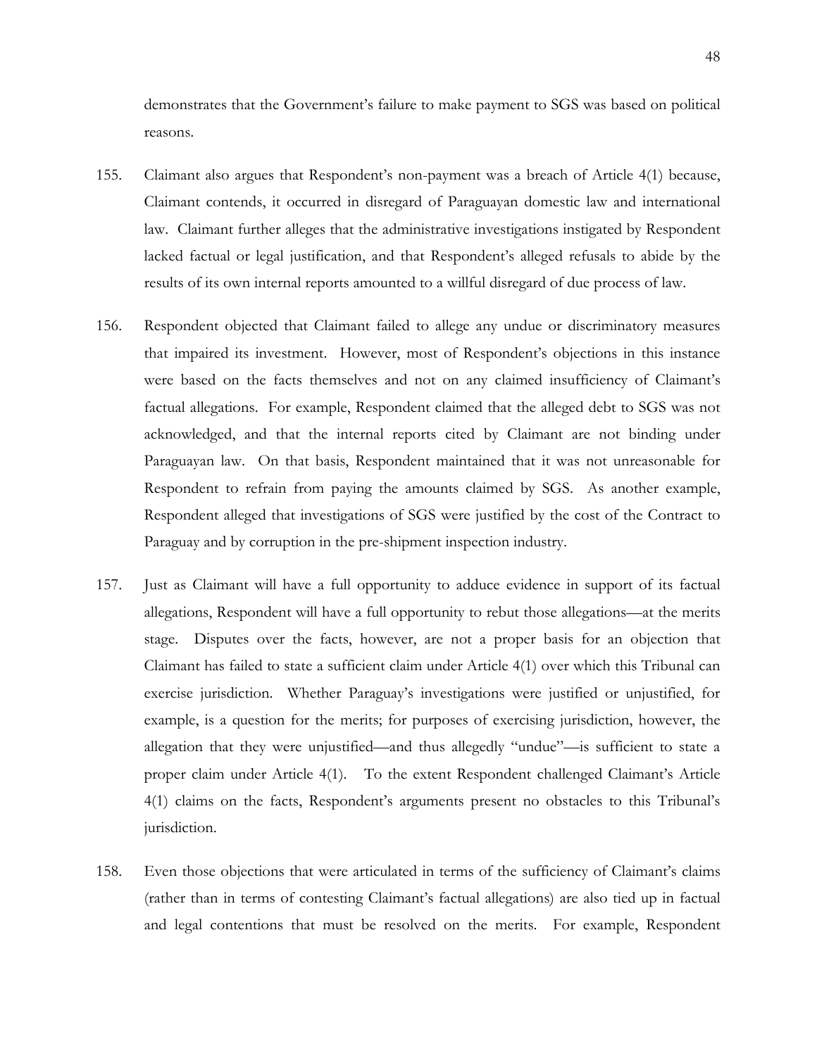demonstrates that the Government's failure to make payment to SGS was based on political reasons.

155. Claimant also argues that Respondent's non-payment was a breach of Article 4(1) because, Claimant contends, it occurred in disregard of Paraguayan domestic law and international law. Claimant further alleges that the administrative investigations instigated by Respondent lacked factual or legal justification, and that Respondent's alleged refusals to abide by the results of its own internal reports amounted to a willful disregard of due process of law.

156. Respondent objected that Claimant failed to allege any undue or discriminatory measures that impaired its investment. However, most of Respondent's objections in this instance were based on the facts themselves and not on any claimed insufficiency of Claimant's factual allegations. For example, Respondent claimed that the alleged debt to SGS was not acknowledged, and that the internal reports cited by Claimant are not binding under Paraguayan law. On that basis, Respondent maintained that it was not unreasonable for Respondent to refrain from paying the amounts claimed by SGS. As another example, Respondent alleged that investigations of SGS were justified by the cost of the Contract to Paraguay and by corruption in the pre-shipment inspection industry.

157. Just as Claimant will have a full opportunity to adduce evidence in support of its factual allegations, Respondent will have a full opportunity to rebut those allegations—at the merits stage. Disputes over the facts, however, are not a proper basis for an objection that Claimant has failed to state a sufficient claim under Article 4(1) over which this Tribunal can exercise jurisdiction. Whether Paraguay's investigations were justified or unjustified, for example, is a question for the merits; for purposes of exercising jurisdiction, however, the allegation that they were unjustified—and thus allegedly "undue"—is sufficient to state a proper claim under Article 4(1). To the extent Respondent challenged Claimant's Article 4(1) claims on the facts, Respondent's arguments present no obstacles to this Tribunal's jurisdiction.

158. Even those objections that were articulated in terms of the sufficiency of Claimant's claims (rather than in terms of contesting Claimant's factual allegations) are also tied up in factual and legal contentions that must be resolved on the merits. For example, Respondent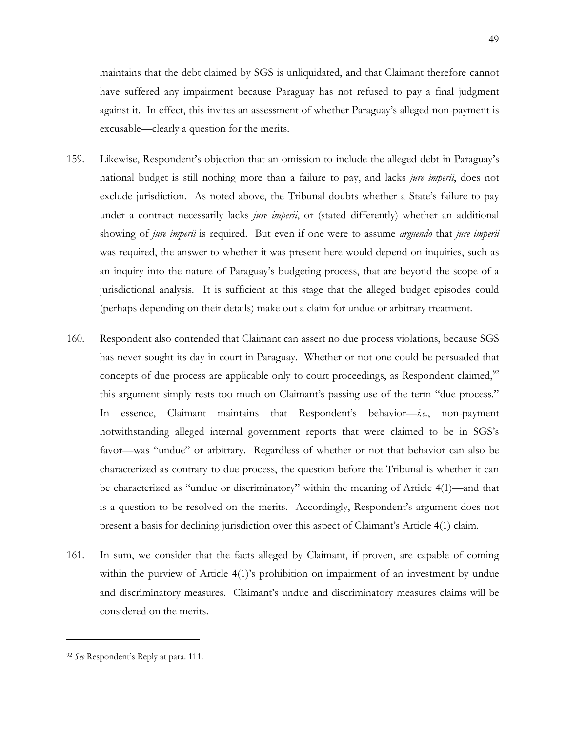maintains that the debt claimed by SGS is unliquidated, and that Claimant therefore cannot have suffered any impairment because Paraguay has not refused to pay a final judgment against it. In effect, this invites an assessment of whether Paraguay's alleged non-payment is excusable—clearly a question for the merits.

159. Likewise, Respondent's objection that an omission to include the alleged debt in Paraguay's national budget is still nothing more than a failure to pay, and lacks *jure imperii*, does not exclude jurisdiction. As noted above, the Tribunal doubts whether a State's failure to pay under a contract necessarily lacks *jure imperii*, or (stated differently) whether an additional showing of *jure imperii* is required. But even if one were to assume *arguendo* that *jure imperii* was required, the answer to whether it was present here would depend on inquiries, such as an inquiry into the nature of Paraguay's budgeting process, that are beyond the scope of a jurisdictional analysis. It is sufficient at this stage that the alleged budget episodes could (perhaps depending on their details) make out a claim for undue or arbitrary treatment.

160. Respondent also contended that Claimant can assert no due process violations, because SGS has never sought its day in court in Paraguay. Whether or not one could be persuaded that concepts of due process are applicable only to court proceedings, as Respondent claimed,[92] this argument simply rests too much on Claimant's passing use of the term "due process." In essence, Claimant maintains that Respondent's behavior—*i.e.*, non-payment notwithstanding alleged internal government reports that were claimed to be in SGS's favor—was "undue" or arbitrary. Regardless of whether or not that behavior can also be characterized as contrary to due process, the question before the Tribunal is whether it can be characterized as "undue or discriminatory" within the meaning of Article 4(1)—and that is a question to be resolved on the merits. Accordingly, Respondent's argument does not present a basis for declining jurisdiction over this aspect of Claimant's Article 4(1) claim.

161. In sum, we consider that the facts alleged by Claimant, if proven, are capable of coming within the purview of Article 4(1)'s prohibition on impairment of an investment by undue and discriminatory measures. Claimant's undue and discriminatory measures claims will be considered on the merits.

---

[92] *See* Respondent's Reply at para. 111.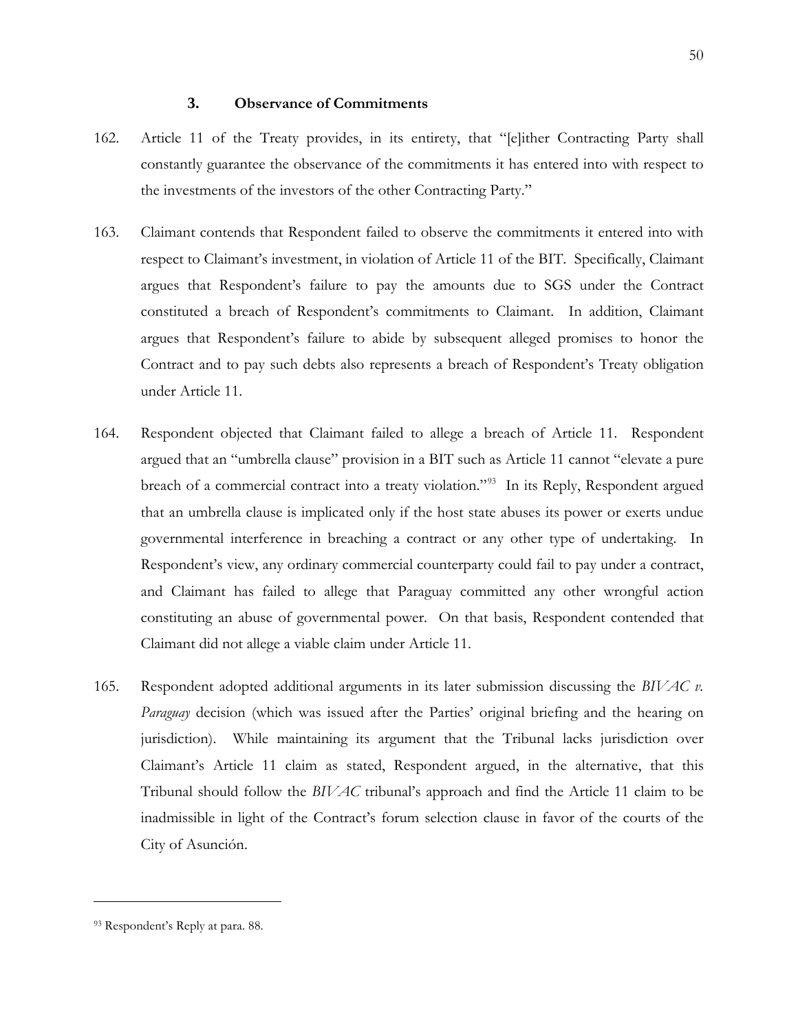### 3. Observance of Commitments

162. Article 11 of the Treaty provides, in its entirety, that "[e]ither Contracting Party shall constantly guarantee the observance of the commitments it has entered into with respect to the investments of the investors of the other Contracting Party."

163. Claimant contends that Respondent failed to observe the commitments it entered into with respect to Claimant's investment, in violation of Article 11 of the BIT. Specifically, Claimant argues that Respondent's failure to pay the amounts due to SGS under the Contract constituted a breach of Respondent's commitments to Claimant. In addition, Claimant argues that Respondent's failure to abide by subsequent alleged promises to honor the Contract and to pay such debts also represents a breach of Respondent's Treaty obligation under Article 11.

164. Respondent objected that Claimant failed to allege a breach of Article 11. Respondent argued that an "umbrella clause" provision in a BIT such as Article 11 cannot "elevate a pure breach of a commercial contract into a treaty violation."[93] In its Reply, Respondent argued that an umbrella clause is implicated only if the host state abuses its power or exerts undue governmental interference in breaching a contract or any other type of undertaking. In Respondent's view, any ordinary commercial counterparty could fail to pay under a contract, and Claimant has failed to allege that Paraguay committed any other wrongful action constituting an abuse of governmental power. On that basis, Respondent contended that Claimant did not allege a viable claim under Article 11.

165. Respondent adopted additional arguments in its later submission discussing the *BIVAC v. Paraguay* decision (which was issued after the Parties' original briefing and the hearing on jurisdiction). While maintaining its argument that the Tribunal lacks jurisdiction over Claimant's Article 11 claim as stated, Respondent argued, in the alternative, that this Tribunal should follow the *BIVAC* tribunal's approach and find the Article 11 claim to be inadmissible in light of the Contract's forum selection clause in favor of the courts of the City of Asunción.

---

[93] Respondent's Reply at para. 88.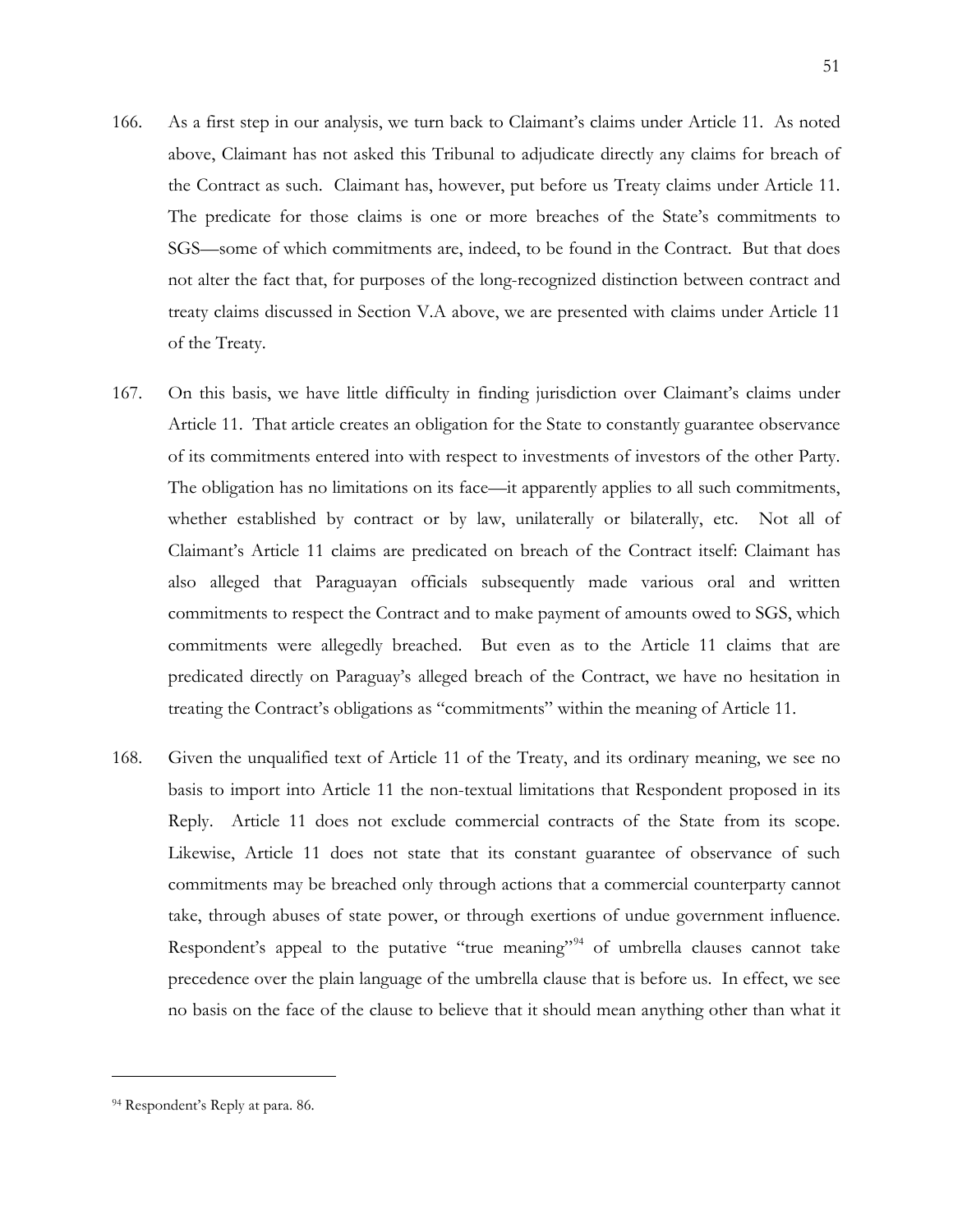166. As a first step in our analysis, we turn back to Claimant's claims under Article 11. As noted above, Claimant has not asked this Tribunal to adjudicate directly any claims for breach of the Contract as such. Claimant has, however, put before us Treaty claims under Article 11. The predicate for those claims is one or more breaches of the State's commitments to SGS—some of which commitments are, indeed, to be found in the Contract. But that does not alter the fact that, for purposes of the long-recognized distinction between contract and treaty claims discussed in Section V.A above, we are presented with claims under Article 11 of the Treaty.

167. On this basis, we have little difficulty in finding jurisdiction over Claimant's claims under Article 11. That article creates an obligation for the State to constantly guarantee observance of its commitments entered into with respect to investments of investors of the other Party. The obligation has no limitations on its face—it apparently applies to all such commitments, whether established by contract or by law, unilaterally or bilaterally, etc. Not all of Claimant's Article 11 claims are predicated on breach of the Contract itself: Claimant has also alleged that Paraguayan officials subsequently made various oral and written commitments to respect the Contract and to make payment of amounts owed to SGS, which commitments were allegedly breached. But even as to the Article 11 claims that are predicated directly on Paraguay's alleged breach of the Contract, we have no hesitation in treating the Contract's obligations as "commitments" within the meaning of Article 11.

168. Given the unqualified text of Article 11 of the Treaty, and its ordinary meaning, we see no basis to import into Article 11 the non-textual limitations that Respondent proposed in its Reply. Article 11 does not exclude commercial contracts of the State from its scope. Likewise, Article 11 does not state that its constant guarantee of observance of such commitments may be breached only through actions that a commercial counterparty cannot take, through abuses of state power, or through exertions of undue government influence. Respondent's appeal to the putative "true meaning"[94] of umbrella clauses cannot take precedence over the plain language of the umbrella clause that is before us. In effect, we see no basis on the face of the clause to believe that it should mean anything other than what it

---

[94] Respondent's Reply at para. 86.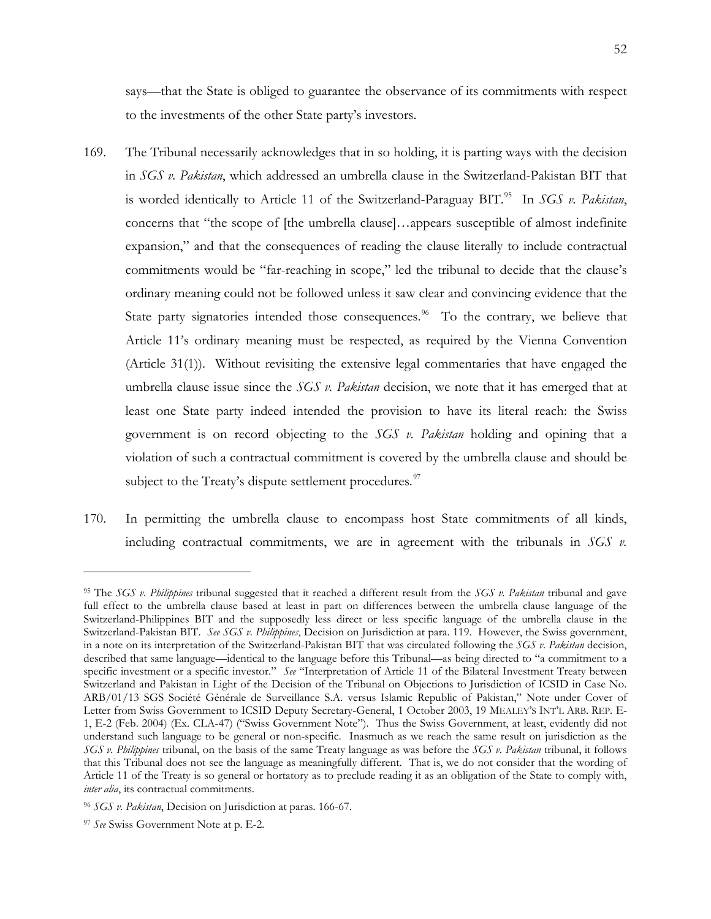says—that the State is obliged to guarantee the observance of its commitments with respect to the investments of the other State party's investors.

169. The Tribunal necessarily acknowledges that in so holding, it is parting ways with the decision in *SGS v. Pakistan*, which addressed an umbrella clause in the Switzerland-Pakistan BIT that is worded identically to Article 11 of the Switzerland-Paraguay BIT.[95] In *SGS v. Pakistan*, concerns that "the scope of [the umbrella clause]…appears susceptible of almost indefinite expansion," and that the consequences of reading the clause literally to include contractual commitments would be "far-reaching in scope," led the tribunal to decide that the clause's ordinary meaning could not be followed unless it saw clear and convincing evidence that the State party signatories intended those consequences.[96] To the contrary, we believe that Article 11's ordinary meaning must be respected, as required by the Vienna Convention (Article 31(1)). Without revisiting the extensive legal commentaries that have engaged the umbrella clause issue since the *SGS v. Pakistan* decision, we note that it has emerged that at least one State party indeed intended the provision to have its literal reach: the Swiss government is on record objecting to the *SGS v. Pakistan* holding and opining that a violation of such a contractual commitment is covered by the umbrella clause and should be subject to the Treaty's dispute settlement procedures.[97]

170. In permitting the umbrella clause to encompass host State commitments of all kinds, including contractual commitments, we are in agreement with the tribunals in *SGS v.*

---

[95] The *SGS v. Philippines* tribunal suggested that it reached a different result from the *SGS v. Pakistan* tribunal and gave full effect to the umbrella clause based at least in part on differences between the umbrella clause language of the Switzerland-Philippines BIT and the supposedly less direct or less specific language of the umbrella clause in the Switzerland-Pakistan BIT. *See SGS v. Philippines*, Decision on Jurisdiction at para. 119. However, the Swiss government, in a note on its interpretation of the Switzerland-Pakistan BIT that was circulated following the *SGS v. Pakistan* decision, described that same language—identical to the language before this Tribunal—as being directed to "a commitment to a specific investment or a specific investor." *See* "Interpretation of Article 11 of the Bilateral Investment Treaty between Switzerland and Pakistan in Light of the Decision of the Tribunal on Objections to Jurisdiction of ICSID in Case No. ARB/01/13 SGS Société Générale de Surveillance S.A. versus Islamic Republic of Pakistan," Note under Cover of Letter from Swiss Government to ICSID Deputy Secretary-General, 1 October 2003, 19 MEALEY'S INT'L ARB. REP. E-1, E-2 (Feb. 2004) (Ex. CLA-47) ("Swiss Government Note"). Thus the Swiss Government, at least, evidently did not understand such language to be general or non-specific. Inasmuch as we reach the same result on jurisdiction as the *SGS v. Philippines* tribunal, on the basis of the same Treaty language as was before the *SGS v. Pakistan* tribunal, it follows that this Tribunal does not see the language as meaningfully different. That is, we do not consider that the wording of Article 11 of the Treaty is so general or hortatory as to preclude reading it as an obligation of the State to comply with, *inter alia*, its contractual commitments.

[96] *SGS v. Pakistan*, Decision on Jurisdiction at paras. 166-67.

[97] *See* Swiss Government Note at p. E-2.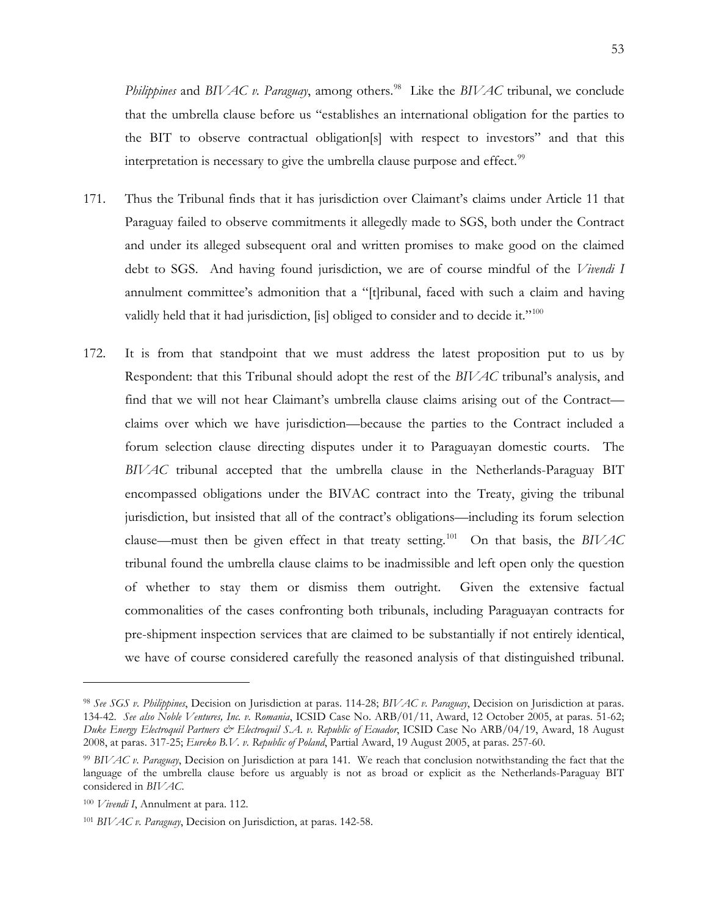*Philippines* and *BIVAC v. Paraguay*, among others.[98] Like the *BIVAC* tribunal, we conclude that the umbrella clause before us "establishes an international obligation for the parties to the BIT to observe contractual obligation[s] with respect to investors" and that this interpretation is necessary to give the umbrella clause purpose and effect.[99]

171. Thus the Tribunal finds that it has jurisdiction over Claimant's claims under Article 11 that Paraguay failed to observe commitments it allegedly made to SGS, both under the Contract and under its alleged subsequent oral and written promises to make good on the claimed debt to SGS. And having found jurisdiction, we are of course mindful of the *Vivendi I* annulment committee's admonition that a "[t]ribunal, faced with such a claim and having validly held that it had jurisdiction, [is] obliged to consider and to decide it."[100]

172. It is from that standpoint that we must address the latest proposition put to us by Respondent: that this Tribunal should adopt the rest of the *BIVAC* tribunal's analysis, and find that we will not hear Claimant's umbrella clause claims arising out of the Contract—claims over which we have jurisdiction—because the parties to the Contract included a forum selection clause directing disputes under it to Paraguayan domestic courts. The *BIVAC* tribunal accepted that the umbrella clause in the Netherlands-Paraguay BIT encompassed obligations under the BIVAC contract into the Treaty, giving the tribunal jurisdiction, but insisted that all of the contract's obligations—including its forum selection clause—must then be given effect in that treaty setting.[101] On that basis, the *BIVAC* tribunal found the umbrella clause claims to be inadmissible and left open only the question of whether to stay them or dismiss them outright. Given the extensive factual commonalities of the cases confronting both tribunals, including Paraguayan contracts for pre-shipment inspection services that are claimed to be substantially if not entirely identical, we have of course considered carefully the reasoned analysis of that distinguished tribunal.

---

[98] *See SGS v. Philippines*, Decision on Jurisdiction at paras. 114-28; *BIVAC v. Paraguay*, Decision on Jurisdiction at paras. 134-42. *See also Noble Ventures, Inc. v. Romania*, ICSID Case No. ARB/01/11, Award, 12 October 2005, at paras. 51-62; *Duke Energy Electroquil Partners & Electroquil S.A. v. Republic of Ecuador*, ICSID Case No ARB/04/19, Award, 18 August 2008, at paras. 317-25; *Eureko B.V. v. Republic of Poland*, Partial Award, 19 August 2005, at paras. 257-60.

[99] *BIVAC v. Paraguay*, Decision on Jurisdiction at para 141. We reach that conclusion notwithstanding the fact that the language of the umbrella clause before us arguably is not as broad or explicit as the Netherlands-Paraguay BIT considered in *BIVAC*.

[100] *Vivendi I*, Annulment at para. 112.

[101] *BIVAC v. Paraguay*, Decision on Jurisdiction, at paras. 142-58.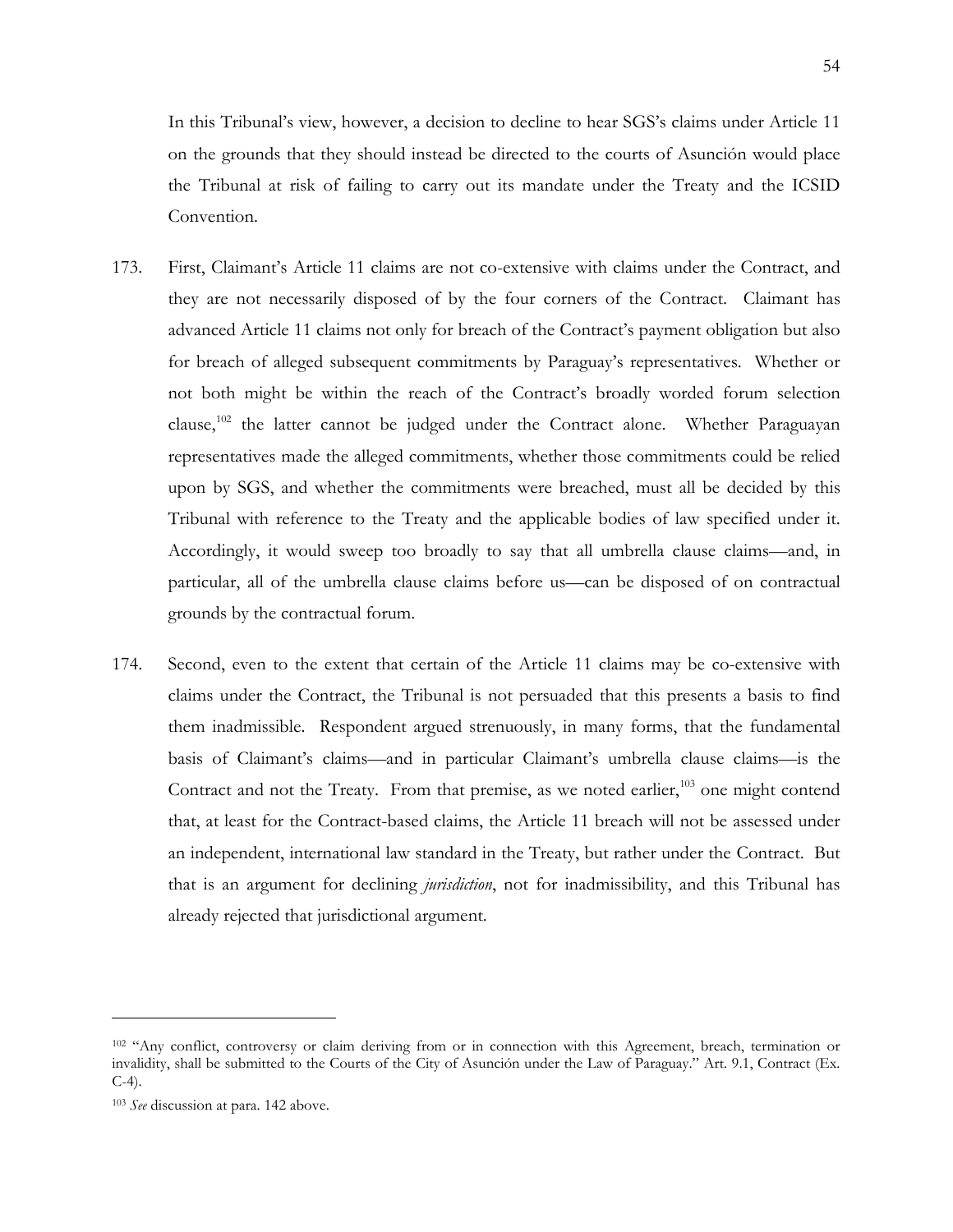In this Tribunal's view, however, a decision to decline to hear SGS's claims under Article 11 on the grounds that they should instead be directed to the courts of Asunción would place the Tribunal at risk of failing to carry out its mandate under the Treaty and the ICSID Convention.

173. First, Claimant's Article 11 claims are not co-extensive with claims under the Contract, and they are not necessarily disposed of by the four corners of the Contract. Claimant has advanced Article 11 claims not only for breach of the Contract's payment obligation but also for breach of alleged subsequent commitments by Paraguay's representatives. Whether or not both might be within the reach of the Contract's broadly worded forum selection clause,[102] the latter cannot be judged under the Contract alone. Whether Paraguayan representatives made the alleged commitments, whether those commitments could be relied upon by SGS, and whether the commitments were breached, must all be decided by this Tribunal with reference to the Treaty and the applicable bodies of law specified under it. Accordingly, it would sweep too broadly to say that all umbrella clause claims—and, in particular, all of the umbrella clause claims before us—can be disposed of on contractual grounds by the contractual forum.

174. Second, even to the extent that certain of the Article 11 claims may be co-extensive with claims under the Contract, the Tribunal is not persuaded that this presents a basis to find them inadmissible. Respondent argued strenuously, in many forms, that the fundamental basis of Claimant's claims—and in particular Claimant's umbrella clause claims—is the Contract and not the Treaty. From that premise, as we noted earlier,[103] one might contend that, at least for the Contract-based claims, the Article 11 breach will not be assessed under an independent, international law standard in the Treaty, but rather under the Contract. But that is an argument for declining *jurisdiction*, not for inadmissibility, and this Tribunal has already rejected that jurisdictional argument.

---

[102] "Any conflict, controversy or claim deriving from or in connection with this Agreement, breach, termination or invalidity, shall be submitted to the Courts of the City of Asunción under the Law of Paraguay." Art. 9.1, Contract (Ex. C-4).

[103] *See* discussion at para. 142 above.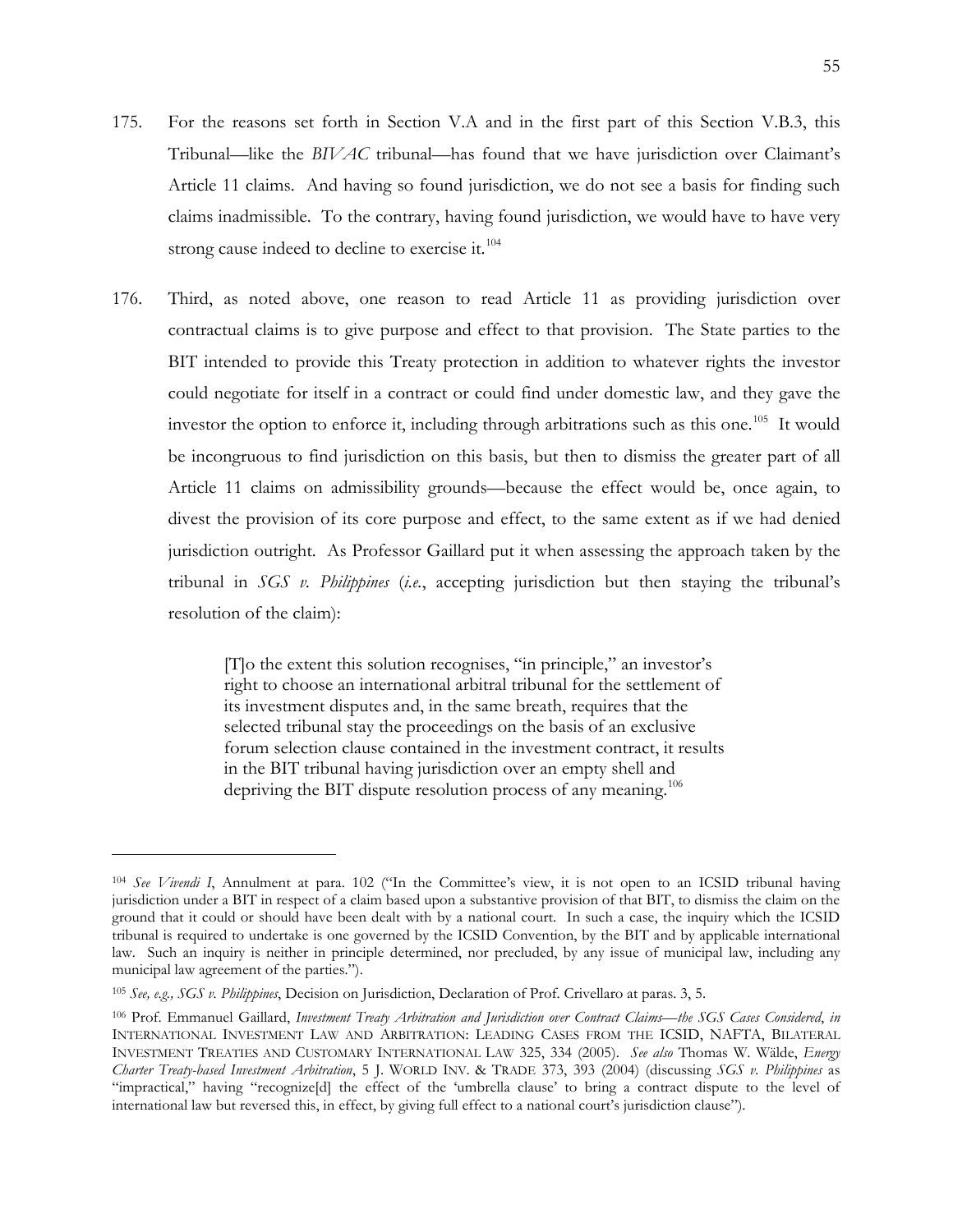175. For the reasons set forth in Section V.A and in the first part of this Section V.B.3, this Tribunal—like the *BIVAC* tribunal—has found that we have jurisdiction over Claimant's Article 11 claims. And having so found jurisdiction, we do not see a basis for finding such claims inadmissible. To the contrary, having found jurisdiction, we would have to have very strong cause indeed to decline to exercise it.[104]

176. Third, as noted above, one reason to read Article 11 as providing jurisdiction over contractual claims is to give purpose and effect to that provision. The State parties to the BIT intended to provide this Treaty protection in addition to whatever rights the investor could negotiate for itself in a contract or could find under domestic law, and they gave the investor the option to enforce it, including through arbitrations such as this one.[105] It would be incongruous to find jurisdiction on this basis, but then to dismiss the greater part of all Article 11 claims on admissibility grounds—because the effect would be, once again, to divest the provision of its core purpose and effect, to the same extent as if we had denied jurisdiction outright. As Professor Gaillard put it when assessing the approach taken by the tribunal in *SGS v. Philippines* (*i.e.*, accepting jurisdiction but then staying the tribunal's resolution of the claim):

> [T]o the extent this solution recognises, "in principle," an investor's right to choose an international arbitral tribunal for the settlement of its investment disputes and, in the same breath, requires that the selected tribunal stay the proceedings on the basis of an exclusive forum selection clause contained in the investment contract, it results in the BIT tribunal having jurisdiction over an empty shell and depriving the BIT dispute resolution process of any meaning.[106]

---

[104] *See Vivendi I*, Annulment at para. 102 ("In the Committee's view, it is not open to an ICSID tribunal having jurisdiction under a BIT in respect of a claim based upon a substantive provision of that BIT, to dismiss the claim on the ground that it could or should have been dealt with by a national court. In such a case, the inquiry which the ICSID tribunal is required to undertake is one governed by the ICSID Convention, by the BIT and by applicable international law. Such an inquiry is neither in principle determined, nor precluded, by any issue of municipal law, including any municipal law agreement of the parties.").

[105] *See, e.g., SGS v. Philippines*, Decision on Jurisdiction, Declaration of Prof. Crivellaro at paras. 3, 5.

[106] Prof. Emmanuel Gaillard, *Investment Treaty Arbitration and Jurisdiction over Contract Claims—the SGS Cases Considered*, *in* INTERNATIONAL INVESTMENT LAW AND ARBITRATION: LEADING CASES FROM THE ICSID, NAFTA, BILATERAL INVESTMENT TREATIES AND CUSTOMARY INTERNATIONAL LAW 325, 334 (2005). *See also* Thomas W. Wälde, *Energy Charter Treaty-based Investment Arbitration*, 5 J. WORLD INV. & TRADE 373, 393 (2004) (discussing *SGS v. Philippines* as "impractical," having "recognize[d] the effect of the 'umbrella clause' to bring a contract dispute to the level of international law but reversed this, in effect, by giving full effect to a national court's jurisdiction clause").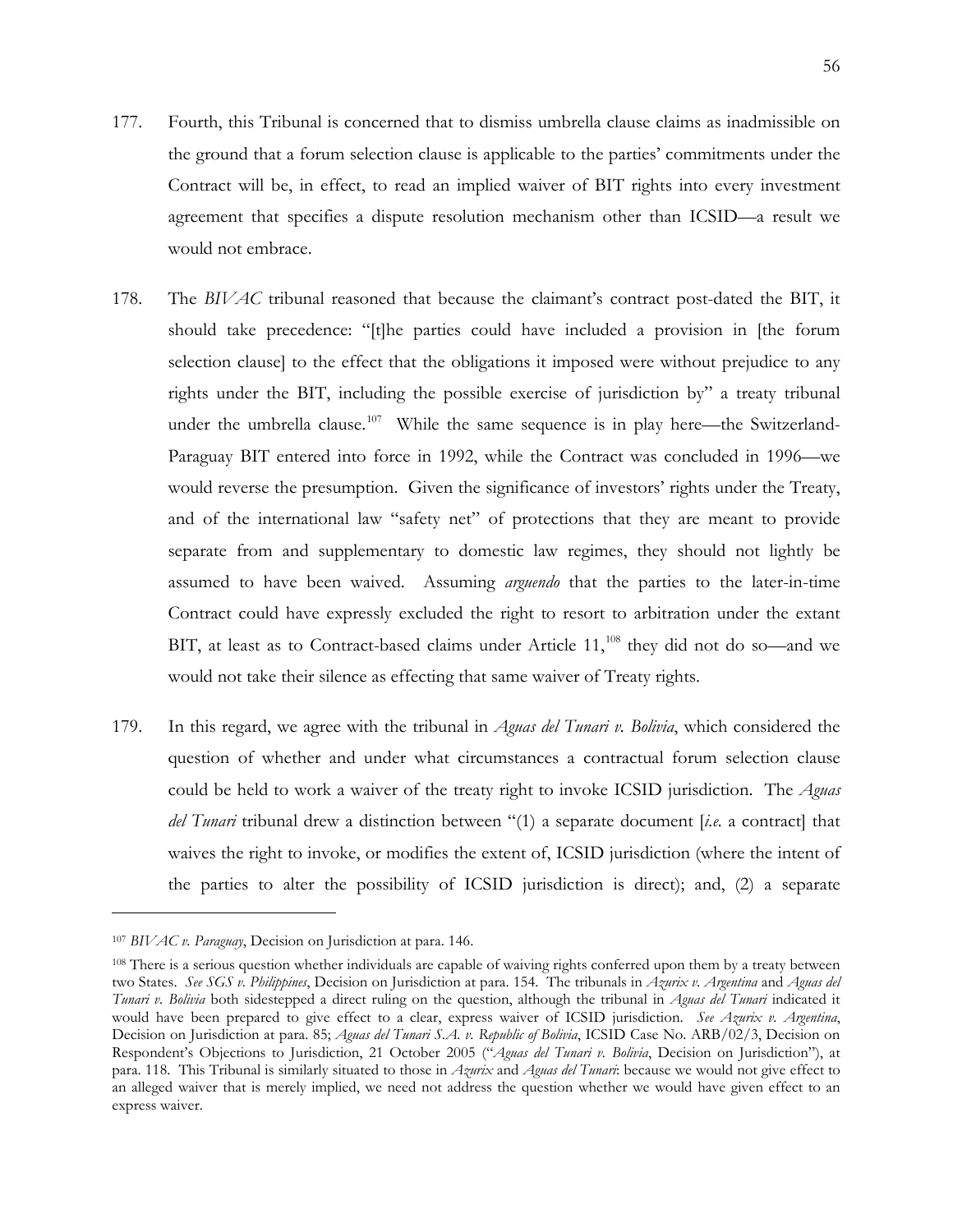177. Fourth, this Tribunal is concerned that to dismiss umbrella clause claims as inadmissible on the ground that a forum selection clause is applicable to the parties' commitments under the Contract will be, in effect, to read an implied waiver of BIT rights into every investment agreement that specifies a dispute resolution mechanism other than ICSID—a result we would not embrace.

178. The *BIVAC* tribunal reasoned that because the claimant's contract post-dated the BIT, it should take precedence: "[t]he parties could have included a provision in [the forum selection clause] to the effect that the obligations it imposed were without prejudice to any rights under the BIT, including the possible exercise of jurisdiction by" a treaty tribunal under the umbrella clause.[107] While the same sequence is in play here—the Switzerland-Paraguay BIT entered into force in 1992, while the Contract was concluded in 1996—we would reverse the presumption. Given the significance of investors' rights under the Treaty, and of the international law "safety net" of protections that they are meant to provide separate from and supplementary to domestic law regimes, they should not lightly be assumed to have been waived. Assuming *arguendo* that the parties to the later-in-time Contract could have expressly excluded the right to resort to arbitration under the extant BIT, at least as to Contract-based claims under Article 11,[108] they did not do so—and we would not take their silence as effecting that same waiver of Treaty rights.

179. In this regard, we agree with the tribunal in *Aguas del Tunari v. Bolivia*, which considered the question of whether and under what circumstances a contractual forum selection clause could be held to work a waiver of the treaty right to invoke ICSID jurisdiction. The *Aguas del Tunari* tribunal drew a distinction between "(1) a separate document [*i.e.* a contract] that waives the right to invoke, or modifies the extent of, ICSID jurisdiction (where the intent of the parties to alter the possibility of ICSID jurisdiction is direct); and, (2) a separate

---

[107] *BIVAC v. Paraguay*, Decision on Jurisdiction at para. 146.

[108] There is a serious question whether individuals are capable of waiving rights conferred upon them by a treaty between two States. *See SGS v. Philippines*, Decision on Jurisdiction at para. 154. The tribunals in *Azurix v. Argentina* and *Aguas del Tunari v. Bolivia* both sidestepped a direct ruling on the question, although the tribunal in *Aguas del Tunari* indicated it would have been prepared to give effect to a clear, express waiver of ICSID jurisdiction. *See Azurix v. Argentina*, Decision on Jurisdiction at para. 85; *Aguas del Tunari S.A. v. Republic of Bolivia*, ICSID Case No. ARB/02/3, Decision on Respondent's Objections to Jurisdiction, 21 October 2005 ("*Aguas del Tunari v. Bolivia*, Decision on Jurisdiction"), at para. 118. This Tribunal is similarly situated to those in *Azurix* and *Aguas del Tunari*: because we would not give effect to an alleged waiver that is merely implied, we need not address the question whether we would have given effect to an express waiver.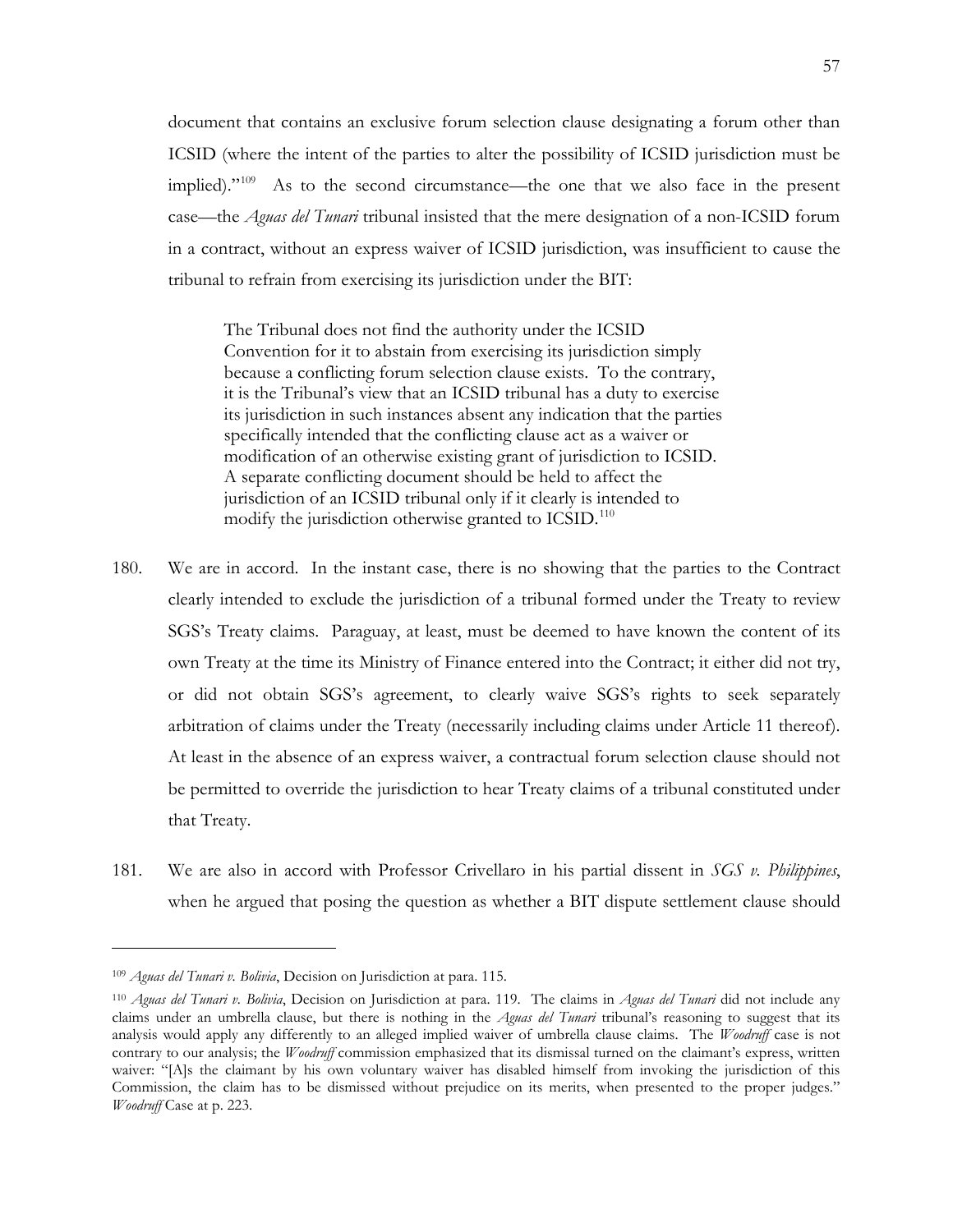document that contains an exclusive forum selection clause designating a forum other than ICSID (where the intent of the parties to alter the possibility of ICSID jurisdiction must be implied)."[109] As to the second circumstance—the one that we also face in the present case—the *Aguas del Tunari* tribunal insisted that the mere designation of a non-ICSID forum in a contract, without an express waiver of ICSID jurisdiction, was insufficient to cause the tribunal to refrain from exercising its jurisdiction under the BIT:

> The Tribunal does not find the authority under the ICSID Convention for it to abstain from exercising its jurisdiction simply because a conflicting forum selection clause exists. To the contrary, it is the Tribunal's view that an ICSID tribunal has a duty to exercise its jurisdiction in such instances absent any indication that the parties specifically intended that the conflicting clause act as a waiver or modification of an otherwise existing grant of jurisdiction to ICSID. A separate conflicting document should be held to affect the jurisdiction of an ICSID tribunal only if it clearly is intended to modify the jurisdiction otherwise granted to ICSID.[110]

180. We are in accord. In the instant case, there is no showing that the parties to the Contract clearly intended to exclude the jurisdiction of a tribunal formed under the Treaty to review SGS's Treaty claims. Paraguay, at least, must be deemed to have known the content of its own Treaty at the time its Ministry of Finance entered into the Contract; it either did not try, or did not obtain SGS's agreement, to clearly waive SGS's rights to seek separately arbitration of claims under the Treaty (necessarily including claims under Article 11 thereof). At least in the absence of an express waiver, a contractual forum selection clause should not be permitted to override the jurisdiction to hear Treaty claims of a tribunal constituted under that Treaty.

181. We are also in accord with Professor Crivellaro in his partial dissent in *SGS v. Philippines*, when he argued that posing the question as whether a BIT dispute settlement clause should

---

[109] *Aguas del Tunari v. Bolivia*, Decision on Jurisdiction at para. 115.

[110] *Aguas del Tunari v. Bolivia*, Decision on Jurisdiction at para. 119. The claims in *Aguas del Tunari* did not include any claims under an umbrella clause, but there is nothing in the *Aguas del Tunari* tribunal's reasoning to suggest that its analysis would apply any differently to an alleged implied waiver of umbrella clause claims. The *Woodruff* case is not contrary to our analysis; the *Woodruff* commission emphasized that its dismissal turned on the claimant's express, written waiver: "[A]s the claimant by his own voluntary waiver has disabled himself from invoking the jurisdiction of this Commission, the claim has to be dismissed without prejudice on its merits, when presented to the proper judges." *Woodruff* Case at p. 223.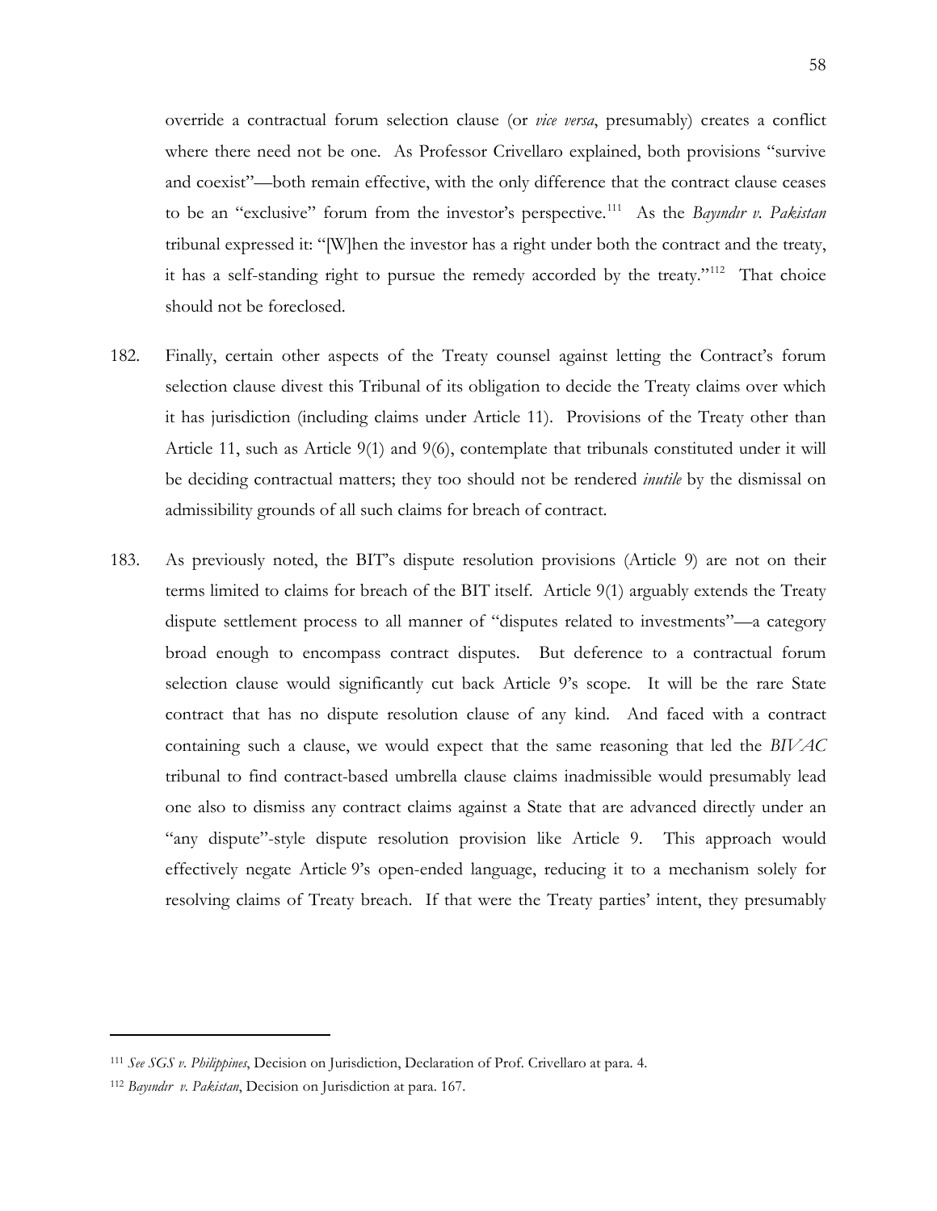override a contractual forum selection clause (or *vice versa*, presumably) creates a conflict where there need not be one. As Professor Crivellaro explained, both provisions "survive and coexist"—both remain effective, with the only difference that the contract clause ceases to be an "exclusive" forum from the investor's perspective.[111] As the *Bayındır v. Pakistan* tribunal expressed it: "[W]hen the investor has a right under both the contract and the treaty, it has a self-standing right to pursue the remedy accorded by the treaty."[112] That choice should not be foreclosed.

182. Finally, certain other aspects of the Treaty counsel against letting the Contract's forum selection clause divest this Tribunal of its obligation to decide the Treaty claims over which it has jurisdiction (including claims under Article 11). Provisions of the Treaty other than Article 11, such as Article 9(1) and 9(6), contemplate that tribunals constituted under it will be deciding contractual matters; they too should not be rendered *inutile* by the dismissal on admissibility grounds of all such claims for breach of contract.

183. As previously noted, the BIT's dispute resolution provisions (Article 9) are not on their terms limited to claims for breach of the BIT itself. Article 9(1) arguably extends the Treaty dispute settlement process to all manner of "disputes related to investments"—a category broad enough to encompass contract disputes. But deference to a contractual forum selection clause would significantly cut back Article 9's scope. It will be the rare State contract that has no dispute resolution clause of any kind. And faced with a contract containing such a clause, we would expect that the same reasoning that led the *BIVAC* tribunal to find contract-based umbrella clause claims inadmissible would presumably lead one also to dismiss any contract claims against a State that are advanced directly under an "any dispute"-style dispute resolution provision like Article 9. This approach would effectively negate Article 9's open-ended language, reducing it to a mechanism solely for resolving claims of Treaty breach. If that were the Treaty parties' intent, they presumably

---

[111] *See SGS v. Philippines*, Decision on Jurisdiction, Declaration of Prof. Crivellaro at para. 4.

[112] *Bayındır v. Pakistan*, Decision on Jurisdiction at para. 167.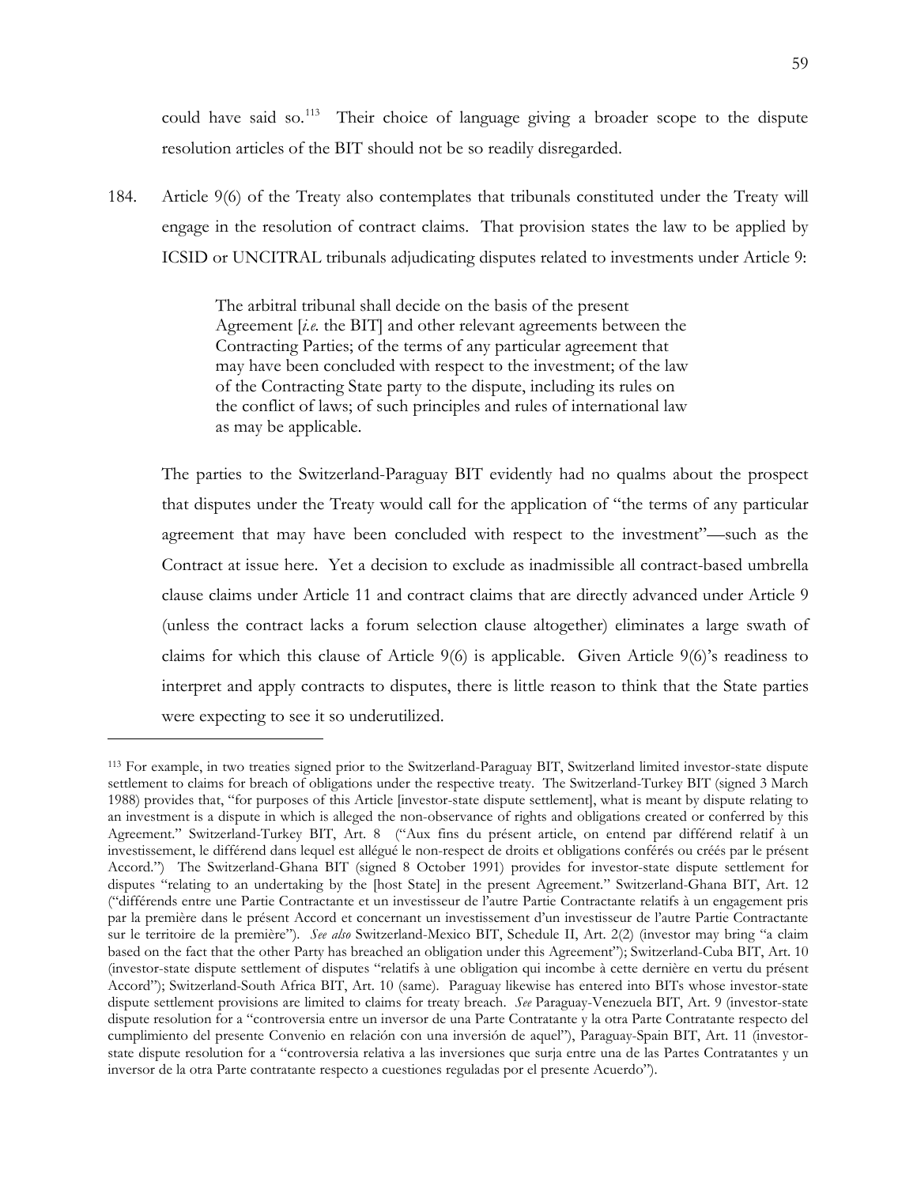could have said so.[113] Their choice of language giving a broader scope to the dispute resolution articles of the BIT should not be so readily disregarded.

184. Article 9(6) of the Treaty also contemplates that tribunals constituted under the Treaty will engage in the resolution of contract claims. That provision states the law to be applied by ICSID or UNCITRAL tribunals adjudicating disputes related to investments under Article 9:

> The arbitral tribunal shall decide on the basis of the present Agreement [*i.e.* the BIT] and other relevant agreements between the Contracting Parties; of the terms of any particular agreement that may have been concluded with respect to the investment; of the law of the Contracting State party to the dispute, including its rules on the conflict of laws; of such principles and rules of international law as may be applicable.

The parties to the Switzerland-Paraguay BIT evidently had no qualms about the prospect that disputes under the Treaty would call for the application of "the terms of any particular agreement that may have been concluded with respect to the investment"—such as the Contract at issue here. Yet a decision to exclude as inadmissible all contract-based umbrella clause claims under Article 11 and contract claims that are directly advanced under Article 9 (unless the contract lacks a forum selection clause altogether) eliminates a large swath of claims for which this clause of Article 9(6) is applicable. Given Article 9(6)'s readiness to interpret and apply contracts to disputes, there is little reason to think that the State parties were expecting to see it so underutilized.

---

[113] For example, in two treaties signed prior to the Switzerland-Paraguay BIT, Switzerland limited investor-state dispute settlement to claims for breach of obligations under the respective treaty. The Switzerland-Turkey BIT (signed 3 March 1988) provides that, "for purposes of this Article [investor-state dispute settlement], what is meant by dispute relating to an investment is a dispute in which is alleged the non-observance of rights and obligations created or conferred by this Agreement." Switzerland-Turkey BIT, Art. 8 ("Aux fins du présent article, on entend par différend relatif à un investissement, le différend dans lequel est allégué le non-respect de droits et obligations conférés ou créés par le présent Accord.") The Switzerland-Ghana BIT (signed 8 October 1991) provides for investor-state dispute settlement for disputes "relating to an undertaking by the [host State] in the present Agreement." Switzerland-Ghana BIT, Art. 12 ("différends entre une Partie Contractante et un investisseur de l'autre Partie Contractante relatifs à un engagement pris par la première dans le présent Accord et concernant un investissement d'un investisseur de l'autre Partie Contractante sur le territoire de la première"). *See also* Switzerland-Mexico BIT, Schedule II, Art. 2(2) (investor may bring "a claim based on the fact that the other Party has breached an obligation under this Agreement"); Switzerland-Cuba BIT, Art. 10 (investor-state dispute settlement of disputes "relatifs à une obligation qui incombe à cette dernière en vertu du présent Accord"); Switzerland-South Africa BIT, Art. 10 (same). Paraguay likewise has entered into BITs whose investor-state dispute settlement provisions are limited to claims for treaty breach. *See* Paraguay-Venezuela BIT, Art. 9 (investor-state dispute resolution for a "controversia entre un inversor de una Parte Contratante y la otra Parte Contratante respecto del cumplimiento del presente Convenio en relación con una inversión de aquel"), Paraguay-Spain BIT, Art. 11 (investor-state dispute resolution for a "controversia relativa a las inversiones que surja entre una de las Partes Contratantes y un inversor de la otra Parte contratante respecto a cuestiones reguladas por el presente Acuerdo").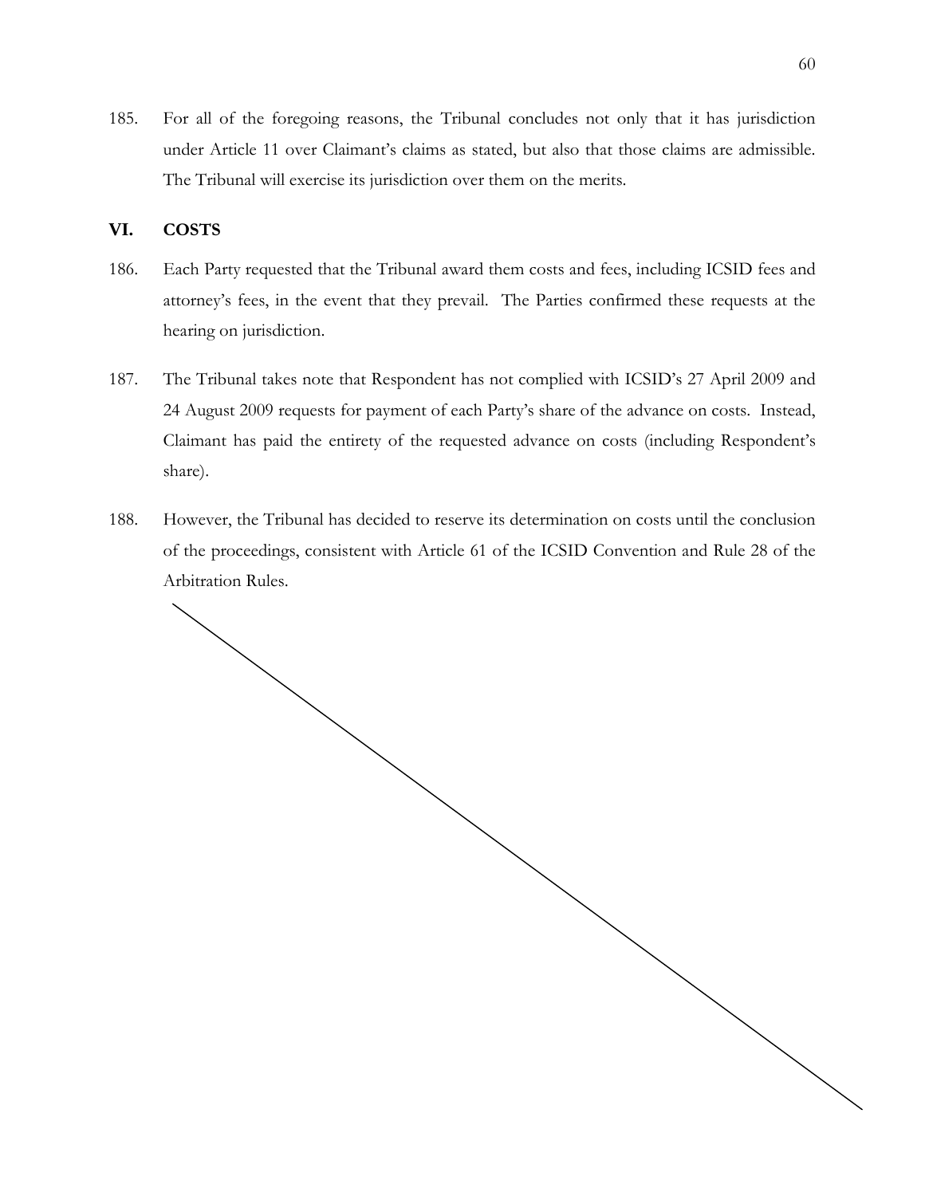185. For all of the foregoing reasons, the Tribunal concludes not only that it has jurisdiction under Article 11 over Claimant's claims as stated, but also that those claims are admissible. The Tribunal will exercise its jurisdiction over them on the merits.

## VI. COSTS

186. Each Party requested that the Tribunal award them costs and fees, including ICSID fees and attorney's fees, in the event that they prevail. The Parties confirmed these requests at the hearing on jurisdiction.

187. The Tribunal takes note that Respondent has not complied with ICSID's 27 April 2009 and 24 August 2009 requests for payment of each Party's share of the advance on costs. Instead, Claimant has paid the entirety of the requested advance on costs (including Respondent's share).

188. However, the Tribunal has decided to reserve its determination on costs until the conclusion of the proceedings, consistent with Article 61 of the ICSID Convention and Rule 28 of the Arbitration Rules.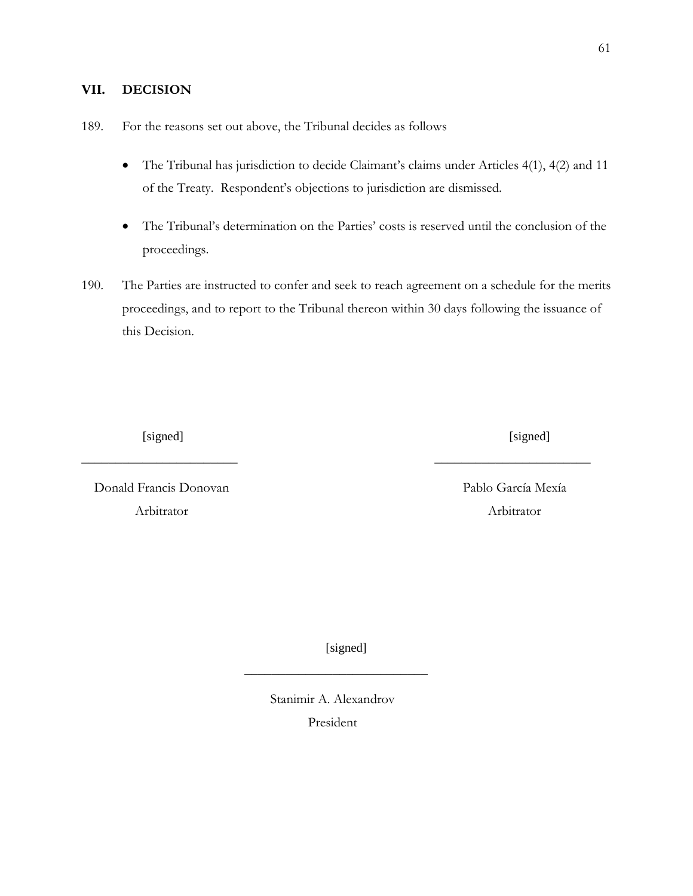## VII. DECISION

189. For the reasons set out above, the Tribunal decides as follows

- The Tribunal has jurisdiction to decide Claimant's claims under Articles 4(1), 4(2) and 11 of the Treaty. Respondent's objections to jurisdiction are dismissed.

- The Tribunal's determination on the Parties' costs is reserved until the conclusion of the proceedings.

190. The Parties are instructed to confer and seek to reach agreement on a schedule for the merits proceedings, and to report to the Tribunal thereon within 30 days following the issuance of this Decision.

[signed]

\_\_\_\_\_\_\_\_\_\_\_\_\_\_\_\_\_\_\_\_\_\_\_\_

Donald Francis Donovan
Arbitrator

[signed]

\_\_\_\_\_\_\_\_\_\_\_\_\_\_\_\_\_\_\_\_\_\_\_\_

Pablo García Mexía
Arbitrator

[signed]

\_\_\_\_\_\_\_\_\_\_\_\_\_\_\_\_\_\_\_\_\_\_\_\_

Stanimir A. Alexandrov
President